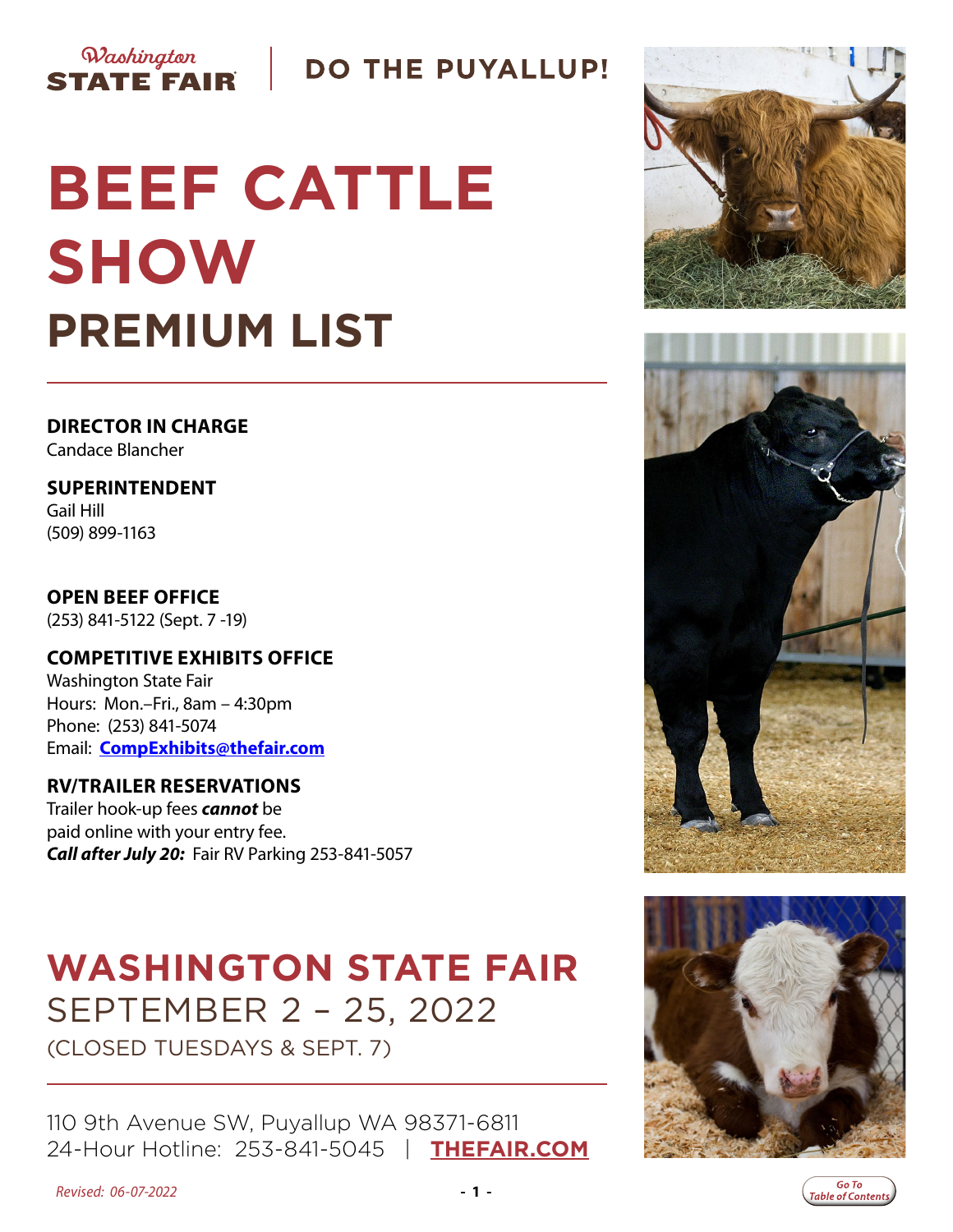Washington STATE FAIR | DO THE PUYALLUP!

# BEEF CATTLE SHOW

## PREMIUM LIST

**DIRECTOR IN CHARGE**
Candace Blancher

**SUPERINTENDENT**
Gail Hill
(509) 899-1163

**OPEN BEEF OFFICE**
(253) 841-5122 (Sept. 7 -19)

**COMPETITIVE EXHIBITS OFFICE**
Washington State Fair
Hours: Mon.–Fri., 8am – 4:30pm
Phone: (253) 841-5074
Email: **CompExhibits@thefair.com**

**RV/TRAILER RESERVATIONS**
Trailer hook-up fees ***cannot*** be paid online with your entry fee.
***Call after July 20:*** Fair RV Parking 253-841-5057

## WASHINGTON STATE FAIR

SEPTEMBER 2 – 25, 2022

(CLOSED TUESDAYS & SEPT. 7)

110 9th Avenue SW, Puyallup WA 98371-6811
24-Hour Hotline: 253-841-5045 | **THEFAIR.COM**

*Revised: 06-07-2022*

Go To Table of Contents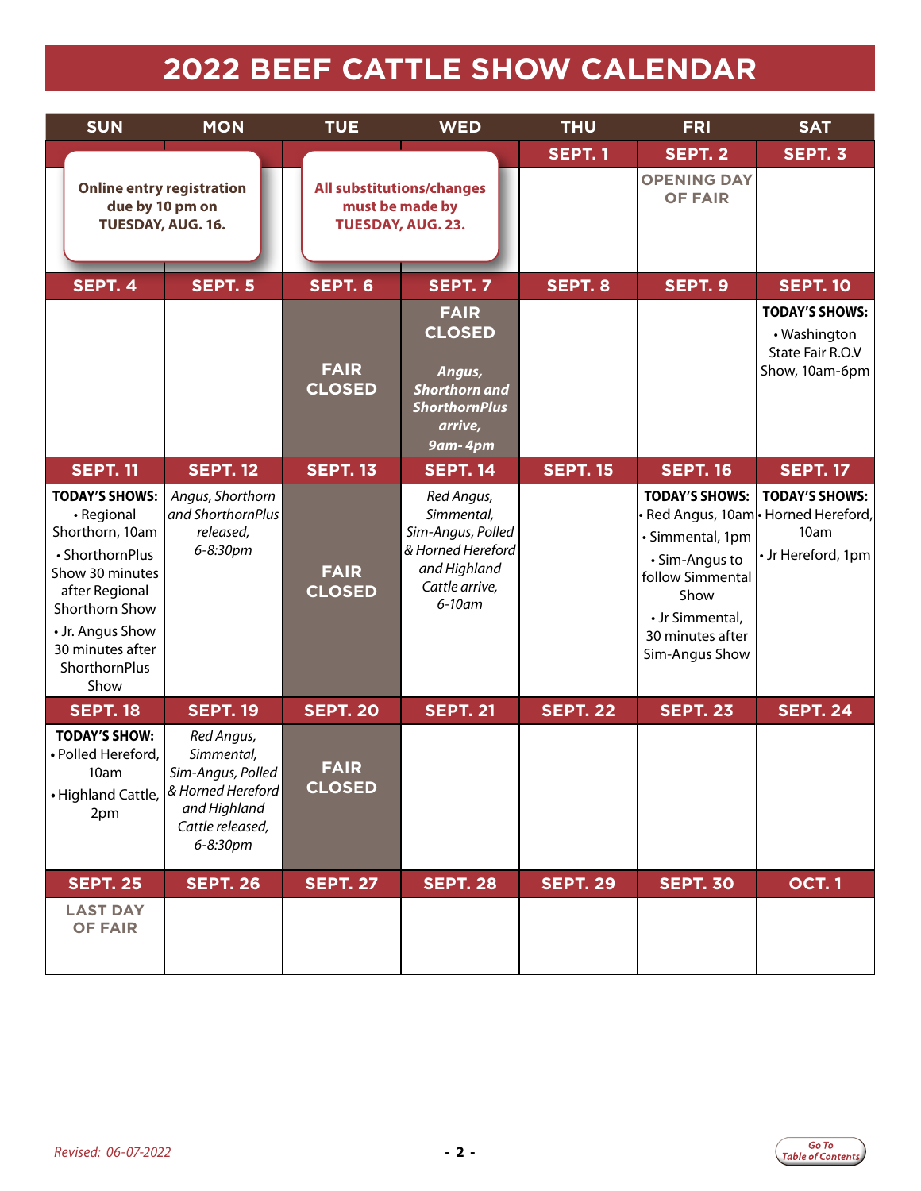# 2022 BEEF CATTLE SHOW CALENDAR

| SUN | MON | TUE | WED | THU | FRI | SAT |
|---|---|---|---|---|---|---|
| | | | | SEPT. 1 | SEPT. 2 | SEPT. 3 |
| **Online entry registration due by 10 pm on TUESDAY, AUG. 16.** | | **All substitutions/changes must be made by TUESDAY, AUG. 23.** | | | OPENING DAY OF FAIR | |
| SEPT. 4 | SEPT. 5 | SEPT. 6 | SEPT. 7 | SEPT. 8 | SEPT. 9 | SEPT. 10 |
| | | FAIR CLOSED | FAIR CLOSED<br>*Angus, Shorthorn and ShorthornPlus arrive, 9am- 4pm* | | | **TODAY'S SHOWS:**<br>• Washington State Fair R.O.V Show, 10am-6pm |
| SEPT. 11 | SEPT. 12 | SEPT. 13 | SEPT. 14 | SEPT. 15 | SEPT. 16 | SEPT. 17 |
| **TODAY'S SHOWS:**<br>• Regional Shorthorn, 10am<br>• ShorthornPlus Show 30 minutes after Regional Shorthorn Show<br>• Jr. Angus Show 30 minutes after ShorthornPlus Show | *Angus, Shorthorn and ShorthornPlus released, 6-8:30pm* | FAIR CLOSED | *Red Angus, Simmental, Sim-Angus, Polled & Horned Hereford and Highland Cattle arrive, 6-10am* | | **TODAY'S SHOWS:**<br>• Red Angus, 10am<br>• Simmental, 1pm<br>• Sim-Angus to follow Simmental Show<br>• Jr Simmental, 30 minutes after Sim-Angus Show | **TODAY'S SHOWS:**<br>• Horned Hereford, 10am<br>• Jr Hereford, 1pm |
| SEPT. 18 | SEPT. 19 | SEPT. 20 | SEPT. 21 | SEPT. 22 | SEPT. 23 | SEPT. 24 |
| **TODAY'S SHOW:**<br>• Polled Hereford, 10am<br>• Highland Cattle, 2pm | *Red Angus, Simmental, Sim-Angus, Polled & Horned Hereford and Highland Cattle released, 6-8:30pm* | FAIR CLOSED | | | | |
| SEPT. 25 | SEPT. 26 | SEPT. 27 | SEPT. 28 | SEPT. 29 | SEPT. 30 | OCT. 1 |
| LAST DAY OF FAIR | | | | | | |

*Revised: 06-07-2022*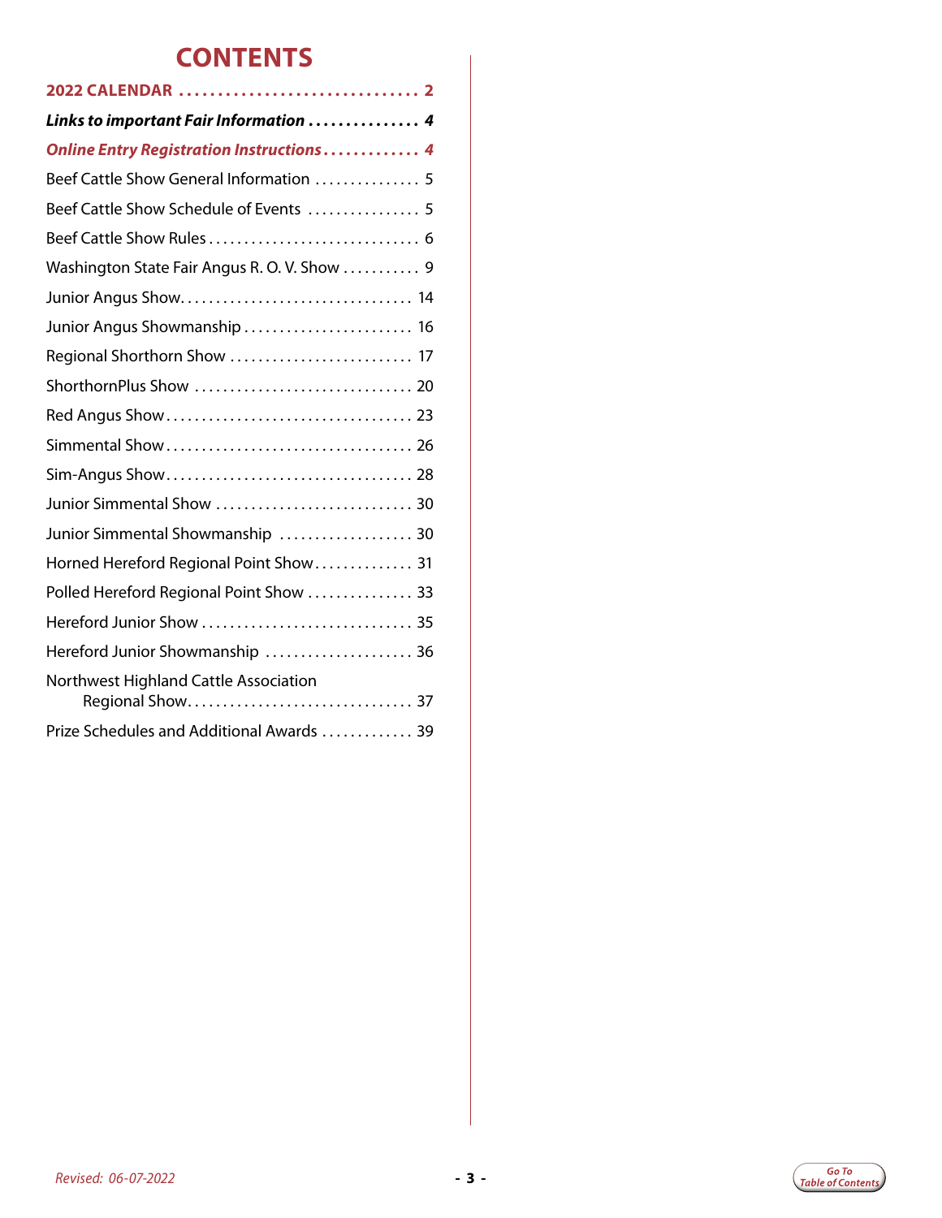# CONTENTS

**2022 CALENDAR .............................. 2**

***Links to important Fair Information ............... 4***

***Online Entry Registration Instructions............. 4***

Beef Cattle Show General Information ............... 5

Beef Cattle Show Schedule of Events ................ 5

Beef Cattle Show Rules.............................. 6

Washington State Fair Angus R. O. V. Show ........... 9

Junior Angus Show................................ 14

Junior Angus Showmanship ........................ 16

Regional Shorthorn Show .......................... 17

ShorthornPlus Show ............................... 20

Red Angus Show................................... 23

Simmental Show................................... 26

Sim-Angus Show................................... 28

Junior Simmental Show ............................ 30

Junior Simmental Showmanship ................... 30

Horned Hereford Regional Point Show.............. 31

Polled Hereford Regional Point Show ............... 33

Hereford Junior Show ............................. 35

Hereford Junior Showmanship ..................... 36

Northwest Highland Cattle Association Regional Show................................ 37

Prize Schedules and Additional Awards ............. 39

*Revised: 06-07-2022*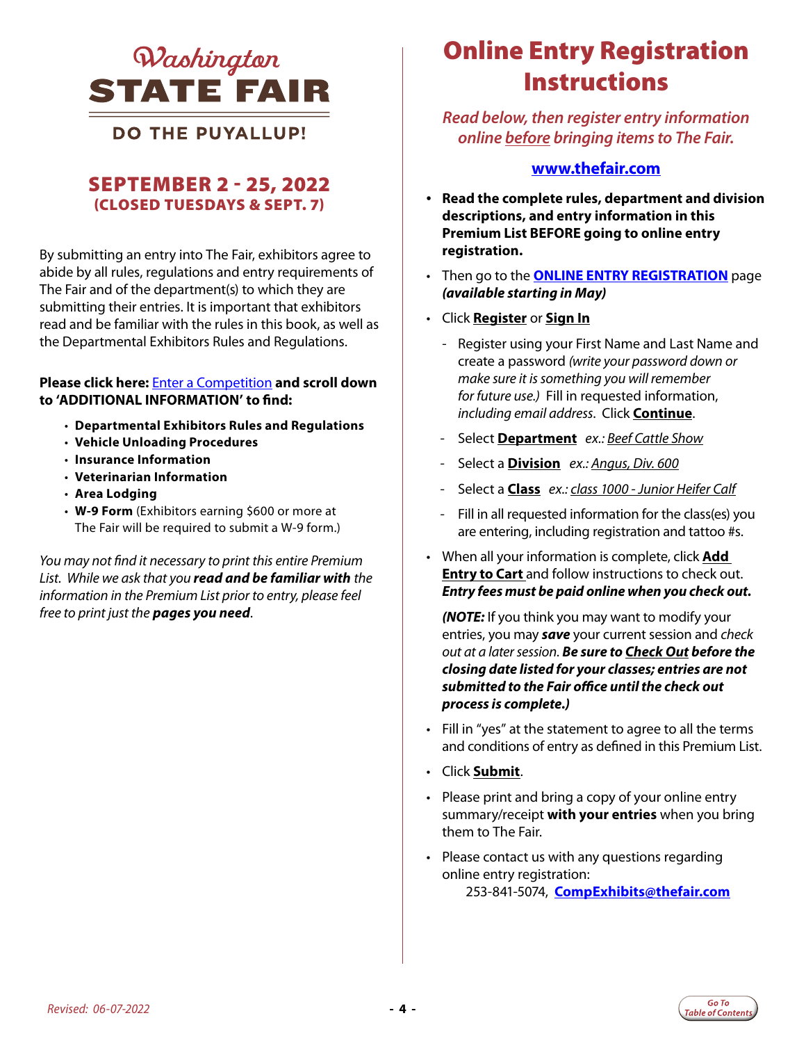# Washington STATE FAIR

## DO THE PUYALLUP!

## SEPTEMBER 2 - 25, 2022
**(CLOSED TUESDAYS & SEPT. 7)**

By submitting an entry into The Fair, exhibitors agree to abide by all rules, regulations and entry requirements of The Fair and of the department(s) to which they are submitting their entries. It is important that exhibitors read and be familiar with the rules in this book, as well as the Departmental Exhibitors Rules and Regulations.

**Please click here:** Enter a Competition **and scroll down to 'ADDITIONAL INFORMATION' to find:**

- **Departmental Exhibitors Rules and Regulations**
- **Vehicle Unloading Procedures**
- **Insurance Information**
- **Veterinarian Information**
- **Area Lodging**
- **W-9 Form** (Exhibitors earning $600 or more at The Fair will be required to submit a W-9 form.)

*You may not find it necessary to print this entire Premium List. While we ask that you **read and be familiar with** the information in the Premium List prior to entry, please feel free to print just the **pages you need**.*

# Online Entry Registration Instructions

*Read below, then register entry information online before bringing items to The Fair.*

**www.thefair.com**

- **Read the complete rules, department and division descriptions, and entry information in this Premium List BEFORE going to online entry registration.**
- Then go to the **ONLINE ENTRY REGISTRATION** page ***(available starting in May)***
- Click **Register** or **Sign In**
  - Register using your First Name and Last Name and create a password *(write your password down or make sure it is something you will remember for future use.)* Fill in requested information, *including email address*. Click **Continue**.
  - Select **Department** *ex.: Beef Cattle Show*
  - Select a **Division** *ex.: Angus, Div. 600*
  - Select a **Class** *ex.: class 1000 - Junior Heifer Calf*
  - Fill in all requested information for the class(es) you are entering, including registration and tattoo #s.
- When all your information is complete, click **Add Entry to Cart** and follow instructions to check out. ***Entry fees must be paid online when you check out.***

  ***(NOTE:** If you think you may want to modify your entries, you may **save** your current session and check out at a later session. **Be sure to Check Out before the closing date listed for your classes; entries are not submitted to the Fair office until the check out process is complete.)***
- Fill in "yes" at the statement to agree to all the terms and conditions of entry as defined in this Premium List.
- Click **Submit**.
- Please print and bring a copy of your online entry summary/receipt **with your entries** when you bring them to The Fair.
- Please contact us with any questions regarding online entry registration:
  253-841-5074, **CompExhibits@thefair.com**

*Revised: 06-07-2022*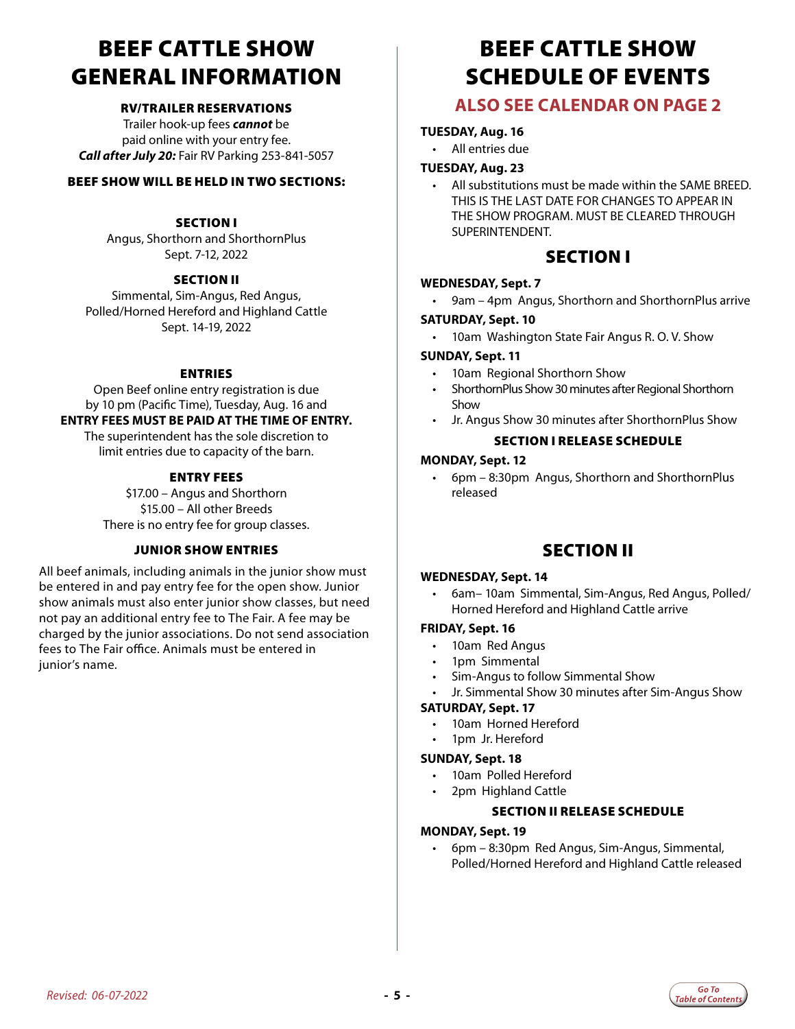# BEEF CATTLE SHOW GENERAL INFORMATION

### RV/TRAILER RESERVATIONS

Trailer hook-up fees ***cannot*** be paid online with your entry fee.
***Call after July 20:*** Fair RV Parking 253-841-5057

### BEEF SHOW WILL BE HELD IN TWO SECTIONS:

#### SECTION I

Angus, Shorthorn and ShorthornPlus
Sept. 7-12, 2022

#### SECTION II

Simmental, Sim-Angus, Red Angus, Polled/Horned Hereford and Highland Cattle
Sept. 14-19, 2022

### ENTRIES

Open Beef online entry registration is due by 10 pm (Pacific Time), Tuesday, Aug. 16 and
**ENTRY FEES MUST BE PAID AT THE TIME OF ENTRY.**
The superintendent has the sole discretion to limit entries due to capacity of the barn.

### ENTRY FEES

$17.00 – Angus and Shorthorn
$15.00 – All other Breeds
There is no entry fee for group classes.

### JUNIOR SHOW ENTRIES

All beef animals, including animals in the junior show must be entered in and pay entry fee for the open show. Junior show animals must also enter junior show classes, but need not pay an additional entry fee to The Fair. A fee may be charged by the junior associations. Do not send association fees to The Fair office. Animals must be entered in junior's name.

# BEEF CATTLE SHOW SCHEDULE OF EVENTS

## ALSO SEE CALENDAR ON PAGE 2

**TUESDAY, Aug. 16**

- All entries due

**TUESDAY, Aug. 23**

- All substitutions must be made within the SAME BREED. THIS IS THE LAST DATE FOR CHANGES TO APPEAR IN THE SHOW PROGRAM. MUST BE CLEARED THROUGH SUPERINTENDENT.

## SECTION I

**WEDNESDAY, Sept. 7**

- 9am – 4pm Angus, Shorthorn and ShorthornPlus arrive

**SATURDAY, Sept. 10**

- 10am Washington State Fair Angus R. O. V. Show

**SUNDAY, Sept. 11**

- 10am Regional Shorthorn Show
- ShorthornPlus Show 30 minutes after Regional Shorthorn Show
- Jr. Angus Show 30 minutes after ShorthornPlus Show

### SECTION I RELEASE SCHEDULE

**MONDAY, Sept. 12**

- 6pm – 8:30pm Angus, Shorthorn and ShorthornPlus released

## SECTION II

**WEDNESDAY, Sept. 14**

- 6am– 10am Simmental, Sim-Angus, Red Angus, Polled/Horned Hereford and Highland Cattle arrive

**FRIDAY, Sept. 16**

- 10am Red Angus
- 1pm Simmental
- Sim-Angus to follow Simmental Show
- Jr. Simmental Show 30 minutes after Sim-Angus Show

**SATURDAY, Sept. 17**

- 10am Horned Hereford
- 1pm Jr. Hereford

**SUNDAY, Sept. 18**

- 10am Polled Hereford
- 2pm Highland Cattle

### SECTION II RELEASE SCHEDULE

**MONDAY, Sept. 19**

- 6pm – 8:30pm Red Angus, Sim-Angus, Simmental, Polled/Horned Hereford and Highland Cattle released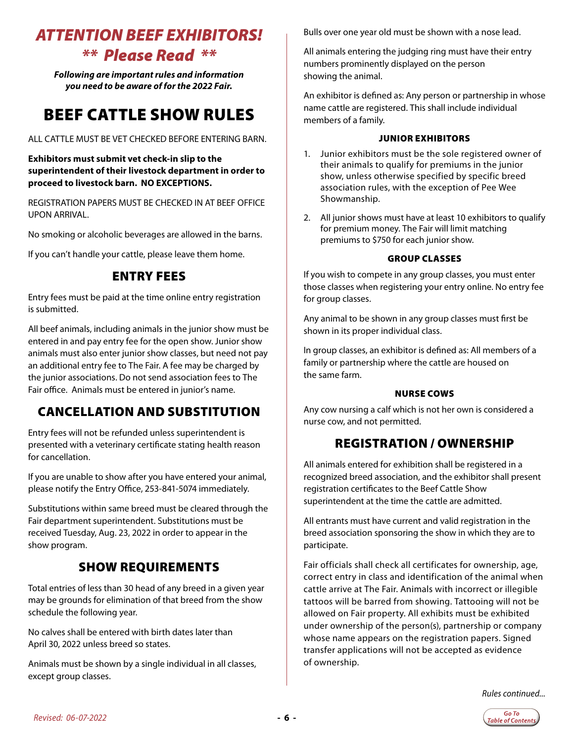# *ATTENTION BEEF EXHIBITORS!*
## *** Please Read ***

***Following are important rules and information you need to be aware of for the 2022 Fair.***

# BEEF CATTLE SHOW RULES

ALL CATTLE MUST BE VET CHECKED BEFORE ENTERING BARN.

**Exhibitors must submit vet check-in slip to the superintendent of their livestock department in order to proceed to livestock barn. NO EXCEPTIONS.**

REGISTRATION PAPERS MUST BE CHECKED IN AT BEEF OFFICE UPON ARRIVAL.

No smoking or alcoholic beverages are allowed in the barns.

If you can't handle your cattle, please leave them home.

## ENTRY FEES

Entry fees must be paid at the time online entry registration is submitted.

All beef animals, including animals in the junior show must be entered in and pay entry fee for the open show. Junior show animals must also enter junior show classes, but need not pay an additional entry fee to The Fair. A fee may be charged by the junior associations. Do not send association fees to The Fair office. Animals must be entered in junior's name.

## CANCELLATION AND SUBSTITUTION

Entry fees will not be refunded unless superintendent is presented with a veterinary certificate stating health reason for cancellation.

If you are unable to show after you have entered your animal, please notify the Entry Office, 253-841-5074 immediately.

Substitutions within same breed must be cleared through the Fair department superintendent. Substitutions must be received Tuesday, Aug. 23, 2022 in order to appear in the show program.

## SHOW REQUIREMENTS

Total entries of less than 30 head of any breed in a given year may be grounds for elimination of that breed from the show schedule the following year.

No calves shall be entered with birth dates later than April 30, 2022 unless breed so states.

Animals must be shown by a single individual in all classes, except group classes.

Bulls over one year old must be shown with a nose lead.

All animals entering the judging ring must have their entry numbers prominently displayed on the person showing the animal.

An exhibitor is defined as: Any person or partnership in whose name cattle are registered. This shall include individual members of a family.

### JUNIOR EXHIBITORS

1. Junior exhibitors must be the sole registered owner of their animals to qualify for premiums in the junior show, unless otherwise specified by specific breed association rules, with the exception of Pee Wee Showmanship.
2. All junior shows must have at least 10 exhibitors to qualify for premium money. The Fair will limit matching premiums to $750 for each junior show.

### GROUP CLASSES

If you wish to compete in any group classes, you must enter those classes when registering your entry online. No entry fee for group classes.

Any animal to be shown in any group classes must first be shown in its proper individual class.

In group classes, an exhibitor is defined as: All members of a family or partnership where the cattle are housed on the same farm.

### NURSE COWS

Any cow nursing a calf which is not her own is considered a nurse cow, and not permitted.

## REGISTRATION / OWNERSHIP

All animals entered for exhibition shall be registered in a recognized breed association, and the exhibitor shall present registration certificates to the Beef Cattle Show superintendent at the time the cattle are admitted.

All entrants must have current and valid registration in the breed association sponsoring the show in which they are to participate.

Fair officials shall check all certificates for ownership, age, correct entry in class and identification of the animal when cattle arrive at The Fair. Animals with incorrect or illegible tattoos will be barred from showing. Tattooing will not be allowed on Fair property. All exhibits must be exhibited under ownership of the person(s), partnership or company whose name appears on the registration papers. Signed transfer applications will not be accepted as evidence of ownership.

*Rules continued...*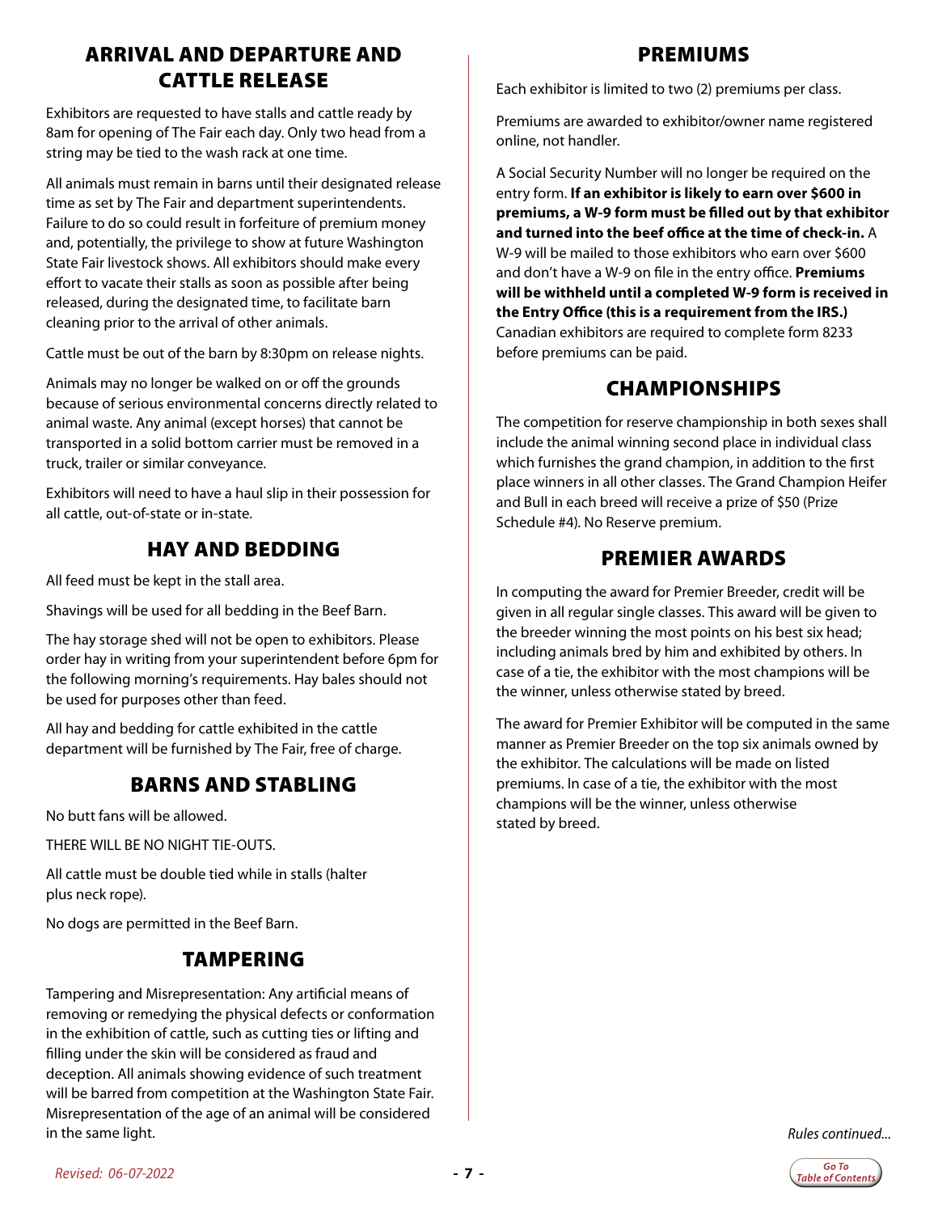## ARRIVAL AND DEPARTURE AND CATTLE RELEASE

Exhibitors are requested to have stalls and cattle ready by 8am for opening of The Fair each day. Only two head from a string may be tied to the wash rack at one time.

All animals must remain in barns until their designated release time as set by The Fair and department superintendents. Failure to do so could result in forfeiture of premium money and, potentially, the privilege to show at future Washington State Fair livestock shows. All exhibitors should make every effort to vacate their stalls as soon as possible after being released, during the designated time, to facilitate barn cleaning prior to the arrival of other animals.

Cattle must be out of the barn by 8:30pm on release nights.

Animals may no longer be walked on or off the grounds because of serious environmental concerns directly related to animal waste. Any animal (except horses) that cannot be transported in a solid bottom carrier must be removed in a truck, trailer or similar conveyance.

Exhibitors will need to have a haul slip in their possession for all cattle, out-of-state or in-state.

## HAY AND BEDDING

All feed must be kept in the stall area.

Shavings will be used for all bedding in the Beef Barn.

The hay storage shed will not be open to exhibitors. Please order hay in writing from your superintendent before 6pm for the following morning's requirements. Hay bales should not be used for purposes other than feed.

All hay and bedding for cattle exhibited in the cattle department will be furnished by The Fair, free of charge.

## BARNS AND STABLING

No butt fans will be allowed.

THERE WILL BE NO NIGHT TIE-OUTS.

All cattle must be double tied while in stalls (halter plus neck rope).

No dogs are permitted in the Beef Barn.

## TAMPERING

Tampering and Misrepresentation: Any artificial means of removing or remedying the physical defects or conformation in the exhibition of cattle, such as cutting ties or lifting and filling under the skin will be considered as fraud and deception. All animals showing evidence of such treatment will be barred from competition at the Washington State Fair. Misrepresentation of the age of an animal will be considered in the same light.

## PREMIUMS

Each exhibitor is limited to two (2) premiums per class.

Premiums are awarded to exhibitor/owner name registered online, not handler.

A Social Security Number will no longer be required on the entry form. **If an exhibitor is likely to earn over $600 in premiums, a W-9 form must be filled out by that exhibitor and turned into the beef office at the time of check-in.** A W-9 will be mailed to those exhibitors who earn over $600 and don't have a W-9 on file in the entry office. **Premiums will be withheld until a completed W-9 form is received in the Entry Office (this is a requirement from the IRS.)** Canadian exhibitors are required to complete form 8233 before premiums can be paid.

## CHAMPIONSHIPS

The competition for reserve championship in both sexes shall include the animal winning second place in individual class which furnishes the grand champion, in addition to the first place winners in all other classes. The Grand Champion Heifer and Bull in each breed will receive a prize of $50 (Prize Schedule #4). No Reserve premium.

## PREMIER AWARDS

In computing the award for Premier Breeder, credit will be given in all regular single classes. This award will be given to the breeder winning the most points on his best six head; including animals bred by him and exhibited by others. In case of a tie, the exhibitor with the most champions will be the winner, unless otherwise stated by breed.

The award for Premier Exhibitor will be computed in the same manner as Premier Breeder on the top six animals owned by the exhibitor. The calculations will be made on listed premiums. In case of a tie, the exhibitor with the most champions will be the winner, unless otherwise stated by breed.

*Rules continued...*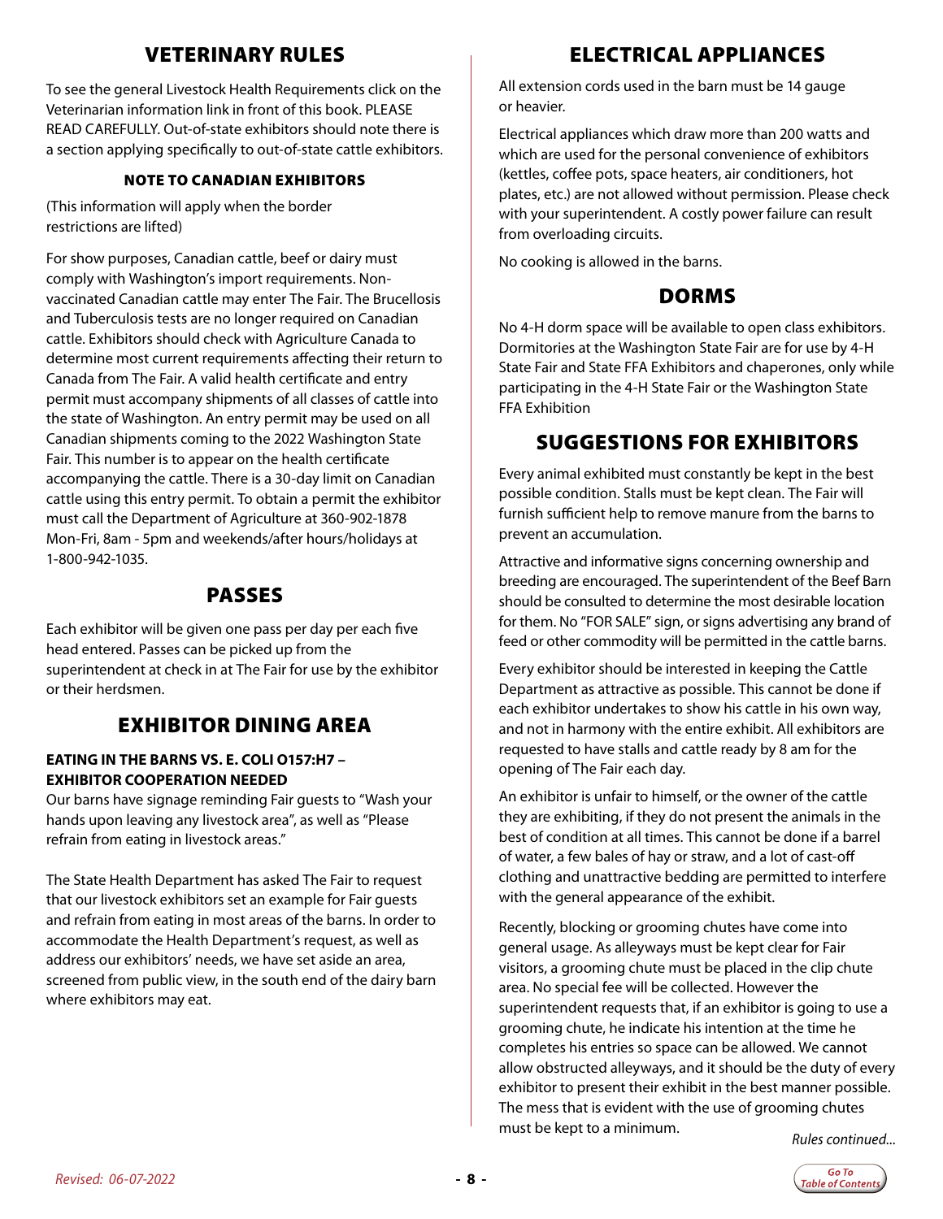## VETERINARY RULES

To see the general Livestock Health Requirements click on the Veterinarian information link in front of this book. PLEASE READ CAREFULLY. Out-of-state exhibitors should note there is a section applying specifically to out-of-state cattle exhibitors.

### NOTE TO CANADIAN EXHIBITORS

(This information will apply when the border restrictions are lifted)

For show purposes, Canadian cattle, beef or dairy must comply with Washington's import requirements. Non-vaccinated Canadian cattle may enter The Fair. The Brucellosis and Tuberculosis tests are no longer required on Canadian cattle. Exhibitors should check with Agriculture Canada to determine most current requirements affecting their return to Canada from The Fair. A valid health certificate and entry permit must accompany shipments of all classes of cattle into the state of Washington. An entry permit may be used on all Canadian shipments coming to the 2022 Washington State Fair. This number is to appear on the health certificate accompanying the cattle. There is a 30-day limit on Canadian cattle using this entry permit. To obtain a permit the exhibitor must call the Department of Agriculture at 360-902-1878 Mon-Fri, 8am - 5pm and weekends/after hours/holidays at 1-800-942-1035.

## PASSES

Each exhibitor will be given one pass per day per each five head entered. Passes can be picked up from the superintendent at check in at The Fair for use by the exhibitor or their herdsmen.

## EXHIBITOR DINING AREA

**EATING IN THE BARNS VS. E. COLI O157:H7 – EXHIBITOR COOPERATION NEEDED**

Our barns have signage reminding Fair guests to "Wash your hands upon leaving any livestock area", as well as "Please refrain from eating in livestock areas."

The State Health Department has asked The Fair to request that our livestock exhibitors set an example for Fair guests and refrain from eating in most areas of the barns. In order to accommodate the Health Department's request, as well as address our exhibitors' needs, we have set aside an area, screened from public view, in the south end of the dairy barn where exhibitors may eat.

## ELECTRICAL APPLIANCES

All extension cords used in the barn must be 14 gauge or heavier.

Electrical appliances which draw more than 200 watts and which are used for the personal convenience of exhibitors (kettles, coffee pots, space heaters, air conditioners, hot plates, etc.) are not allowed without permission. Please check with your superintendent. A costly power failure can result from overloading circuits.

No cooking is allowed in the barns.

## DORMS

No 4-H dorm space will be available to open class exhibitors. Dormitories at the Washington State Fair are for use by 4-H State Fair and State FFA Exhibitors and chaperones, only while participating in the 4-H State Fair or the Washington State FFA Exhibition

## SUGGESTIONS FOR EXHIBITORS

Every animal exhibited must constantly be kept in the best possible condition. Stalls must be kept clean. The Fair will furnish sufficient help to remove manure from the barns to prevent an accumulation.

Attractive and informative signs concerning ownership and breeding are encouraged. The superintendent of the Beef Barn should be consulted to determine the most desirable location for them. No "FOR SALE" sign, or signs advertising any brand of feed or other commodity will be permitted in the cattle barns.

Every exhibitor should be interested in keeping the Cattle Department as attractive as possible. This cannot be done if each exhibitor undertakes to show his cattle in his own way, and not in harmony with the entire exhibit. All exhibitors are requested to have stalls and cattle ready by 8 am for the opening of The Fair each day.

An exhibitor is unfair to himself, or the owner of the cattle they are exhibiting, if they do not present the animals in the best of condition at all times. This cannot be done if a barrel of water, a few bales of hay or straw, and a lot of cast-off clothing and unattractive bedding are permitted to interfere with the general appearance of the exhibit.

Recently, blocking or grooming chutes have come into general usage. As alleyways must be kept clear for Fair visitors, a grooming chute must be placed in the clip chute area. No special fee will be collected. However the superintendent requests that, if an exhibitor is going to use a grooming chute, he indicate his intention at the time he completes his entries so space can be allowed. We cannot allow obstructed alleyways, and it should be the duty of every exhibitor to present their exhibit in the best manner possible. The mess that is evident with the use of grooming chutes must be kept to a minimum.

*Rules continued...*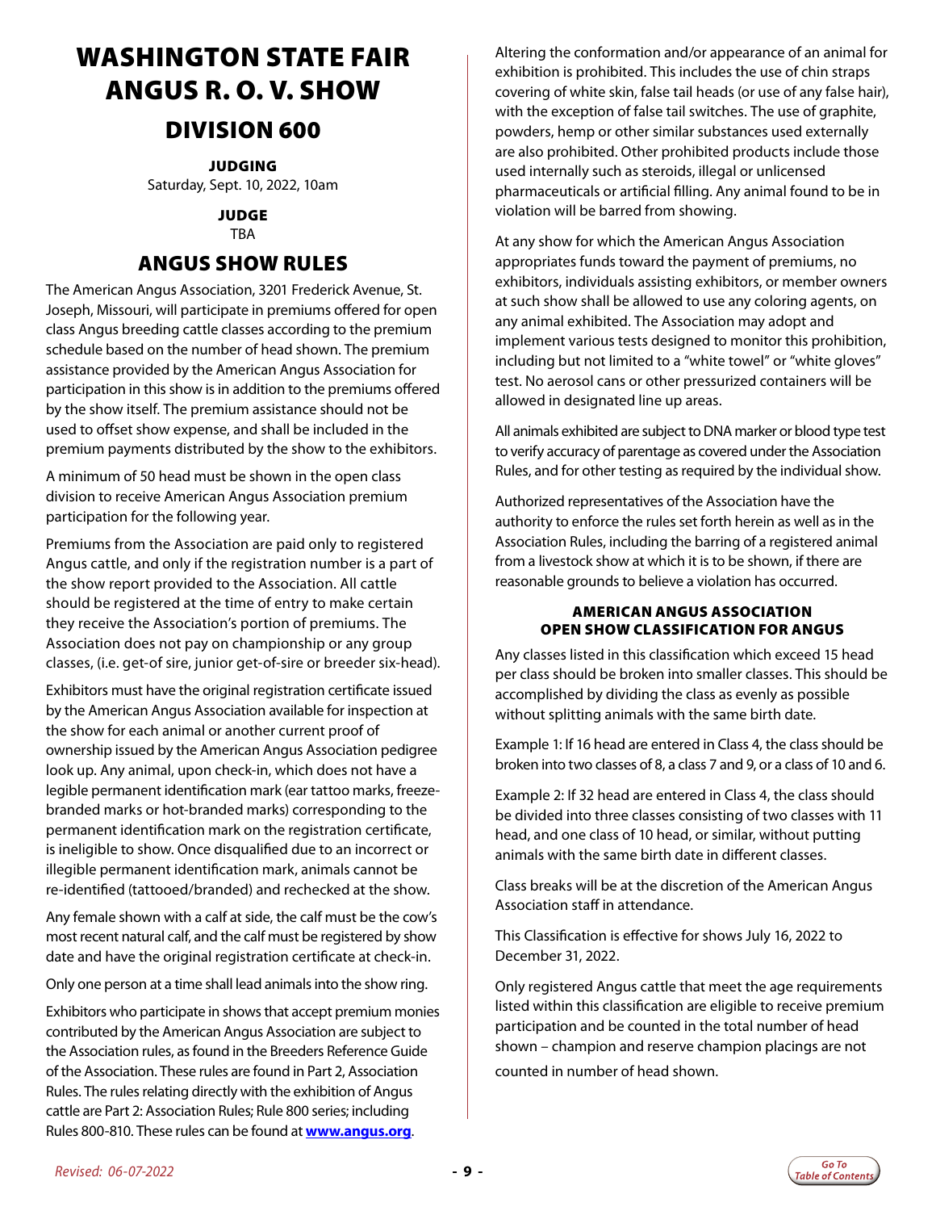# WASHINGTON STATE FAIR ANGUS R. O. V. SHOW

## DIVISION 600

**JUDGING**
Saturday, Sept. 10, 2022, 10am

**JUDGE**
TBA

## ANGUS SHOW RULES

The American Angus Association, 3201 Frederick Avenue, St. Joseph, Missouri, will participate in premiums offered for open class Angus breeding cattle classes according to the premium schedule based on the number of head shown. The premium assistance provided by the American Angus Association for participation in this show is in addition to the premiums offered by the show itself. The premium assistance should not be used to offset show expense, and shall be included in the premium payments distributed by the show to the exhibitors.

A minimum of 50 head must be shown in the open class division to receive American Angus Association premium participation for the following year.

Premiums from the Association are paid only to registered Angus cattle, and only if the registration number is a part of the show report provided to the Association. All cattle should be registered at the time of entry to make certain they receive the Association's portion of premiums. The Association does not pay on championship or any group classes, (i.e. get-of sire, junior get-of-sire or breeder six-head).

Exhibitors must have the original registration certificate issued by the American Angus Association available for inspection at the show for each animal or another current proof of ownership issued by the American Angus Association pedigree look up. Any animal, upon check-in, which does not have a legible permanent identification mark (ear tattoo marks, freeze-branded marks or hot-branded marks) corresponding to the permanent identification mark on the registration certificate, is ineligible to show. Once disqualified due to an incorrect or illegible permanent identification mark, animals cannot be re-identified (tattooed/branded) and rechecked at the show.

Any female shown with a calf at side, the calf must be the cow's most recent natural calf, and the calf must be registered by show date and have the original registration certificate at check-in.

Only one person at a time shall lead animals into the show ring.

Exhibitors who participate in shows that accept premium monies contributed by the American Angus Association are subject to the Association rules, as found in the Breeders Reference Guide of the Association. These rules are found in Part 2, Association Rules. The rules relating directly with the exhibition of Angus cattle are Part 2: Association Rules; Rule 800 series; including Rules 800-810. These rules can be found at **www.angus.org**.

Altering the conformation and/or appearance of an animal for exhibition is prohibited. This includes the use of chin straps covering of white skin, false tail heads (or use of any false hair), with the exception of false tail switches. The use of graphite, powders, hemp or other similar substances used externally are also prohibited. Other prohibited products include those used internally such as steroids, illegal or unlicensed pharmaceuticals or artificial filling. Any animal found to be in violation will be barred from showing.

At any show for which the American Angus Association appropriates funds toward the payment of premiums, no exhibitors, individuals assisting exhibitors, or member owners at such show shall be allowed to use any coloring agents, on any animal exhibited. The Association may adopt and implement various tests designed to monitor this prohibition, including but not limited to a "white towel" or "white gloves" test. No aerosol cans or other pressurized containers will be allowed in designated line up areas.

All animals exhibited are subject to DNA marker or blood type test to verify accuracy of parentage as covered under the Association Rules, and for other testing as required by the individual show.

Authorized representatives of the Association have the authority to enforce the rules set forth herein as well as in the Association Rules, including the barring of a registered animal from a livestock show at which it is to be shown, if there are reasonable grounds to believe a violation has occurred.

### AMERICAN ANGUS ASSOCIATION OPEN SHOW CLASSIFICATION FOR ANGUS

Any classes listed in this classification which exceed 15 head per class should be broken into smaller classes. This should be accomplished by dividing the class as evenly as possible without splitting animals with the same birth date.

Example 1: If 16 head are entered in Class 4, the class should be broken into two classes of 8, a class 7 and 9, or a class of 10 and 6.

Example 2: If 32 head are entered in Class 4, the class should be divided into three classes consisting of two classes with 11 head, and one class of 10 head, or similar, without putting animals with the same birth date in different classes.

Class breaks will be at the discretion of the American Angus Association staff in attendance.

This Classification is effective for shows July 16, 2022 to December 31, 2022.

Only registered Angus cattle that meet the age requirements listed within this classification are eligible to receive premium participation and be counted in the total number of head shown – champion and reserve champion placings are not counted in number of head shown.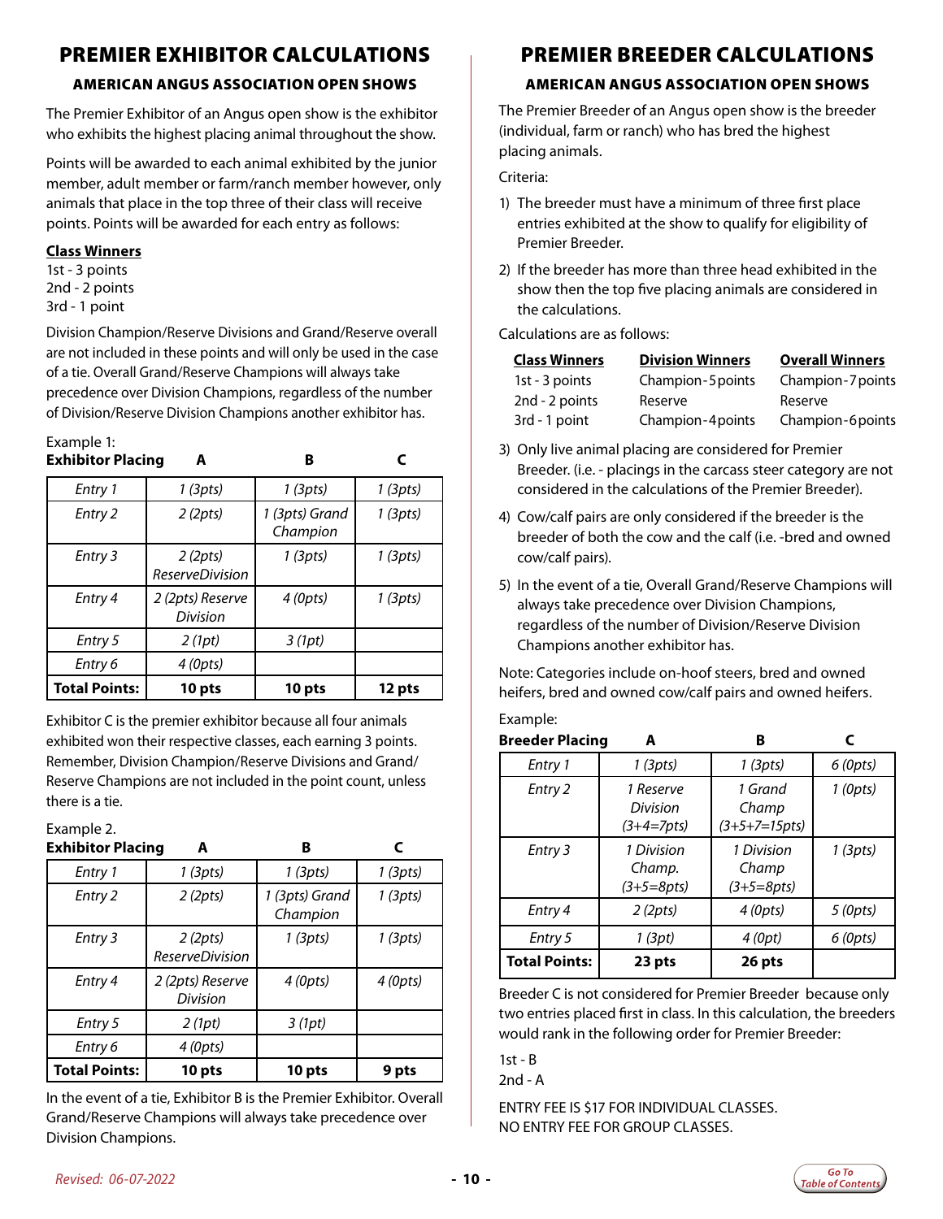# PREMIER EXHIBITOR CALCULATIONS

## AMERICAN ANGUS ASSOCIATION OPEN SHOWS

The Premier Exhibitor of an Angus open show is the exhibitor who exhibits the highest placing animal throughout the show.

Points will be awarded to each animal exhibited by the junior member, adult member or farm/ranch member however, only animals that place in the top three of their class will receive points. Points will be awarded for each entry as follows:

**Class Winners**
1st - 3 points
2nd - 2 points
3rd - 1 point

Division Champion/Reserve Divisions and Grand/Reserve overall are not included in these points and will only be used in the case of a tie. Overall Grand/Reserve Champions will always take precedence over Division Champions, regardless of the number of Division/Reserve Division Champions another exhibitor has.

Example 1:

| **Exhibitor Placing** | **A** | **B** | **C** |
|---|---|---|---|
| *Entry 1* | *1 (3pts)* | *1 (3pts)* | *1 (3pts)* |
| *Entry 2* | *2 (2pts)* | *1 (3pts) Grand Champion* | *1 (3pts)* |
| *Entry 3* | *2 (2pts) ReserveDivision* | *1 (3pts)* | *1 (3pts)* |
| *Entry 4* | *2 (2pts) Reserve Division* | *4 (0pts)* | *1 (3pts)* |
| *Entry 5* | *2 (1pt)* | *3 (1pt)* | |
| *Entry 6* | *4 (0pts)* | | |
| **Total Points:** | **10 pts** | **10 pts** | **12 pts** |

Exhibitor C is the premier exhibitor because all four animals exhibited won their respective classes, each earning 3 points. Remember, Division Champion/Reserve Divisions and Grand/Reserve Champions are not included in the point count, unless there is a tie.

Example 2.

| **Exhibitor Placing** | **A** | **B** | **C** |
|---|---|---|---|
| *Entry 1* | *1 (3pts)* | *1 (3pts)* | *1 (3pts)* |
| *Entry 2* | *2 (2pts)* | *1 (3pts) Grand Champion* | *1 (3pts)* |
| *Entry 3* | *2 (2pts) ReserveDivision* | *1 (3pts)* | *1 (3pts)* |
| *Entry 4* | *2 (2pts) Reserve Division* | *4 (0pts)* | *4 (0pts)* |
| *Entry 5* | *2 (1pt)* | *3 (1pt)* | |
| *Entry 6* | *4 (0pts)* | | |
| **Total Points:** | **10 pts** | **10 pts** | **9 pts** |

In the event of a tie, Exhibitor B is the Premier Exhibitor. Overall Grand/Reserve Champions will always take precedence over Division Champions.

# PREMIER BREEDER CALCULATIONS

## AMERICAN ANGUS ASSOCIATION OPEN SHOWS

The Premier Breeder of an Angus open show is the breeder (individual, farm or ranch) who has bred the highest placing animals.

Criteria:

1) The breeder must have a minimum of three first place entries exhibited at the show to qualify for eligibility of Premier Breeder.
2) If the breeder has more than three head exhibited in the show then the top five placing animals are considered in the calculations.

Calculations are as follows:

| **Class Winners** | **Division Winners** | **Overall Winners** |
|---|---|---|
| 1st - 3 points | Champion - 5 points | Champion - 7 points |
| 2nd - 2 points | Reserve Champion - 4 points | Reserve Champion - 6 points |
| 3rd - 1 point | | |

3) Only live animal placing are considered for Premier Breeder. (i.e. - placings in the carcass steer category are not considered in the calculations of the Premier Breeder).
4) Cow/calf pairs are only considered if the breeder is the breeder of both the cow and the calf (i.e. -bred and owned cow/calf pairs).
5) In the event of a tie, Overall Grand/Reserve Champions will always take precedence over Division Champions, regardless of the number of Division/Reserve Division Champions another exhibitor has.

Note: Categories include on-hoof steers, bred and owned heifers, bred and owned cow/calf pairs and owned heifers.

Example:

| **Breeder Placing** | **A** | **B** | **C** |
|---|---|---|---|
| *Entry 1* | *1 (3pts)* | *1 (3pts)* | *6 (0pts)* |
| *Entry 2* | *1 Reserve Division (3+4=7pts)* | *1 Grand Champ (3+5+7=15pts)* | *1 (0pts)* |
| *Entry 3* | *1 Division Champ. (3+5=8pts)* | *1 Division Champ (3+5=8pts)* | *1 (3pts)* |
| *Entry 4* | *2 (2pts)* | *4 (0pts)* | *5 (0pts)* |
| *Entry 5* | *1 (3pt)* | *4 (0pt)* | *6 (0pts)* |
| **Total Points:** | **23 pts** | **26 pts** | |

Breeder C is not considered for Premier Breeder because only two entries placed first in class. In this calculation, the breeders would rank in the following order for Premier Breeder:

1st - B
2nd - A

ENTRY FEE IS $17 FOR INDIVIDUAL CLASSES.
NO ENTRY FEE FOR GROUP CLASSES.

*Revised: 06-07-2022*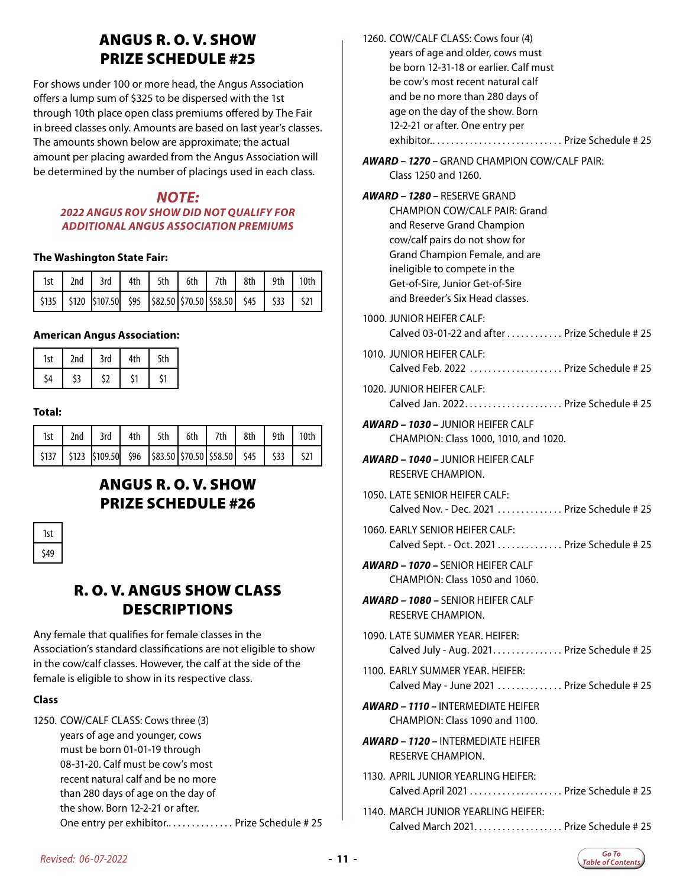## ANGUS R. O. V. SHOW PRIZE SCHEDULE #25

For shows under 100 or more head, the Angus Association offers a lump sum of $325 to be dispersed with the 1st through 10th place open class premiums offered by The Fair in breed classes only. Amounts are based on last year's classes. The amounts shown below are approximate; the actual amount per placing awarded from the Angus Association will be determined by the number of placings used in each class.

### *NOTE:*
***2022 ANGUS ROV SHOW DID NOT QUALIFY FOR ADDITIONAL ANGUS ASSOCIATION PREMIUMS***

**The Washington State Fair:**

| 1st | 2nd | 3rd | 4th | 5th | 6th | 7th | 8th | 9th | 10th |
|---|---|---|---|---|---|---|---|---|---|
| $135 | $120 | $107.50 | $95 | $82.50 | $70.50 | $58.50 | $45 | $33 | $21 |

**American Angus Association:**

| 1st | 2nd | 3rd | 4th | 5th |
|---|---|---|---|---|
| $4 | $3 | $2 | $1 | $1 |

**Total:**

| 1st | 2nd | 3rd | 4th | 5th | 6th | 7th | 8th | 9th | 10th |
|---|---|---|---|---|---|---|---|---|---|
| $137 | $123 | $109.50 | $96 | $83.50 | $70.50 | $58.50 | $45 | $33 | $21 |

## ANGUS R. O. V. SHOW PRIZE SCHEDULE #26

| 1st |
|---|
| $49 |

## R. O. V. ANGUS SHOW CLASS DESCRIPTIONS

Any female that qualifies for female classes in the Association's standard classifications are not eligible to show in the cow/calf classes. However, the calf at the side of the female is eligible to show in its respective class.

**Class**

1250. COW/CALF CLASS: Cows three (3) years of age and younger, cows must be born 01-01-19 through 08-31-20. Calf must be cow's most recent natural calf and be no more than 280 days of age on the day of the show. Born 12-2-21 or after. One entry per exhibitor.. .............. Prize Schedule # 25

1260. COW/CALF CLASS: Cows four (4) years of age and older, cows must be born 12-31-18 or earlier. Calf must be cow's most recent natural calf and be no more than 280 days of age on the day of the show. Born 12-2-21 or after. One entry per exhibitor.. ............................ Prize Schedule # 25

***AWARD – 1270 –*** GRAND CHAMPION COW/CALF PAIR: Class 1250 and 1260.

***AWARD – 1280 –*** RESERVE GRAND CHAMPION COW/CALF PAIR: Grand and Reserve Grand Champion cow/calf pairs do not show for Grand Champion Female, and are ineligible to compete in the Get-of-Sire, Junior Get-of-Sire and Breeder's Six Head classes.

1000. JUNIOR HEIFER CALF: Calved 03-01-22 and after ............ Prize Schedule # 25

1010. JUNIOR HEIFER CALF: Calved Feb. 2022 .................... Prize Schedule # 25

1020. JUNIOR HEIFER CALF: Calved Jan. 2022..................... Prize Schedule # 25

***AWARD – 1030 –*** JUNIOR HEIFER CALF CHAMPION: Class 1000, 1010, and 1020.

***AWARD – 1040 –*** JUNIOR HEIFER CALF RESERVE CHAMPION.

1050. LATE SENIOR HEIFER CALF: Calved Nov. - Dec. 2021 .............. Prize Schedule # 25

1060. EARLY SENIOR HEIFER CALF: Calved Sept. - Oct. 2021 .............. Prize Schedule # 25

***AWARD – 1070 –*** SENIOR HEIFER CALF CHAMPION: Class 1050 and 1060.

***AWARD – 1080 –*** SENIOR HEIFER CALF RESERVE CHAMPION.

1090. LATE SUMMER YEAR. HEIFER: Calved July - Aug. 2021............... Prize Schedule # 25

1100. EARLY SUMMER YEAR. HEIFER: Calved May - June 2021 .............. Prize Schedule # 25

***AWARD – 1110 –*** INTERMEDIATE HEIFER CHAMPION: Class 1090 and 1100.

***AWARD – 1120 –*** INTERMEDIATE HEIFER RESERVE CHAMPION.

1130. APRIL JUNIOR YEARLING HEIFER: Calved April 2021 .................... Prize Schedule # 25

1140. MARCH JUNIOR YEARLING HEIFER: Calved March 2021................... Prize Schedule # 25

*Revised: 06-07-2022*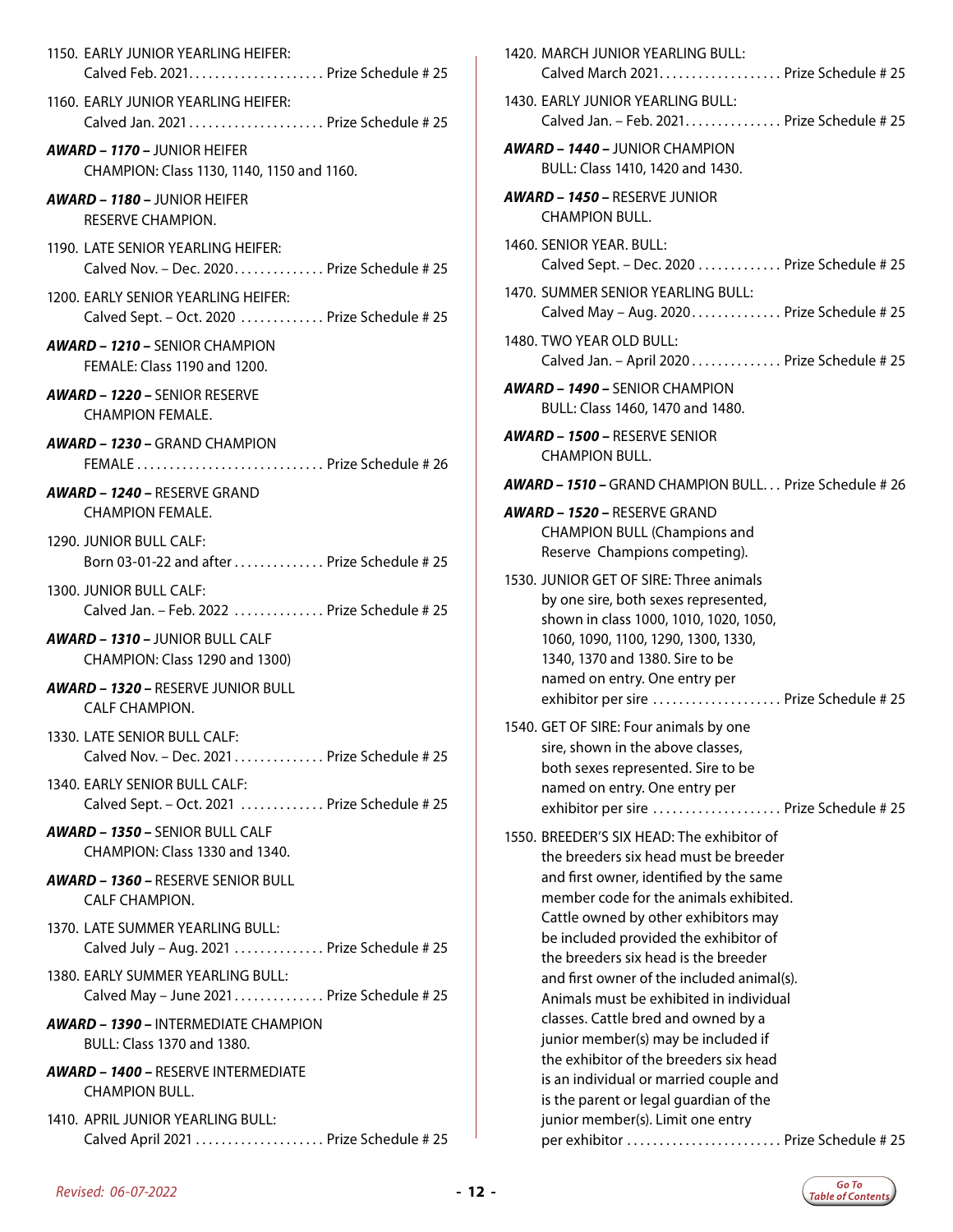1150. EARLY JUNIOR YEARLING HEIFER: Calved Feb. 2021. . . . . . . . . . . . . . . . . . . . Prize Schedule # 25

1160. EARLY JUNIOR YEARLING HEIFER: Calved Jan. 2021 . . . . . . . . . . . . . . . . . . . . Prize Schedule # 25

***AWARD – 1170 –*** JUNIOR HEIFER CHAMPION: Class 1130, 1140, 1150 and 1160.

***AWARD – 1180 –*** JUNIOR HEIFER RESERVE CHAMPION.

1190. LATE SENIOR YEARLING HEIFER: Calved Nov. – Dec. 2020. . . . . . . . . . . . . Prize Schedule # 25

1200. EARLY SENIOR YEARLING HEIFER: Calved Sept. – Oct. 2020 . . . . . . . . . . . . Prize Schedule # 25

***AWARD – 1210 –*** SENIOR CHAMPION FEMALE: Class 1190 and 1200.

***AWARD – 1220 –*** SENIOR RESERVE CHAMPION FEMALE.

***AWARD – 1230 –*** GRAND CHAMPION FEMALE . . . . . . . . . . . . . . . . . . . . . . . . . . . . Prize Schedule # 26

***AWARD – 1240 –*** RESERVE GRAND CHAMPION FEMALE.

1290. JUNIOR BULL CALF: Born 03-01-22 and after . . . . . . . . . . . . . Prize Schedule # 25

1300. JUNIOR BULL CALF: Calved Jan. – Feb. 2022 . . . . . . . . . . . . . Prize Schedule # 25

***AWARD – 1310 –*** JUNIOR BULL CALF CHAMPION: Class 1290 and 1300)

***AWARD – 1320 –*** RESERVE JUNIOR BULL CALF CHAMPION.

1330. LATE SENIOR BULL CALF: Calved Nov. – Dec. 2021 . . . . . . . . . . . . . Prize Schedule # 25

1340. EARLY SENIOR BULL CALF: Calved Sept. – Oct. 2021 . . . . . . . . . . . . Prize Schedule # 25

***AWARD – 1350 –*** SENIOR BULL CALF CHAMPION: Class 1330 and 1340.

***AWARD – 1360 –*** RESERVE SENIOR BULL CALF CHAMPION.

1370. LATE SUMMER YEARLING BULL: Calved July – Aug. 2021 . . . . . . . . . . . . . Prize Schedule # 25

1380. EARLY SUMMER YEARLING BULL: Calved May – June 2021 . . . . . . . . . . . . . Prize Schedule # 25

***AWARD – 1390 –*** INTERMEDIATE CHAMPION BULL: Class 1370 and 1380.

***AWARD – 1400 –*** RESERVE INTERMEDIATE CHAMPION BULL.

1410. APRIL JUNIOR YEARLING BULL: Calved April 2021 . . . . . . . . . . . . . . . . . . . Prize Schedule # 25

1420. MARCH JUNIOR YEARLING BULL: Calved March 2021. . . . . . . . . . . . . . . . . . Prize Schedule # 25

1430. EARLY JUNIOR YEARLING BULL: Calved Jan. – Feb. 2021. . . . . . . . . . . . . . Prize Schedule # 25

***AWARD – 1440 –*** JUNIOR CHAMPION BULL: Class 1410, 1420 and 1430.

***AWARD – 1450 –*** RESERVE JUNIOR CHAMPION BULL.

1460. SENIOR YEAR. BULL: Calved Sept. – Dec. 2020 . . . . . . . . . . . . Prize Schedule # 25

1470. SUMMER SENIOR YEARLING BULL: Calved May – Aug. 2020. . . . . . . . . . . . . Prize Schedule # 25

1480. TWO YEAR OLD BULL: Calved Jan. – April 2020 . . . . . . . . . . . . . Prize Schedule # 25

***AWARD – 1490 –*** SENIOR CHAMPION BULL: Class 1460, 1470 and 1480.

***AWARD – 1500 –*** RESERVE SENIOR CHAMPION BULL.

***AWARD – 1510 –*** GRAND CHAMPION BULL. . . Prize Schedule # 26

***AWARD – 1520 –*** RESERVE GRAND CHAMPION BULL (Champions and Reserve Champions competing).

1530. JUNIOR GET OF SIRE: Three animals by one sire, both sexes represented, shown in class 1000, 1010, 1020, 1050, 1060, 1090, 1100, 1290, 1300, 1330, 1340, 1370 and 1380. Sire to be named on entry. One entry per exhibitor per sire . . . . . . . . . . . . . . . . . . . Prize Schedule # 25

1540. GET OF SIRE: Four animals by one sire, shown in the above classes, both sexes represented. Sire to be named on entry. One entry per exhibitor per sire . . . . . . . . . . . . . . . . . . . Prize Schedule # 25

1550. BREEDER'S SIX HEAD: The exhibitor of the breeders six head must be breeder and first owner, identified by the same member code for the animals exhibited. Cattle owned by other exhibitors may be included provided the exhibitor of the breeders six head is the breeder and first owner of the included animal(s). Animals must be exhibited in individual classes. Cattle bred and owned by a junior member(s) may be included if the exhibitor of the breeders six head is an individual or married couple and is the parent or legal guardian of the junior member(s). Limit one entry per exhibitor . . . . . . . . . . . . . . . . . . . . . . . Prize Schedule # 25

*Revised: 06-07-2022*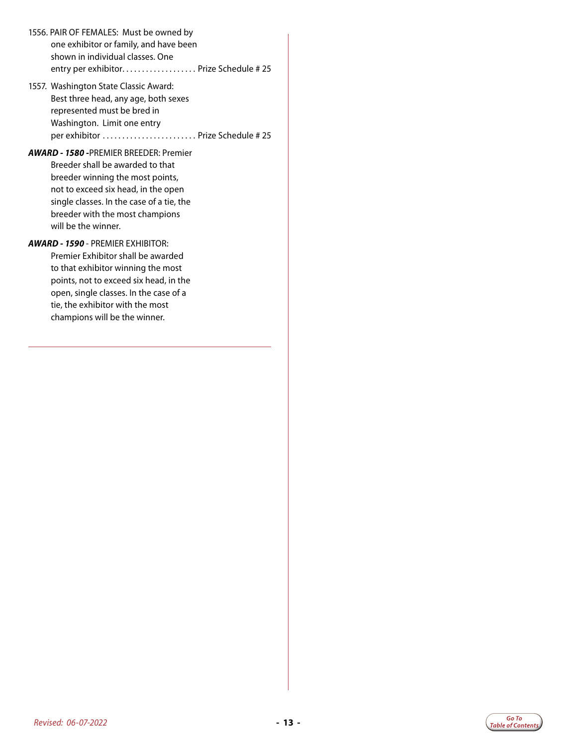1556. PAIR OF FEMALES: Must be owned by one exhibitor or family, and have been shown in individual classes. One entry per exhibitor. . . . . . . . . . . . . . . . . . . Prize Schedule # 25

1557. Washington State Classic Award: Best three head, any age, both sexes represented must be bred in Washington. Limit one entry per exhibitor . . . . . . . . . . . . . . . . . . . . . . . . Prize Schedule # 25

***AWARD - 1580*** **-**PREMIER BREEDER: Premier Breeder shall be awarded to that breeder winning the most points, not to exceed six head, in the open single classes. In the case of a tie, the breeder with the most champions will be the winner.

***AWARD - 1590*** - PREMIER EXHIBITOR: Premier Exhibitor shall be awarded to that exhibitor winning the most points, not to exceed six head, in the open, single classes. In the case of a tie, the exhibitor with the most champions will be the winner.

*Revised: 06-07-2022*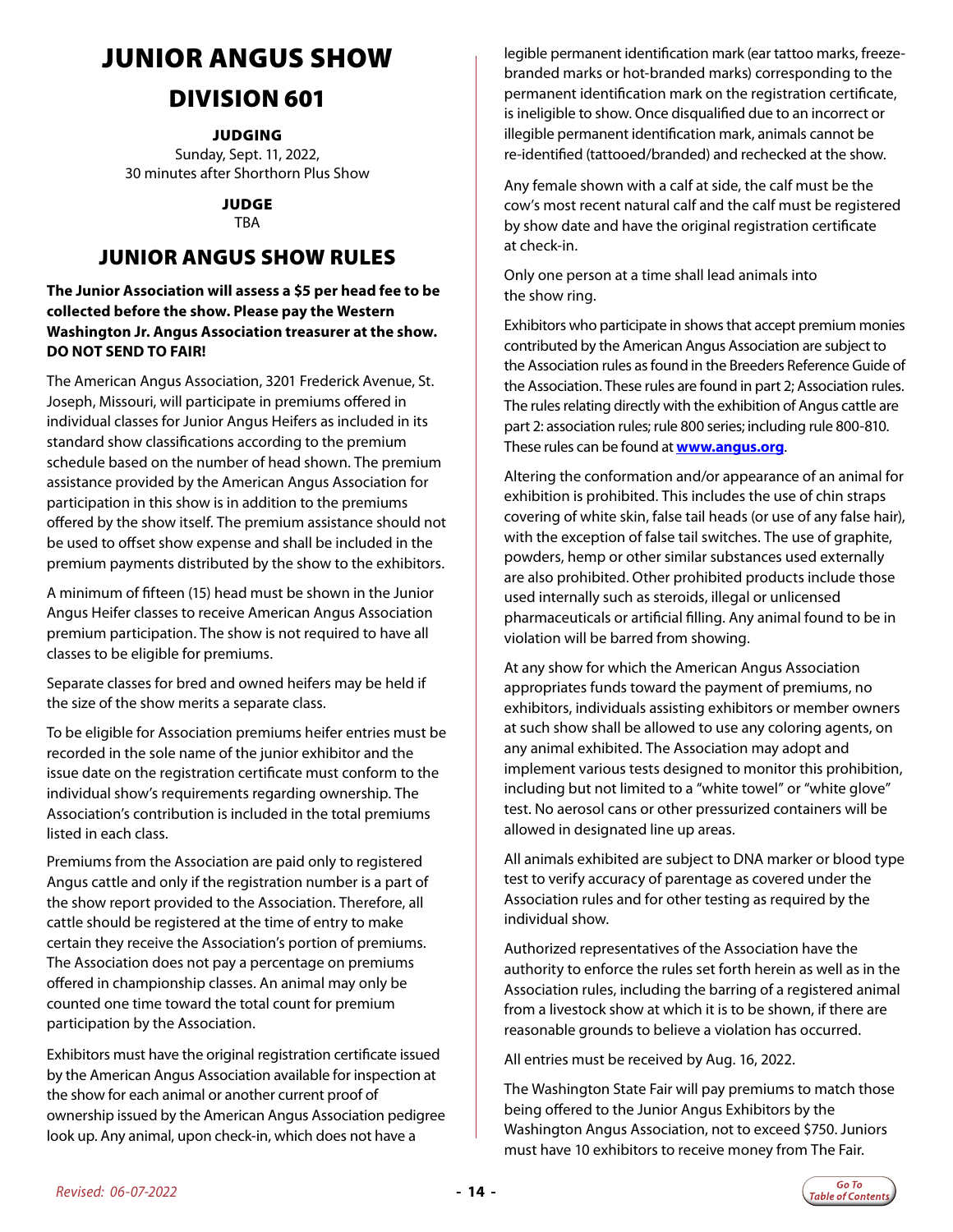# JUNIOR ANGUS SHOW

## DIVISION 601

### JUDGING

Sunday, Sept. 11, 2022,
30 minutes after Shorthorn Plus Show

### JUDGE

TBA

## JUNIOR ANGUS SHOW RULES

**The Junior Association will assess a $5 per head fee to be collected before the show. Please pay the Western Washington Jr. Angus Association treasurer at the show. DO NOT SEND TO FAIR!**

The American Angus Association, 3201 Frederick Avenue, St. Joseph, Missouri, will participate in premiums offered in individual classes for Junior Angus Heifers as included in its standard show classifications according to the premium schedule based on the number of head shown. The premium assistance provided by the American Angus Association for participation in this show is in addition to the premiums offered by the show itself. The premium assistance should not be used to offset show expense and shall be included in the premium payments distributed by the show to the exhibitors.

A minimum of fifteen (15) head must be shown in the Junior Angus Heifer classes to receive American Angus Association premium participation. The show is not required to have all classes to be eligible for premiums.

Separate classes for bred and owned heifers may be held if the size of the show merits a separate class.

To be eligible for Association premiums heifer entries must be recorded in the sole name of the junior exhibitor and the issue date on the registration certificate must conform to the individual show's requirements regarding ownership. The Association's contribution is included in the total premiums listed in each class.

Premiums from the Association are paid only to registered Angus cattle and only if the registration number is a part of the show report provided to the Association. Therefore, all cattle should be registered at the time of entry to make certain they receive the Association's portion of premiums. The Association does not pay a percentage on premiums offered in championship classes. An animal may only be counted one time toward the total count for premium participation by the Association.

Exhibitors must have the original registration certificate issued by the American Angus Association available for inspection at the show for each animal or another current proof of ownership issued by the American Angus Association pedigree look up. Any animal, upon check-in, which does not have a legible permanent identification mark (ear tattoo marks, freeze-branded marks or hot-branded marks) corresponding to the permanent identification mark on the registration certificate, is ineligible to show. Once disqualified due to an incorrect or illegible permanent identification mark, animals cannot be re-identified (tattooed/branded) and rechecked at the show.

Any female shown with a calf at side, the calf must be the cow's most recent natural calf and the calf must be registered by show date and have the original registration certificate at check-in.

Only one person at a time shall lead animals into the show ring.

Exhibitors who participate in shows that accept premium monies contributed by the American Angus Association are subject to the Association rules as found in the Breeders Reference Guide of the Association. These rules are found in part 2; Association rules. The rules relating directly with the exhibition of Angus cattle are part 2: association rules; rule 800 series; including rule 800-810. These rules can be found at **www.angus.org**.

Altering the conformation and/or appearance of an animal for exhibition is prohibited. This includes the use of chin straps covering of white skin, false tail heads (or use of any false hair), with the exception of false tail switches. The use of graphite, powders, hemp or other similar substances used externally are also prohibited. Other prohibited products include those used internally such as steroids, illegal or unlicensed pharmaceuticals or artificial filling. Any animal found to be in violation will be barred from showing.

At any show for which the American Angus Association appropriates funds toward the payment of premiums, no exhibitors, individuals assisting exhibitors or member owners at such show shall be allowed to use any coloring agents, on any animal exhibited. The Association may adopt and implement various tests designed to monitor this prohibition, including but not limited to a "white towel" or "white glove" test. No aerosol cans or other pressurized containers will be allowed in designated line up areas.

All animals exhibited are subject to DNA marker or blood type test to verify accuracy of parentage as covered under the Association rules and for other testing as required by the individual show.

Authorized representatives of the Association have the authority to enforce the rules set forth herein as well as in the Association rules, including the barring of a registered animal from a livestock show at which it is to be shown, if there are reasonable grounds to believe a violation has occurred.

All entries must be received by Aug. 16, 2022.

The Washington State Fair will pay premiums to match those being offered to the Junior Angus Exhibitors by the Washington Angus Association, not to exceed $750. Juniors must have 10 exhibitors to receive money from The Fair.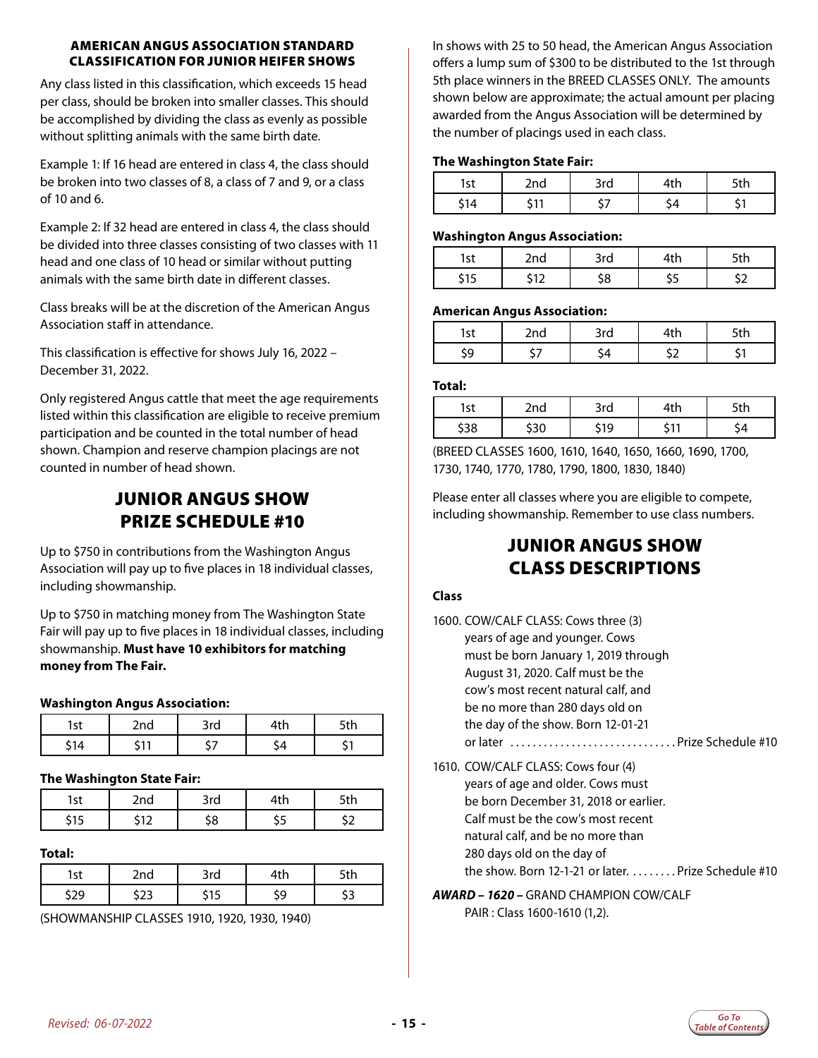### AMERICAN ANGUS ASSOCIATION STANDARD CLASSIFICATION FOR JUNIOR HEIFER SHOWS

Any class listed in this classification, which exceeds 15 head per class, should be broken into smaller classes. This should be accomplished by dividing the class as evenly as possible without splitting animals with the same birth date.

Example 1: If 16 head are entered in class 4, the class should be broken into two classes of 8, a class of 7 and 9, or a class of 10 and 6.

Example 2: If 32 head are entered in class 4, the class should be divided into three classes consisting of two classes with 11 head and one class of 10 head or similar without putting animals with the same birth date in different classes.

Class breaks will be at the discretion of the American Angus Association staff in attendance.

This classification is effective for shows July 16, 2022 – December 31, 2022.

Only registered Angus cattle that meet the age requirements listed within this classification are eligible to receive premium participation and be counted in the total number of head shown. Champion and reserve champion placings are not counted in number of head shown.

## JUNIOR ANGUS SHOW PRIZE SCHEDULE #10

Up to $750 in contributions from the Washington Angus Association will pay up to five places in 18 individual classes, including showmanship.

Up to $750 in matching money from The Washington State Fair will pay up to five places in 18 individual classes, including showmanship. **Must have 10 exhibitors for matching money from The Fair.**

**Washington Angus Association:**

| 1st | 2nd | 3rd | 4th | 5th |
|---|---|---|---|---|
| $14 | $11 | $7 | $4 | $1 |

**The Washington State Fair:**

| 1st | 2nd | 3rd | 4th | 5th |
|---|---|---|---|---|
| $15 | $12 | $8 | $5 | $2 |

**Total:**

| 1st | 2nd | 3rd | 4th | 5th |
|---|---|---|---|---|
| $29 | $23 | $15 | $9 | $3 |

(SHOWMANSHIP CLASSES 1910, 1920, 1930, 1940)

In shows with 25 to 50 head, the American Angus Association offers a lump sum of $300 to be distributed to the 1st through 5th place winners in the BREED CLASSES ONLY. The amounts shown below are approximate; the actual amount per placing awarded from the Angus Association will be determined by the number of placings used in each class.

**The Washington State Fair:**

| 1st | 2nd | 3rd | 4th | 5th |
|---|---|---|---|---|
| $14 | $11 | $7 | $4 | $1 |

**Washington Angus Association:**

| 1st | 2nd | 3rd | 4th | 5th |
|---|---|---|---|---|
| $15 | $12 | $8 | $5 | $2 |

**American Angus Association:**

| 1st | 2nd | 3rd | 4th | 5th |
|---|---|---|---|---|
| $9 | $7 | $4 | $2 | $1 |

**Total:**

| 1st | 2nd | 3rd | 4th | 5th |
|---|---|---|---|---|
| $38 | $30 | $19 | $11 | $4 |

(BREED CLASSES 1600, 1610, 1640, 1650, 1660, 1690, 1700, 1730, 1740, 1770, 1780, 1790, 1800, 1830, 1840)

Please enter all classes where you are eligible to compete, including showmanship. Remember to use class numbers.

## JUNIOR ANGUS SHOW CLASS DESCRIPTIONS

**Class**

1600. COW/CALF CLASS: Cows three (3) years of age and younger. Cows must be born January 1, 2019 through August 31, 2020. Calf must be the cow's most recent natural calf, and be no more than 280 days old on the day of the show. Born 12-01-21 or later .............................. Prize Schedule #10

1610. COW/CALF CLASS: Cows four (4) years of age and older. Cows must be born December 31, 2018 or earlier. Calf must be the cow's most recent natural calf, and be no more than 280 days old on the day of the show. Born 12-1-21 or later. ........ Prize Schedule #10

***AWARD – 1620 –*** GRAND CHAMPION COW/CALF PAIR : Class 1600-1610 (1,2).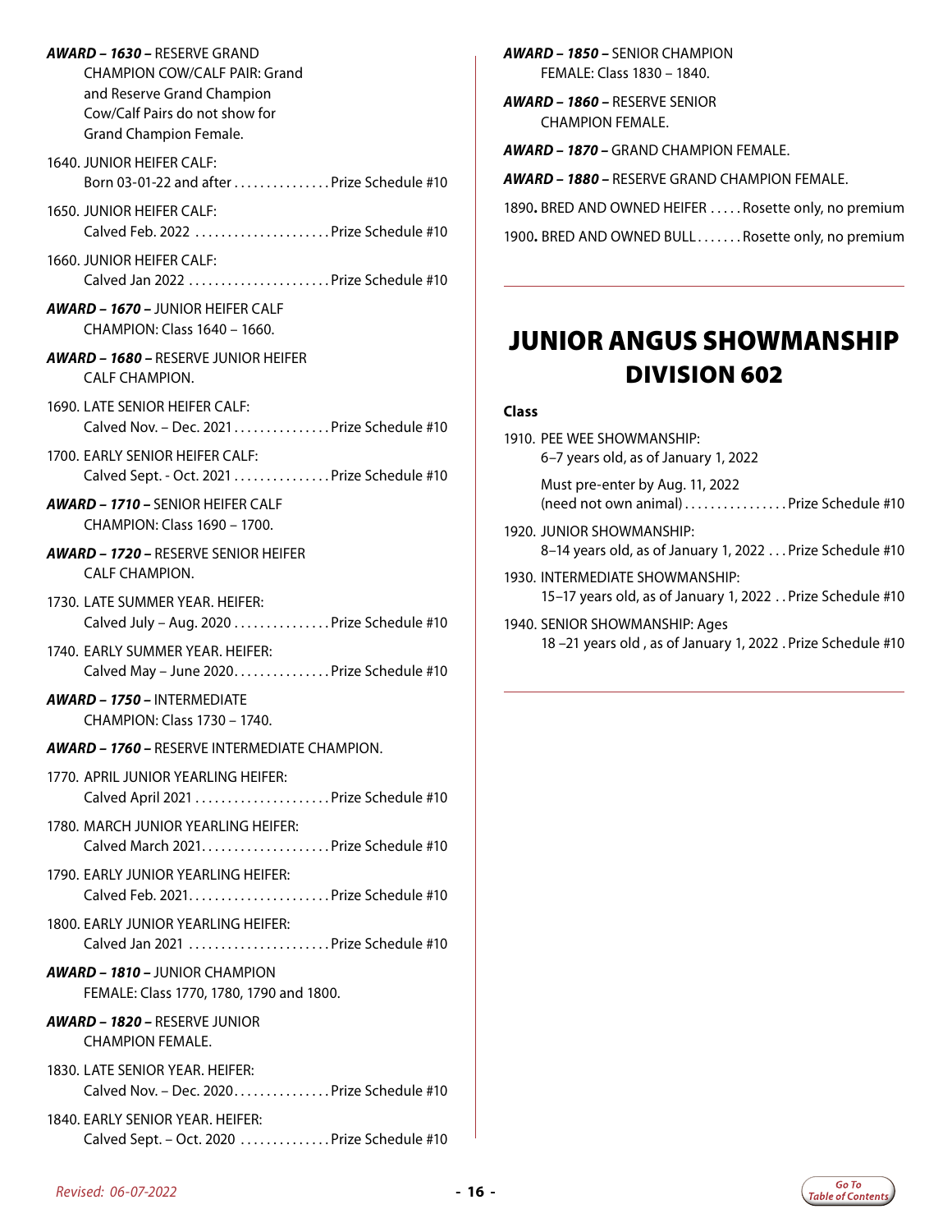***AWARD – 1630 –*** RESERVE GRAND CHAMPION COW/CALF PAIR: Grand and Reserve Grand Champion Cow/Calf Pairs do not show for Grand Champion Female.

1640. JUNIOR HEIFER CALF: Born 03-01-22 and after ............... Prize Schedule #10

1650. JUNIOR HEIFER CALF: Calved Feb. 2022 ..................... Prize Schedule #10

1660. JUNIOR HEIFER CALF: Calved Jan 2022 ...................... Prize Schedule #10

***AWARD – 1670 –*** JUNIOR HEIFER CALF CHAMPION: Class 1640 – 1660.

***AWARD – 1680 –*** RESERVE JUNIOR HEIFER CALF CHAMPION.

1690. LATE SENIOR HEIFER CALF: Calved Nov. – Dec. 2021 ............... Prize Schedule #10

1700. EARLY SENIOR HEIFER CALF: Calved Sept. - Oct. 2021 ............... Prize Schedule #10

***AWARD – 1710 –*** SENIOR HEIFER CALF CHAMPION: Class 1690 – 1700.

***AWARD – 1720 –*** RESERVE SENIOR HEIFER CALF CHAMPION.

1730. LATE SUMMER YEAR. HEIFER: Calved July – Aug. 2020 ............... Prize Schedule #10

1740. EARLY SUMMER YEAR. HEIFER: Calved May – June 2020 ............... Prize Schedule #10

***AWARD – 1750 –*** INTERMEDIATE CHAMPION: Class 1730 – 1740.

***AWARD – 1760 –*** RESERVE INTERMEDIATE CHAMPION.

1770. APRIL JUNIOR YEARLING HEIFER: Calved April 2021 ..................... Prize Schedule #10

1780. MARCH JUNIOR YEARLING HEIFER: Calved March 2021 .................... Prize Schedule #10

1790. EARLY JUNIOR YEARLING HEIFER: Calved Feb. 2021 ...................... Prize Schedule #10

1800. EARLY JUNIOR YEARLING HEIFER: Calved Jan 2021 ...................... Prize Schedule #10

***AWARD – 1810 –*** JUNIOR CHAMPION FEMALE: Class 1770, 1780, 1790 and 1800.

***AWARD – 1820 –*** RESERVE JUNIOR CHAMPION FEMALE.

1830. LATE SENIOR YEAR. HEIFER: Calved Nov. – Dec. 2020 ............... Prize Schedule #10

1840. EARLY SENIOR YEAR. HEIFER: Calved Sept. – Oct. 2020 .............. Prize Schedule #10

***AWARD – 1850 –*** SENIOR CHAMPION FEMALE: Class 1830 – 1840.

***AWARD – 1860 –*** RESERVE SENIOR CHAMPION FEMALE.

***AWARD – 1870 –*** GRAND CHAMPION FEMALE.

***AWARD – 1880 –*** RESERVE GRAND CHAMPION FEMALE.

1890**.** BRED AND OWNED HEIFER ..... Rosette only, no premium

1900**.** BRED AND OWNED BULL ....... Rosette only, no premium

# JUNIOR ANGUS SHOWMANSHIP
## DIVISION 602

**Class**

1910. PEE WEE SHOWMANSHIP: 6–7 years old, as of January 1, 2022

Must pre-enter by Aug. 11, 2022 (need not own animal) ................ Prize Schedule #10

1920. JUNIOR SHOWMANSHIP: 8–14 years old, as of January 1, 2022 ... Prize Schedule #10

1930. INTERMEDIATE SHOWMANSHIP: 15–17 years old, as of January 1, 2022 .. Prize Schedule #10

1940. SENIOR SHOWMANSHIP: Ages 18 –21 years old , as of January 1, 2022 . Prize Schedule #10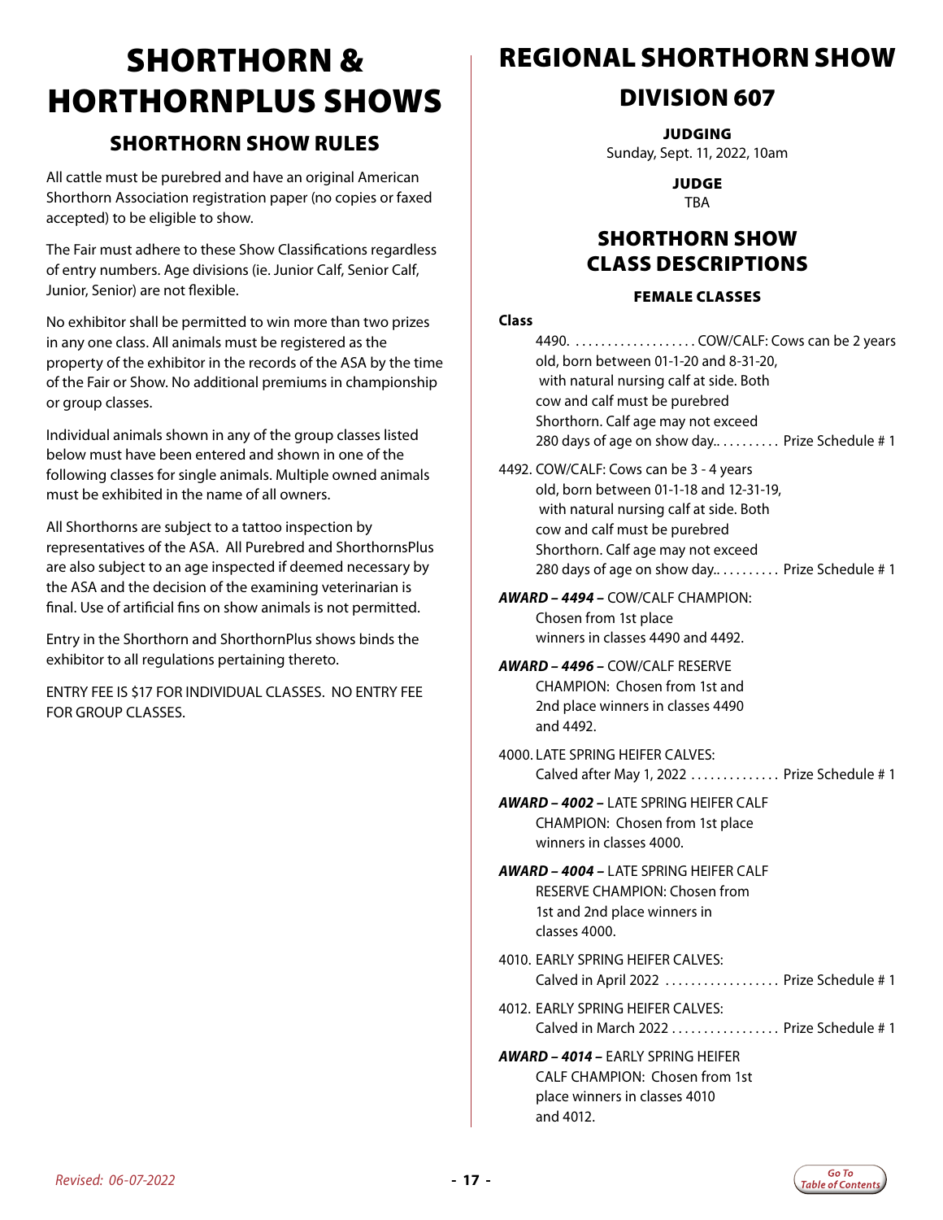# SHORTHORN & HORTHORNPLUS SHOWS

## SHORTHORN SHOW RULES

All cattle must be purebred and have an original American Shorthorn Association registration paper (no copies or faxed accepted) to be eligible to show.

The Fair must adhere to these Show Classifications regardless of entry numbers. Age divisions (ie. Junior Calf, Senior Calf, Junior, Senior) are not flexible.

No exhibitor shall be permitted to win more than two prizes in any one class. All animals must be registered as the property of the exhibitor in the records of the ASA by the time of the Fair or Show. No additional premiums in championship or group classes.

Individual animals shown in any of the group classes listed below must have been entered and shown in one of the following classes for single animals. Multiple owned animals must be exhibited in the name of all owners.

All Shorthorns are subject to a tattoo inspection by representatives of the ASA. All Purebred and ShorthornsPlus are also subject to an age inspected if deemed necessary by the ASA and the decision of the examining veterinarian is final. Use of artificial fins on show animals is not permitted.

Entry in the Shorthorn and ShorthornPlus shows binds the exhibitor to all regulations pertaining thereto.

ENTRY FEE IS $17 FOR INDIVIDUAL CLASSES. NO ENTRY FEE FOR GROUP CLASSES.

# REGIONAL SHORTHORN SHOW

## DIVISION 607

**JUDGING**
Sunday, Sept. 11, 2022, 10am

**JUDGE**
TBA

## SHORTHORN SHOW CLASS DESCRIPTIONS

### FEMALE CLASSES

**Class**

4490. COW/CALF: Cows can be 2 years old, born between 01-1-20 and 8-31-20, with natural nursing calf at side. Both cow and calf must be purebred Shorthorn. Calf age may not exceed 280 days of age on show day. .......... Prize Schedule # 1

4492. COW/CALF: Cows can be 3 - 4 years old, born between 01-1-18 and 12-31-19, with natural nursing calf at side. Both cow and calf must be purebred Shorthorn. Calf age may not exceed 280 days of age on show day. .......... Prize Schedule # 1

***AWARD – 4494 –*** COW/CALF CHAMPION: Chosen from 1st place winners in classes 4490 and 4492.

***AWARD – 4496 –*** COW/CALF RESERVE CHAMPION: Chosen from 1st and 2nd place winners in classes 4490 and 4492.

4000. LATE SPRING HEIFER CALVES: Calved after May 1, 2022 .............. Prize Schedule # 1

***AWARD – 4002 –*** LATE SPRING HEIFER CALF CHAMPION: Chosen from 1st place winners in classes 4000.

***AWARD – 4004 –*** LATE SPRING HEIFER CALF RESERVE CHAMPION: Chosen from 1st and 2nd place winners in classes 4000.

4010. EARLY SPRING HEIFER CALVES: Calved in April 2022 .................. Prize Schedule # 1

4012. EARLY SPRING HEIFER CALVES: Calved in March 2022 ................. Prize Schedule # 1

***AWARD – 4014 –*** EARLY SPRING HEIFER CALF CHAMPION: Chosen from 1st place winners in classes 4010 and 4012.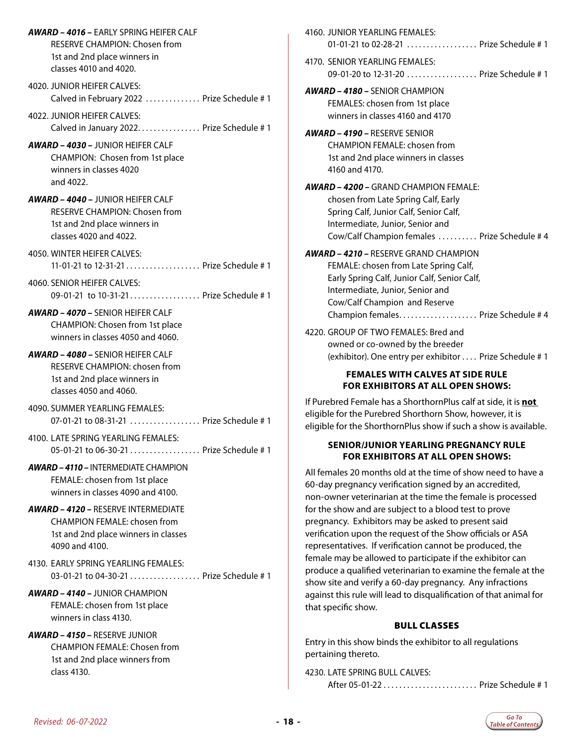**AWARD – 4016 –** EARLY SPRING HEIFER CALF RESERVE CHAMPION: Chosen from 1st and 2nd place winners in classes 4010 and 4020.

4020. JUNIOR HEIFER CALVES: Calved in February 2022 .............. Prize Schedule # 1

4022. JUNIOR HEIFER CALVES: Calved in January 2022................ Prize Schedule # 1

**AWARD – 4030 –** JUNIOR HEIFER CALF CHAMPION: Chosen from 1st place winners in classes 4020 and 4022.

**AWARD – 4040 –** JUNIOR HEIFER CALF RESERVE CHAMPION: Chosen from 1st and 2nd place winners in classes 4020 and 4022.

4050. WINTER HEIFER CALVES: 11-01-21 to 12-31-21................... Prize Schedule # 1

4060. SENIOR HEIFER CALVES: 09-01-21 to 10-31-21.................. Prize Schedule # 1

**AWARD – 4070 –** SENIOR HEIFER CALF CHAMPION: Chosen from 1st place winners in classes 4050 and 4060.

**AWARD – 4080 –** SENIOR HEIFER CALF RESERVE CHAMPION: chosen from 1st and 2nd place winners in classes 4050 and 4060.

4090. SUMMER YEARLING FEMALES: 07-01-21 to 08-31-21 .................. Prize Schedule # 1

4100. LATE SPRING YEARLING FEMALES: 05-01-21 to 06-30-21 .................. Prize Schedule # 1

**AWARD – 4110 –** INTERMEDIATE CHAMPION FEMALE: chosen from 1st place winners in classes 4090 and 4100.

**AWARD – 4120 –** RESERVE INTERMEDIATE CHAMPION FEMALE: chosen from 1st and 2nd place winners in classes 4090 and 4100.

4130. EARLY SPRING YEARLING FEMALES: 03-01-21 to 04-30-21 .................. Prize Schedule # 1

**AWARD – 4140 –** JUNIOR CHAMPION FEMALE: chosen from 1st place winners in class 4130.

**AWARD – 4150 –** RESERVE JUNIOR CHAMPION FEMALE: Chosen from 1st and 2nd place winners from class 4130.

4160. JUNIOR YEARLING FEMALES: 01-01-21 to 02-28-21 .................. Prize Schedule # 1

4170. SENIOR YEARLING FEMALES: 09-01-20 to 12-31-20 .................. Prize Schedule # 1

**AWARD – 4180 –** SENIOR CHAMPION FEMALES: chosen from 1st place winners in classes 4160 and 4170

**AWARD – 4190 –** RESERVE SENIOR CHAMPION FEMALE: chosen from 1st and 2nd place winners in classes 4160 and 4170.

**AWARD – 4200 –** GRAND CHAMPION FEMALE: chosen from Late Spring Calf, Early Spring Calf, Junior Calf, Senior Calf, Intermediate, Junior, Senior and Cow/Calf Champion females .......... Prize Schedule # 4

**AWARD – 4210 –** RESERVE GRAND CHAMPION FEMALE: chosen from Late Spring Calf, Early Spring Calf, Junior Calf, Senior Calf, Intermediate, Junior, Senior and Cow/Calf Champion and Reserve Champion females.................... Prize Schedule # 4

4220. GROUP OF TWO FEMALES: Bred and owned or co-owned by the breeder (exhibitor). One entry per exhibitor .... Prize Schedule # 1

### FEMALES WITH CALVES AT SIDE RULE FOR EXHIBITORS AT ALL OPEN SHOWS:

If Purebred Female has a ShorthornPlus calf at side, it is **not** eligible for the Purebred Shorthorn Show, however, it is eligible for the ShorthornPlus show if such a show is available.

### SENIOR/JUNIOR YEARLING PREGNANCY RULE FOR EXHIBITORS AT ALL OPEN SHOWS:

All females 20 months old at the time of show need to have a 60-day pregnancy verification signed by an accredited, non-owner veterinarian at the time the female is processed for the show and are subject to a blood test to prove pregnancy. Exhibitors may be asked to present said verification upon the request of the Show officials or ASA representatives. If verification cannot be produced, the female may be allowed to participate if the exhibitor can produce a qualified veterinarian to examine the female at the show site and verify a 60-day pregnancy. Any infractions against this rule will lead to disqualification of that animal for that specific show.

### BULL CLASSES

Entry in this show binds the exhibitor to all regulations pertaining thereto.

4230. LATE SPRING BULL CALVES: After 05-01-22........................ Prize Schedule # 1

*Revised: 06-07-2022*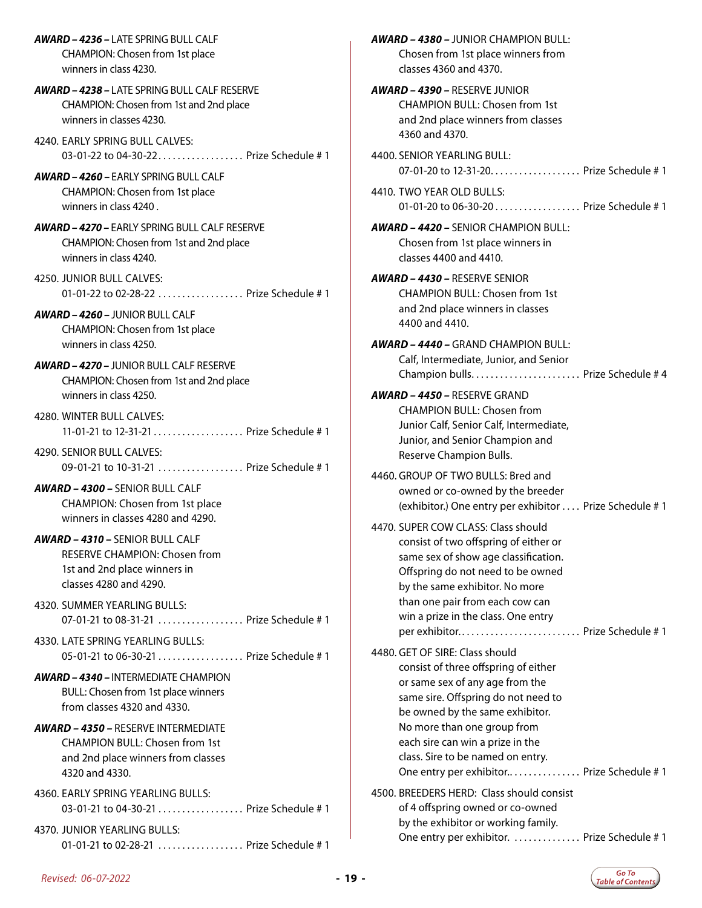***AWARD – 4236 –*** LATE SPRING BULL CALF CHAMPION: Chosen from 1st place winners in class 4230.

***AWARD – 4238 –*** LATE SPRING BULL CALF RESERVE CHAMPION: Chosen from 1st and 2nd place winners in classes 4230.

4240. EARLY SPRING BULL CALVES:
03-01-22 to 04-30-22 .................. Prize Schedule # 1

***AWARD – 4260 –*** EARLY SPRING BULL CALF CHAMPION: Chosen from 1st place winners in class 4240 .

***AWARD – 4270 –*** EARLY SPRING BULL CALF RESERVE CHAMPION: Chosen from 1st and 2nd place winners in class 4240.

4250. JUNIOR BULL CALVES:
01-01-22 to 02-28-22 .................. Prize Schedule # 1

***AWARD – 4260 –*** JUNIOR BULL CALF CHAMPION: Chosen from 1st place winners in class 4250.

***AWARD – 4270 –*** JUNIOR BULL CALF RESERVE CHAMPION: Chosen from 1st and 2nd place winners in class 4250.

4280. WINTER BULL CALVES:
11-01-21 to 12-31-21 .................. Prize Schedule # 1

4290. SENIOR BULL CALVES:
09-01-21 to 10-31-21 .................. Prize Schedule # 1

***AWARD – 4300 –*** SENIOR BULL CALF CHAMPION: Chosen from 1st place winners in classes 4280 and 4290.

***AWARD – 4310 –*** SENIOR BULL CALF RESERVE CHAMPION: Chosen from 1st and 2nd place winners in classes 4280 and 4290.

4320. SUMMER YEARLING BULLS:
07-01-21 to 08-31-21 .................. Prize Schedule # 1

4330. LATE SPRING YEARLING BULLS:
05-01-21 to 06-30-21 .................. Prize Schedule # 1

***AWARD – 4340 –*** INTERMEDIATE CHAMPION BULL: Chosen from 1st place winners from classes 4320 and 4330.

***AWARD – 4350 –*** RESERVE INTERMEDIATE CHAMPION BULL: Chosen from 1st and 2nd place winners from classes 4320 and 4330.

4360. EARLY SPRING YEARLING BULLS:
03-01-21 to 04-30-21 .................. Prize Schedule # 1

4370. JUNIOR YEARLING BULLS:
01-01-21 to 02-28-21 .................. Prize Schedule # 1

***AWARD – 4380 –*** JUNIOR CHAMPION BULL: Chosen from 1st place winners from classes 4360 and 4370.

***AWARD – 4390 –*** RESERVE JUNIOR CHAMPION BULL: Chosen from 1st and 2nd place winners from classes 4360 and 4370.

4400. SENIOR YEARLING BULL:
07-01-20 to 12-31-20 .................. Prize Schedule # 1

4410. TWO YEAR OLD BULLS:
01-01-20 to 06-30-20 .................. Prize Schedule # 1

***AWARD – 4420 –*** SENIOR CHAMPION BULL: Chosen from 1st place winners in classes 4400 and 4410.

***AWARD – 4430 –*** RESERVE SENIOR CHAMPION BULL: Chosen from 1st and 2nd place winners in classes 4400 and 4410.

***AWARD – 4440 –*** GRAND CHAMPION BULL: Calf, Intermediate, Junior, and Senior Champion bulls. ...................... Prize Schedule # 4

***AWARD – 4450 –*** RESERVE GRAND CHAMPION BULL: Chosen from Junior Calf, Senior Calf, Intermediate, Junior, and Senior Champion and Reserve Champion Bulls.

4460. GROUP OF TWO BULLS: Bred and owned or co-owned by the breeder (exhibitor.) One entry per exhibitor .... Prize Schedule # 1

4470. SUPER COW CLASS: Class should consist of two offspring of either or same sex of show age classification. Offspring do not need to be owned by the same exhibitor. No more than one pair from each cow can win a prize in the class. One entry per exhibitor. ......................... Prize Schedule # 1

4480. GET OF SIRE: Class should consist of three offspring of either or same sex of any age from the same sire. Offspring do not need to be owned by the same exhibitor. No more than one group from each sire can win a prize in the class. Sire to be named on entry. One entry per exhibitor. .............. Prize Schedule # 1

4500. BREEDERS HERD: Class should consist of 4 offspring owned or co-owned by the exhibitor or working family. One entry per exhibitor. .............. Prize Schedule # 1

*Revised: 06-07-2022*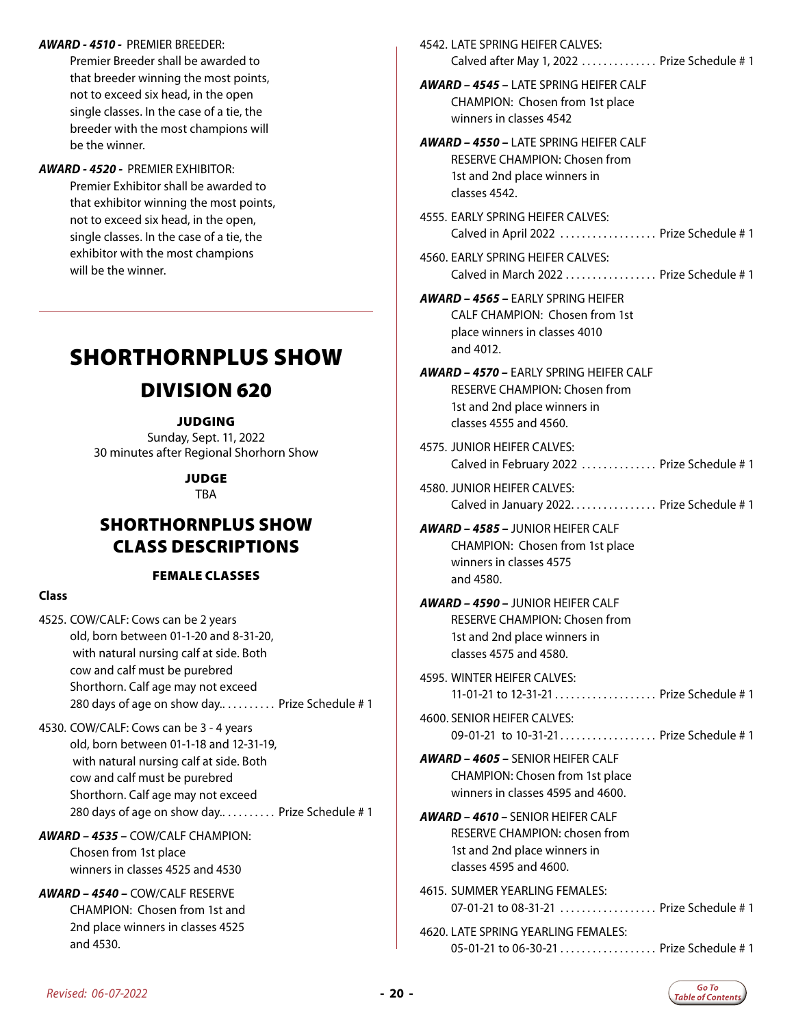***AWARD - 4510 -*** PREMIER BREEDER:
Premier Breeder shall be awarded to that breeder winning the most points, not to exceed six head, in the open single classes. In the case of a tie, the breeder with the most champions will be the winner.

***AWARD - 4520 -*** PREMIER EXHIBITOR:
Premier Exhibitor shall be awarded to that exhibitor winning the most points, not to exceed six head, in the open, single classes. In the case of a tie, the exhibitor with the most champions will be the winner.

# SHORTHORNPLUS SHOW

## DIVISION 620

**JUDGING**
Sunday, Sept. 11, 2022
30 minutes after Regional Shorhorn Show

**JUDGE**
TBA

## SHORTHORNPLUS SHOW CLASS DESCRIPTIONS

### FEMALE CLASSES

**Class**

4525. COW/CALF: Cows can be 2 years old, born between 01-1-20 and 8-31-20, with natural nursing calf at side. Both cow and calf must be purebred Shorthorn. Calf age may not exceed 280 days of age on show day.. .......... Prize Schedule # 1

4530. COW/CALF: Cows can be 3 - 4 years old, born between 01-1-18 and 12-31-19, with natural nursing calf at side. Both cow and calf must be purebred Shorthorn. Calf age may not exceed 280 days of age on show day.. .......... Prize Schedule # 1

***AWARD – 4535 –*** COW/CALF CHAMPION: Chosen from 1st place winners in classes 4525 and 4530

***AWARD – 4540 –*** COW/CALF RESERVE CHAMPION: Chosen from 1st and 2nd place winners in classes 4525 and 4530.

4542. LATE SPRING HEIFER CALVES: Calved after May 1, 2022 .............. Prize Schedule # 1

***AWARD – 4545 –*** LATE SPRING HEIFER CALF CHAMPION: Chosen from 1st place winners in classes 4542

***AWARD – 4550 –*** LATE SPRING HEIFER CALF RESERVE CHAMPION: Chosen from 1st and 2nd place winners in classes 4542.

4555. EARLY SPRING HEIFER CALVES: Calved in April 2022 .................. Prize Schedule # 1

4560. EARLY SPRING HEIFER CALVES: Calved in March 2022 ................. Prize Schedule # 1

***AWARD – 4565 –*** EARLY SPRING HEIFER CALF CHAMPION: Chosen from 1st place winners in classes 4010 and 4012.

***AWARD – 4570 –*** EARLY SPRING HEIFER CALF RESERVE CHAMPION: Chosen from 1st and 2nd place winners in classes 4555 and 4560.

4575. JUNIOR HEIFER CALVES: Calved in February 2022 .............. Prize Schedule # 1

4580. JUNIOR HEIFER CALVES: Calved in January 2022................ Prize Schedule # 1

***AWARD – 4585 –*** JUNIOR HEIFER CALF CHAMPION: Chosen from 1st place winners in classes 4575 and 4580.

***AWARD – 4590 –*** JUNIOR HEIFER CALF RESERVE CHAMPION: Chosen from 1st and 2nd place winners in classes 4575 and 4580.

4595. WINTER HEIFER CALVES: 11-01-21 to 12-31-21................... Prize Schedule # 1

4600. SENIOR HEIFER CALVES: 09-01-21 to 10-31-21.................. Prize Schedule # 1

***AWARD – 4605 –*** SENIOR HEIFER CALF CHAMPION: Chosen from 1st place winners in classes 4595 and 4600.

***AWARD – 4610 –*** SENIOR HEIFER CALF RESERVE CHAMPION: chosen from 1st and 2nd place winners in classes 4595 and 4600.

4615. SUMMER YEARLING FEMALES: 07-01-21 to 08-31-21 .................. Prize Schedule # 1

4620. LATE SPRING YEARLING FEMALES: 05-01-21 to 06-30-21 .................. Prize Schedule # 1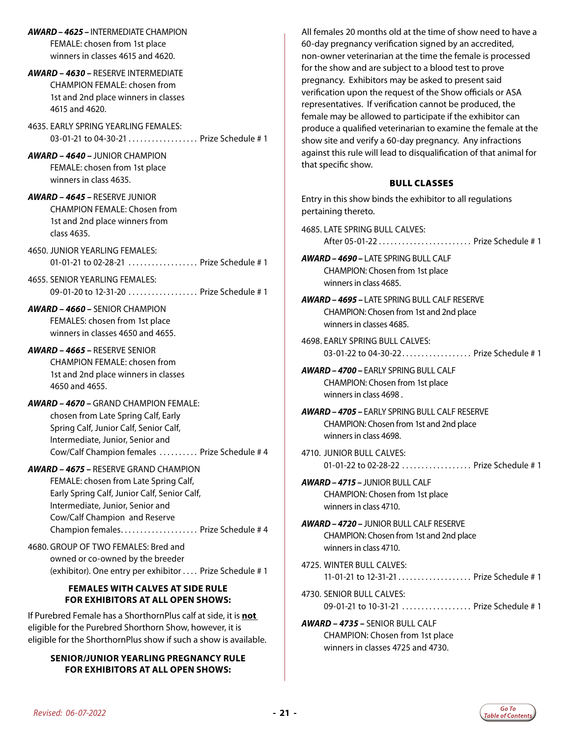***AWARD – 4625 –*** INTERMEDIATE CHAMPION FEMALE: chosen from 1st place winners in classes 4615 and 4620.

***AWARD – 4630 –*** RESERVE INTERMEDIATE CHAMPION FEMALE: chosen from 1st and 2nd place winners in classes 4615 and 4620.

4635. EARLY SPRING YEARLING FEMALES: 03-01-21 to 04-30-21 .................. Prize Schedule # 1

***AWARD – 4640 –*** JUNIOR CHAMPION FEMALE: chosen from 1st place winners in class 4635.

***AWARD – 4645 –*** RESERVE JUNIOR CHAMPION FEMALE: Chosen from 1st and 2nd place winners from class 4635.

4650. JUNIOR YEARLING FEMALES: 01-01-21 to 02-28-21 .................. Prize Schedule # 1

4655. SENIOR YEARLING FEMALES: 09-01-20 to 12-31-20 .................. Prize Schedule # 1

***AWARD – 4660 –*** SENIOR CHAMPION FEMALES: chosen from 1st place winners in classes 4650 and 4655.

***AWARD – 4665 –*** RESERVE SENIOR CHAMPION FEMALE: chosen from 1st and 2nd place winners in classes 4650 and 4655.

***AWARD – 4670 –*** GRAND CHAMPION FEMALE: chosen from Late Spring Calf, Early Spring Calf, Junior Calf, Senior Calf, Intermediate, Junior, Senior and Cow/Calf Champion females .......... Prize Schedule # 4

***AWARD – 4675 –*** RESERVE GRAND CHAMPION FEMALE: chosen from Late Spring Calf, Early Spring Calf, Junior Calf, Senior Calf, Intermediate, Junior, Senior and Cow/Calf Champion and Reserve Champion females.................... Prize Schedule # 4

4680. GROUP OF TWO FEMALES: Bred and owned or co-owned by the breeder (exhibitor). One entry per exhibitor .... Prize Schedule # 1

### FEMALES WITH CALVES AT SIDE RULE FOR EXHIBITORS AT ALL OPEN SHOWS:

If Purebred Female has a ShorthornPlus calf at side, it is **not** eligible for the Purebred Shorthorn Show, however, it is eligible for the ShorthornPlus show if such a show is available.

### SENIOR/JUNIOR YEARLING PREGNANCY RULE FOR EXHIBITORS AT ALL OPEN SHOWS:

All females 20 months old at the time of show need to have a 60-day pregnancy verification signed by an accredited, non-owner veterinarian at the time the female is processed for the show and are subject to a blood test to prove pregnancy. Exhibitors may be asked to present said verification upon the request of the Show officials or ASA representatives. If verification cannot be produced, the female may be allowed to participate if the exhibitor can produce a qualified veterinarian to examine the female at the show site and verify a 60-day pregnancy. Any infractions against this rule will lead to disqualification of that animal for that specific show.

### BULL CLASSES

Entry in this show binds the exhibitor to all regulations pertaining thereto.

4685. LATE SPRING BULL CALVES: After 05-01-22 ........................ Prize Schedule # 1

***AWARD – 4690 –*** LATE SPRING BULL CALF CHAMPION: Chosen from 1st place winners in class 4685.

***AWARD – 4695 –*** LATE SPRING BULL CALF RESERVE CHAMPION: Chosen from 1st and 2nd place winners in classes 4685.

4698. EARLY SPRING BULL CALVES: 03-01-22 to 04-30-22.................. Prize Schedule # 1

***AWARD – 4700 –*** EARLY SPRING BULL CALF CHAMPION: Chosen from 1st place winners in class 4698 .

***AWARD – 4705 –*** EARLY SPRING BULL CALF RESERVE CHAMPION: Chosen from 1st and 2nd place winners in class 4698.

4710. JUNIOR BULL CALVES: 01-01-22 to 02-28-22 .................. Prize Schedule # 1

***AWARD – 4715 –*** JUNIOR BULL CALF CHAMPION: Chosen from 1st place winners in class 4710.

***AWARD – 4720 –*** JUNIOR BULL CALF RESERVE CHAMPION: Chosen from 1st and 2nd place winners in class 4710.

4725. WINTER BULL CALVES: 11-01-21 to 12-31-21 .................. Prize Schedule # 1

4730. SENIOR BULL CALVES: 09-01-21 to 10-31-21 .................. Prize Schedule # 1

***AWARD – 4735 –*** SENIOR BULL CALF CHAMPION: Chosen from 1st place winners in classes 4725 and 4730.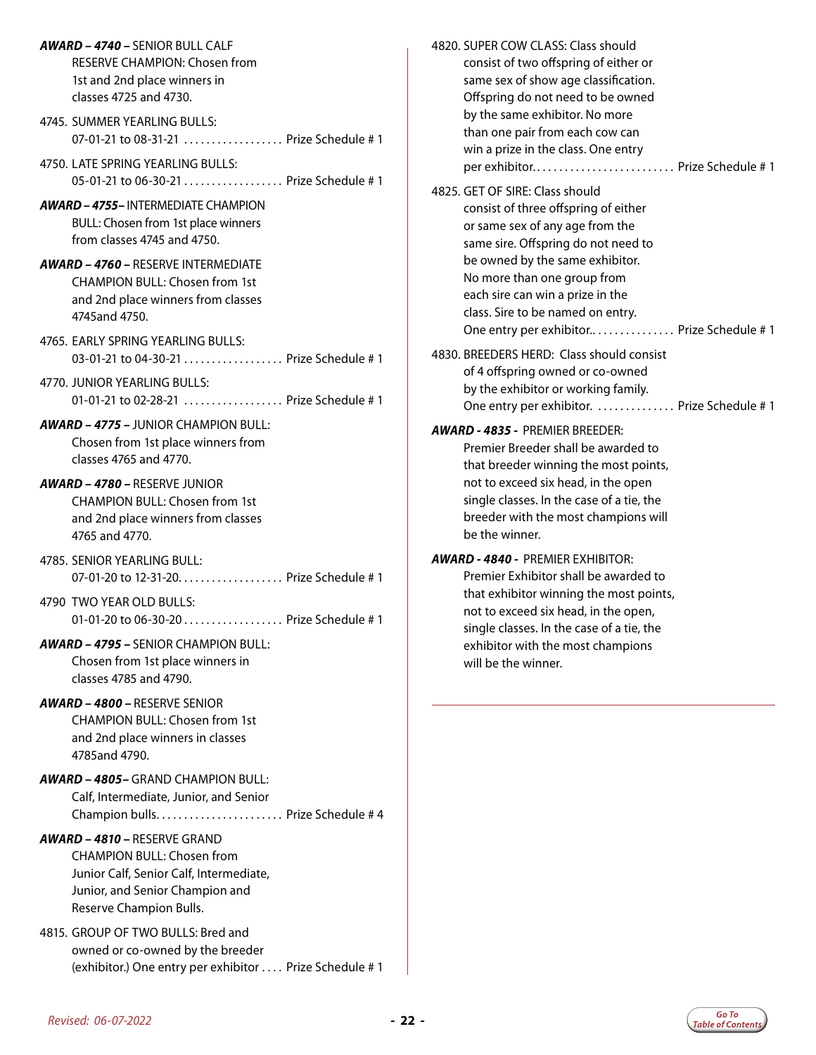***AWARD – 4740 –*** SENIOR BULL CALF RESERVE CHAMPION: Chosen from 1st and 2nd place winners in classes 4725 and 4730.

4745. SUMMER YEARLING BULLS: 07-01-21 to 08-31-21 .................. Prize Schedule # 1

4750. LATE SPRING YEARLING BULLS: 05-01-21 to 06-30-21 .................. Prize Schedule # 1

***AWARD – 4755–*** INTERMEDIATE CHAMPION BULL: Chosen from 1st place winners from classes 4745 and 4750.

***AWARD – 4760 –*** RESERVE INTERMEDIATE CHAMPION BULL: Chosen from 1st and 2nd place winners from classes 4745and 4750.

4765. EARLY SPRING YEARLING BULLS: 03-01-21 to 04-30-21 .................. Prize Schedule # 1

4770. JUNIOR YEARLING BULLS: 01-01-21 to 02-28-21 .................. Prize Schedule # 1

***AWARD – 4775 –*** JUNIOR CHAMPION BULL: Chosen from 1st place winners from classes 4765 and 4770.

***AWARD – 4780 –*** RESERVE JUNIOR CHAMPION BULL: Chosen from 1st and 2nd place winners from classes 4765 and 4770.

4785. SENIOR YEARLING BULL: 07-01-20 to 12-31-20. .................. Prize Schedule # 1

4790 TWO YEAR OLD BULLS: 01-01-20 to 06-30-20 .................. Prize Schedule # 1

***AWARD – 4795 –*** SENIOR CHAMPION BULL: Chosen from 1st place winners in classes 4785 and 4790.

***AWARD – 4800 –*** RESERVE SENIOR CHAMPION BULL: Chosen from 1st and 2nd place winners in classes 4785and 4790.

***AWARD – 4805–*** GRAND CHAMPION BULL: Calf, Intermediate, Junior, and Senior Champion bulls. ...................... Prize Schedule # 4

***AWARD – 4810 –*** RESERVE GRAND CHAMPION BULL: Chosen from Junior Calf, Senior Calf, Intermediate, Junior, and Senior Champion and Reserve Champion Bulls.

4815. GROUP OF TWO BULLS: Bred and owned or co-owned by the breeder (exhibitor.) One entry per exhibitor .... Prize Schedule # 1

4820. SUPER COW CLASS: Class should consist of two offspring of either or same sex of show age classification. Offspring do not need to be owned by the same exhibitor. No more than one pair from each cow can win a prize in the class. One entry per exhibitor. ......................... Prize Schedule # 1

4825. GET OF SIRE: Class should consist of three offspring of either or same sex of any age from the same sire. Offspring do not need to be owned by the same exhibitor. No more than one group from each sire can win a prize in the class. Sire to be named on entry. One entry per exhibitor.. ............... Prize Schedule # 1

4830. BREEDERS HERD: Class should consist of 4 offspring owned or co-owned by the exhibitor or working family. One entry per exhibitor. .............. Prize Schedule # 1

***AWARD - 4835 -*** PREMIER BREEDER: Premier Breeder shall be awarded to that breeder winning the most points, not to exceed six head, in the open single classes. In the case of a tie, the breeder with the most champions will be the winner.

***AWARD - 4840 -*** PREMIER EXHIBITOR: Premier Exhibitor shall be awarded to that exhibitor winning the most points, not to exceed six head, in the open, single classes. In the case of a tie, the exhibitor with the most champions will be the winner.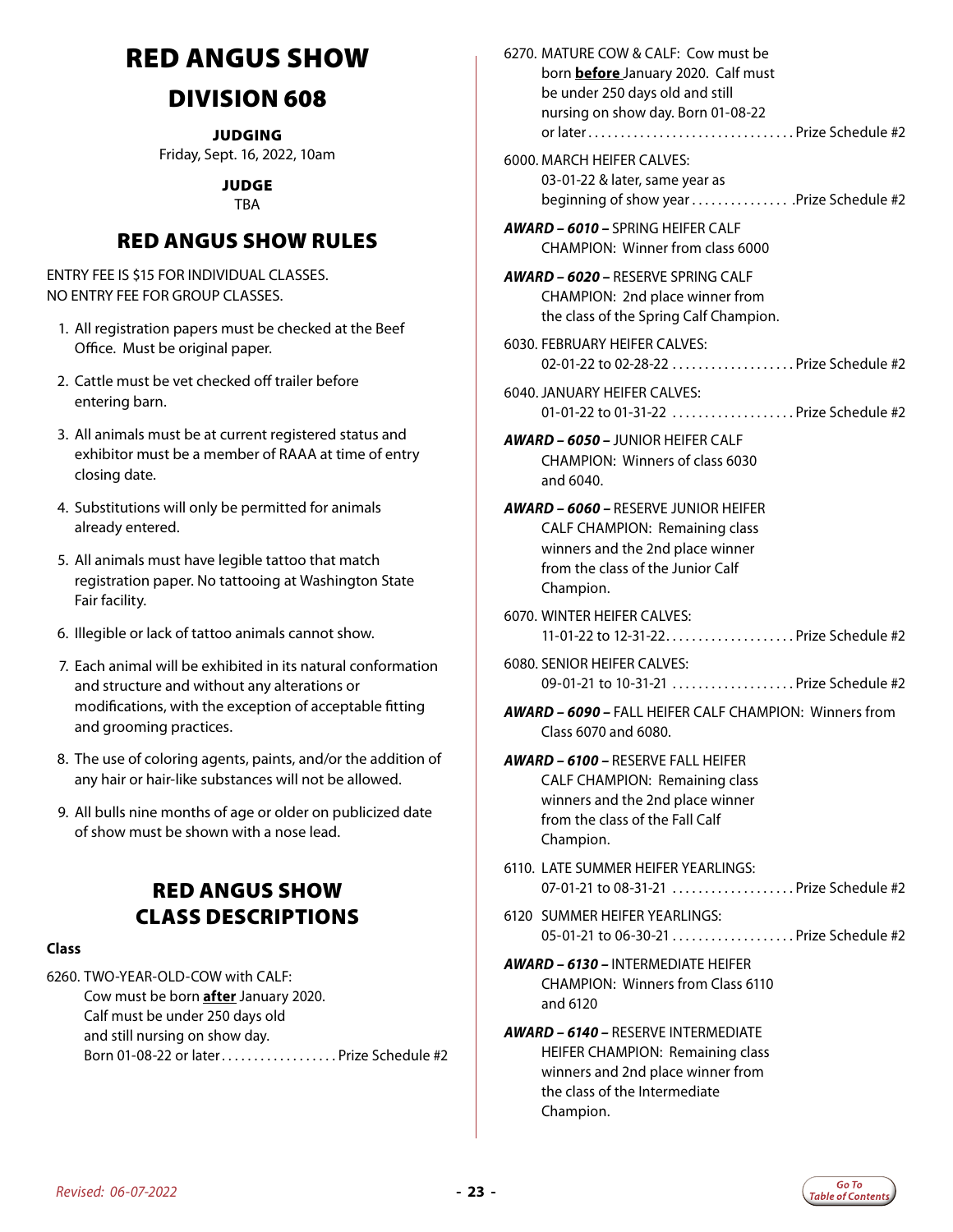# RED ANGUS SHOW

## DIVISION 608

### JUDGING

Friday, Sept. 16, 2022, 10am

### JUDGE

TBA

## RED ANGUS SHOW RULES

ENTRY FEE IS $15 FOR INDIVIDUAL CLASSES.
NO ENTRY FEE FOR GROUP CLASSES.

1. All registration papers must be checked at the Beef Office. Must be original paper.
2. Cattle must be vet checked off trailer before entering barn.
3. All animals must be at current registered status and exhibitor must be a member of RAAA at time of entry closing date.
4. Substitutions will only be permitted for animals already entered.
5. All animals must have legible tattoo that match registration paper. No tattooing at Washington State Fair facility.
6. Illegible or lack of tattoo animals cannot show.
7. Each animal will be exhibited in its natural conformation and structure and without any alterations or modifications, with the exception of acceptable fitting and grooming practices.
8. The use of coloring agents, paints, and/or the addition of any hair or hair-like substances will not be allowed.
9. All bulls nine months of age or older on publicized date of show must be shown with a nose lead.

## RED ANGUS SHOW CLASS DESCRIPTIONS

**Class**

6260. TWO-YEAR-OLD-COW with CALF: Cow must be born **after** January 2020. Calf must be under 250 days old and still nursing on show day. Born 01-08-22 or later .................. Prize Schedule #2

6270. MATURE COW & CALF: Cow must be born **before** January 2020. Calf must be under 250 days old and still nursing on show day. Born 01-08-22 or later .................. Prize Schedule #2

6000. MARCH HEIFER CALVES: 03-01-22 & later, same year as beginning of show year .................. Prize Schedule #2

***AWARD – 6010 –*** SPRING HEIFER CALF CHAMPION: Winner from class 6000

***AWARD – 6020 –*** RESERVE SPRING CALF CHAMPION: 2nd place winner from the class of the Spring Calf Champion.

6030. FEBRUARY HEIFER CALVES: 02-01-22 to 02-28-22 .................. Prize Schedule #2

6040. JANUARY HEIFER CALVES: 01-01-22 to 01-31-22 .................. Prize Schedule #2

***AWARD – 6050 –*** JUNIOR HEIFER CALF CHAMPION: Winners of class 6030 and 6040.

***AWARD – 6060 –*** RESERVE JUNIOR HEIFER CALF CHAMPION: Remaining class winners and the 2nd place winner from the class of the Junior Calf Champion.

6070. WINTER HEIFER CALVES: 11-01-22 to 12-31-22 .................. Prize Schedule #2

6080. SENIOR HEIFER CALVES: 09-01-21 to 10-31-21 .................. Prize Schedule #2

***AWARD – 6090 –*** FALL HEIFER CALF CHAMPION: Winners from Class 6070 and 6080.

***AWARD – 6100 –*** RESERVE FALL HEIFER CALF CHAMPION: Remaining class winners and the 2nd place winner from the class of the Fall Calf Champion.

6110. LATE SUMMER HEIFER YEARLINGS: 07-01-21 to 08-31-21 .................. Prize Schedule #2

6120 SUMMER HEIFER YEARLINGS: 05-01-21 to 06-30-21 .................. Prize Schedule #2

***AWARD – 6130 –*** INTERMEDIATE HEIFER CHAMPION: Winners from Class 6110 and 6120

***AWARD – 6140 –*** RESERVE INTERMEDIATE HEIFER CHAMPION: Remaining class winners and 2nd place winner from the class of the Intermediate Champion.

*Revised: 06-07-2022*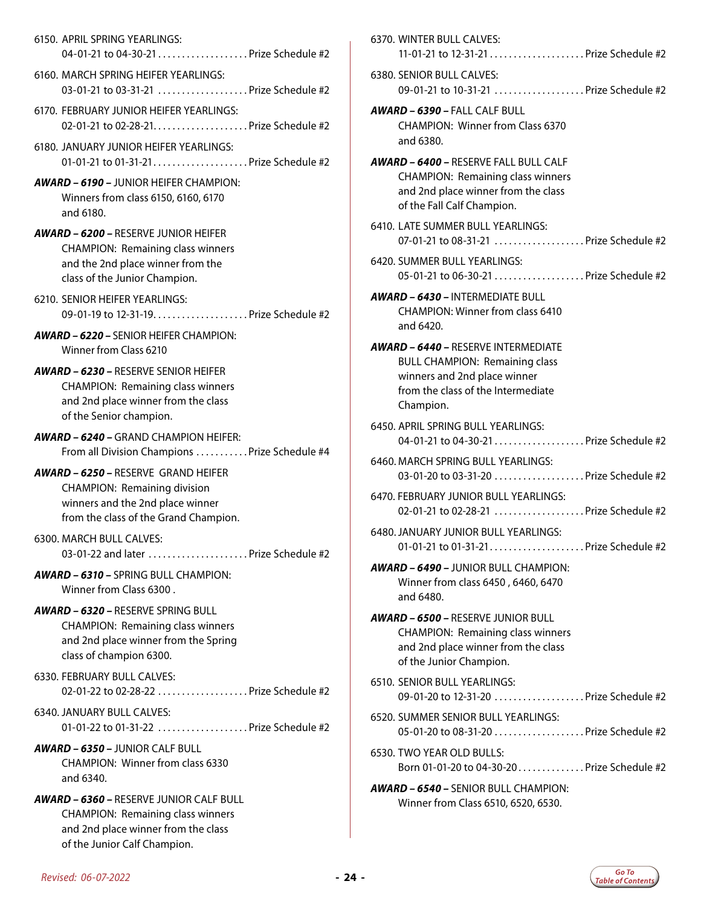6150. APRIL SPRING YEARLINGS:
04-01-21 to 04-30-21 . . . . . . . . . . . . . . . . . . . Prize Schedule #2

6160. MARCH SPRING HEIFER YEARLINGS:
03-01-21 to 03-31-21 . . . . . . . . . . . . . . . . . . . Prize Schedule #2

6170. FEBRUARY JUNIOR HEIFER YEARLINGS:
02-01-21 to 02-28-21. . . . . . . . . . . . . . . . . . . . Prize Schedule #2

6180. JANUARY JUNIOR HEIFER YEARLINGS:
01-01-21 to 01-31-21. . . . . . . . . . . . . . . . . . . . Prize Schedule #2

***AWARD – 6190 –*** JUNIOR HEIFER CHAMPION:
Winners from class 6150, 6160, 6170 and 6180.

***AWARD – 6200 –*** RESERVE JUNIOR HEIFER CHAMPION: Remaining class winners and the 2nd place winner from the class of the Junior Champion.

6210. SENIOR HEIFER YEARLINGS:
09-01-19 to 12-31-19. . . . . . . . . . . . . . . . . . . . Prize Schedule #2

***AWARD – 6220 –*** SENIOR HEIFER CHAMPION:
Winner from Class 6210

***AWARD – 6230 –*** RESERVE SENIOR HEIFER CHAMPION: Remaining class winners and 2nd place winner from the class of the Senior champion.

***AWARD – 6240 –*** GRAND CHAMPION HEIFER:
From all Division Champions . . . . . . . . . . . Prize Schedule #4

***AWARD – 6250 –*** RESERVE GRAND HEIFER CHAMPION: Remaining division winners and the 2nd place winner from the class of the Grand Champion.

6300. MARCH BULL CALVES:
03-01-22 and later . . . . . . . . . . . . . . . . . . . . . Prize Schedule #2

***AWARD – 6310 –*** SPRING BULL CHAMPION:
Winner from Class 6300 .

***AWARD – 6320 –*** RESERVE SPRING BULL CHAMPION: Remaining class winners and 2nd place winner from the Spring class of champion 6300.

6330. FEBRUARY BULL CALVES:
02-01-22 to 02-28-22 . . . . . . . . . . . . . . . . . . . Prize Schedule #2

6340. JANUARY BULL CALVES:
01-01-22 to 01-31-22 . . . . . . . . . . . . . . . . . . . Prize Schedule #2

***AWARD – 6350 –*** JUNIOR CALF BULL CHAMPION: Winner from class 6330 and 6340.

***AWARD – 6360 –*** RESERVE JUNIOR CALF BULL CHAMPION: Remaining class winners and 2nd place winner from the class of the Junior Calf Champion.

6370. WINTER BULL CALVES:
11-01-21 to 12-31-21 . . . . . . . . . . . . . . . . . . . . Prize Schedule #2

6380. SENIOR BULL CALVES:
09-01-21 to 10-31-21 . . . . . . . . . . . . . . . . . . . Prize Schedule #2

***AWARD – 6390 –*** FALL CALF BULL CHAMPION: Winner from Class 6370 and 6380.

***AWARD – 6400 –*** RESERVE FALL BULL CALF CHAMPION: Remaining class winners and 2nd place winner from the class of the Fall Calf Champion.

6410. LATE SUMMER BULL YEARLINGS:
07-01-21 to 08-31-21 . . . . . . . . . . . . . . . . . . . Prize Schedule #2

6420. SUMMER BULL YEARLINGS:
05-01-21 to 06-30-21 . . . . . . . . . . . . . . . . . . . Prize Schedule #2

***AWARD – 6430 –*** INTERMEDIATE BULL CHAMPION: Winner from class 6410 and 6420.

***AWARD – 6440 –*** RESERVE INTERMEDIATE BULL CHAMPION: Remaining class winners and 2nd place winner from the class of the Intermediate Champion.

6450. APRIL SPRING BULL YEARLINGS:
04-01-21 to 04-30-21 . . . . . . . . . . . . . . . . . . . Prize Schedule #2

6460. MARCH SPRING BULL YEARLINGS:
03-01-20 to 03-31-20 . . . . . . . . . . . . . . . . . . . Prize Schedule #2

6470. FEBRUARY JUNIOR BULL YEARLINGS:
02-01-21 to 02-28-21 . . . . . . . . . . . . . . . . . . . Prize Schedule #2

6480. JANUARY JUNIOR BULL YEARLINGS:
01-01-21 to 01-31-21. . . . . . . . . . . . . . . . . . . . Prize Schedule #2

***AWARD – 6490 –*** JUNIOR BULL CHAMPION:
Winner from class 6450 , 6460, 6470 and 6480.

***AWARD – 6500 –*** RESERVE JUNIOR BULL CHAMPION: Remaining class winners and 2nd place winner from the class of the Junior Champion.

6510. SENIOR BULL YEARLINGS:
09-01-20 to 12-31-20 . . . . . . . . . . . . . . . . . . . Prize Schedule #2

6520. SUMMER SENIOR BULL YEARLINGS:
05-01-20 to 08-31-20 . . . . . . . . . . . . . . . . . . . Prize Schedule #2

6530. TWO YEAR OLD BULLS:
Born 01-01-20 to 04-30-20 . . . . . . . . . . . . . . Prize Schedule #2

***AWARD – 6540 –*** SENIOR BULL CHAMPION:
Winner from Class 6510, 6520, 6530.

*Revised: 06-07-2022*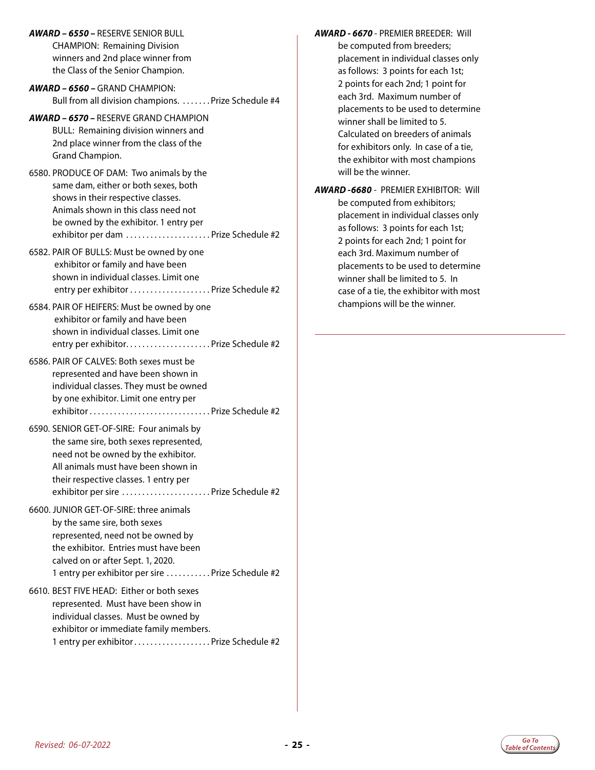***AWARD – 6550 –*** RESERVE SENIOR BULL CHAMPION: Remaining Division winners and 2nd place winner from the Class of the Senior Champion.

***AWARD – 6560 –*** GRAND CHAMPION: Bull from all division champions. . . . . . . . Prize Schedule #4

***AWARD – 6570 –*** RESERVE GRAND CHAMPION BULL: Remaining division winners and 2nd place winner from the class of the Grand Champion.

6580. PRODUCE OF DAM: Two animals by the same dam, either or both sexes, both shows in their respective classes. Animals shown in this class need not be owned by the exhibitor. 1 entry per exhibitor per dam . . . . . . . . . . . . . . . . . . . . . Prize Schedule #2

6582. PAIR OF BULLS: Must be owned by one exhibitor or family and have been shown in individual classes. Limit one entry per exhibitor . . . . . . . . . . . . . . . . . . . . Prize Schedule #2

6584. PAIR OF HEIFERS: Must be owned by one exhibitor or family and have been shown in individual classes. Limit one entry per exhibitor. . . . . . . . . . . . . . . . . . . . . Prize Schedule #2

6586. PAIR OF CALVES: Both sexes must be represented and have been shown in individual classes. They must be owned by one exhibitor. Limit one entry per exhibitor . . . . . . . . . . . . . . . . . . . . . . . . . . . . . Prize Schedule #2

6590. SENIOR GET-OF-SIRE: Four animals by the same sire, both sexes represented, need not be owned by the exhibitor. All animals must have been shown in their respective classes. 1 entry per exhibitor per sire . . . . . . . . . . . . . . . . . . . . . . Prize Schedule #2

6600. JUNIOR GET-OF-SIRE: three animals by the same sire, both sexes represented, need not be owned by the exhibitor. Entries must have been calved on or after Sept. 1, 2020. 1 entry per exhibitor per sire . . . . . . . . . . . Prize Schedule #2

6610. BEST FIVE HEAD: Either or both sexes represented. Must have been show in individual classes. Must be owned by exhibitor or immediate family members. 1 entry per exhibitor . . . . . . . . . . . . . . . . . . . Prize Schedule #2

***AWARD - 6670*** - PREMIER BREEDER: Will be computed from breeders; placement in individual classes only as follows: 3 points for each 1st; 2 points for each 2nd; 1 point for each 3rd. Maximum number of placements to be used to determine winner shall be limited to 5. Calculated on breeders of animals for exhibitors only. In case of a tie, the exhibitor with most champions will be the winner.

***AWARD -6680*** - PREMIER EXHIBITOR: Will be computed from exhibitors; placement in individual classes only as follows: 3 points for each 1st; 2 points for each 2nd; 1 point for each 3rd. Maximum number of placements to be used to determine winner shall be limited to 5. In case of a tie, the exhibitor with most champions will be the winner.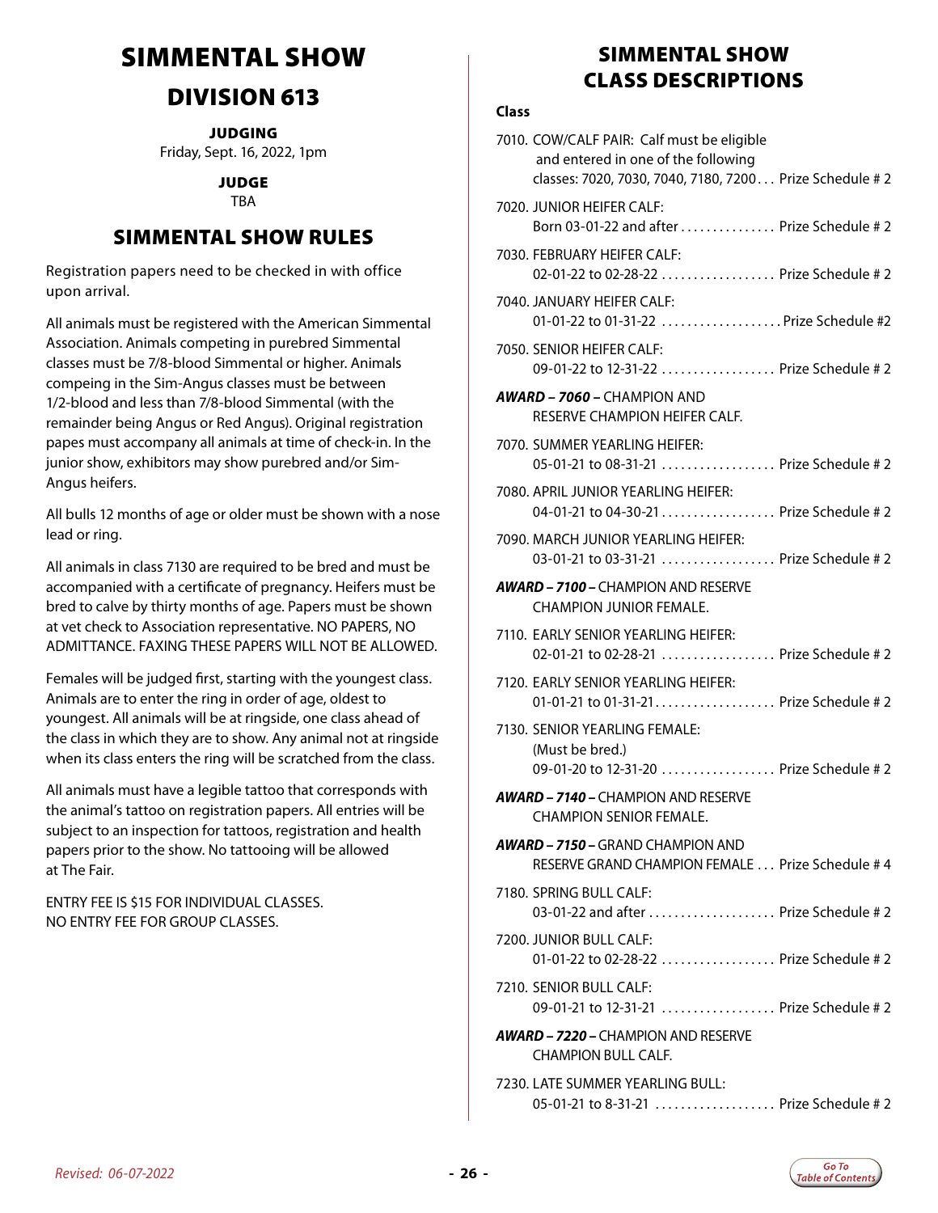# SIMMENTAL SHOW

## DIVISION 613

**JUDGING**
Friday, Sept. 16, 2022, 1pm

**JUDGE**
TBA

## SIMMENTAL SHOW RULES

Registration papers need to be checked in with office upon arrival.

All animals must be registered with the American Simmental Association. Animals competing in purebred Simmental classes must be 7/8-blood Simmental or higher. Animals compeing in the Sim-Angus classes must be between 1/2-blood and less than 7/8-blood Simmental (with the remainder being Angus or Red Angus). Original registration papes must accompany all animals at time of check-in. In the junior show, exhibitors may show purebred and/or Sim-Angus heifers.

All bulls 12 months of age or older must be shown with a nose lead or ring.

All animals in class 7130 are required to be bred and must be accompanied with a certificate of pregnancy. Heifers must be bred to calve by thirty months of age. Papers must be shown at vet check to Association representative. NO PAPERS, NO ADMITTANCE. FAXING THESE PAPERS WILL NOT BE ALLOWED.

Females will be judged first, starting with the youngest class. Animals are to enter the ring in order of age, oldest to youngest. All animals will be at ringside, one class ahead of the class in which they are to show. Any animal not at ringside when its class enters the ring will be scratched from the class.

All animals must have a legible tattoo that corresponds with the animal's tattoo on registration papers. All entries will be subject to an inspection for tattoos, registration and health papers prior to the show. No tattooing will be allowed at The Fair.

ENTRY FEE IS $15 FOR INDIVIDUAL CLASSES.
NO ENTRY FEE FOR GROUP CLASSES.

## SIMMENTAL SHOW CLASS DESCRIPTIONS

**Class**

7010. COW/CALF PAIR: Calf must be eligible and entered in one of the following classes: 7020, 7030, 7040, 7180, 7200 . . . Prize Schedule # 2

7020. JUNIOR HEIFER CALF: Born 03-01-22 and after . . . Prize Schedule # 2

7030. FEBRUARY HEIFER CALF: 02-01-22 to 02-28-22 . . . Prize Schedule # 2

7040. JANUARY HEIFER CALF: 01-01-22 to 01-31-22 . . . Prize Schedule #2

7050. SENIOR HEIFER CALF: 09-01-22 to 12-31-22 . . . Prize Schedule # 2

***AWARD – 7060 –*** CHAMPION AND RESERVE CHAMPION HEIFER CALF.

7070. SUMMER YEARLING HEIFER: 05-01-21 to 08-31-21 . . . Prize Schedule # 2

7080. APRIL JUNIOR YEARLING HEIFER: 04-01-21 to 04-30-21 . . . Prize Schedule # 2

7090. MARCH JUNIOR YEARLING HEIFER: 03-01-21 to 03-31-21 . . . Prize Schedule # 2

***AWARD – 7100 –*** CHAMPION AND RESERVE CHAMPION JUNIOR FEMALE.

7110. EARLY SENIOR YEARLING HEIFER: 02-01-21 to 02-28-21 . . . Prize Schedule # 2

7120. EARLY SENIOR YEARLING HEIFER: 01-01-21 to 01-31-21 . . . Prize Schedule # 2

7130. SENIOR YEARLING FEMALE: (Must be bred.) 09-01-20 to 12-31-20 . . . Prize Schedule # 2

***AWARD – 7140 –*** CHAMPION AND RESERVE CHAMPION SENIOR FEMALE.

***AWARD – 7150 –*** GRAND CHAMPION AND RESERVE GRAND CHAMPION FEMALE . . . Prize Schedule # 4

7180. SPRING BULL CALF: 03-01-22 and after . . . Prize Schedule # 2

7200. JUNIOR BULL CALF: 01-01-22 to 02-28-22 . . . Prize Schedule # 2

7210. SENIOR BULL CALF: 09-01-21 to 12-31-21 . . . Prize Schedule # 2

***AWARD – 7220 –*** CHAMPION AND RESERVE CHAMPION BULL CALF.

7230. LATE SUMMER YEARLING BULL: 05-01-21 to 8-31-21 . . . Prize Schedule # 2

*Revised: 06-07-2022*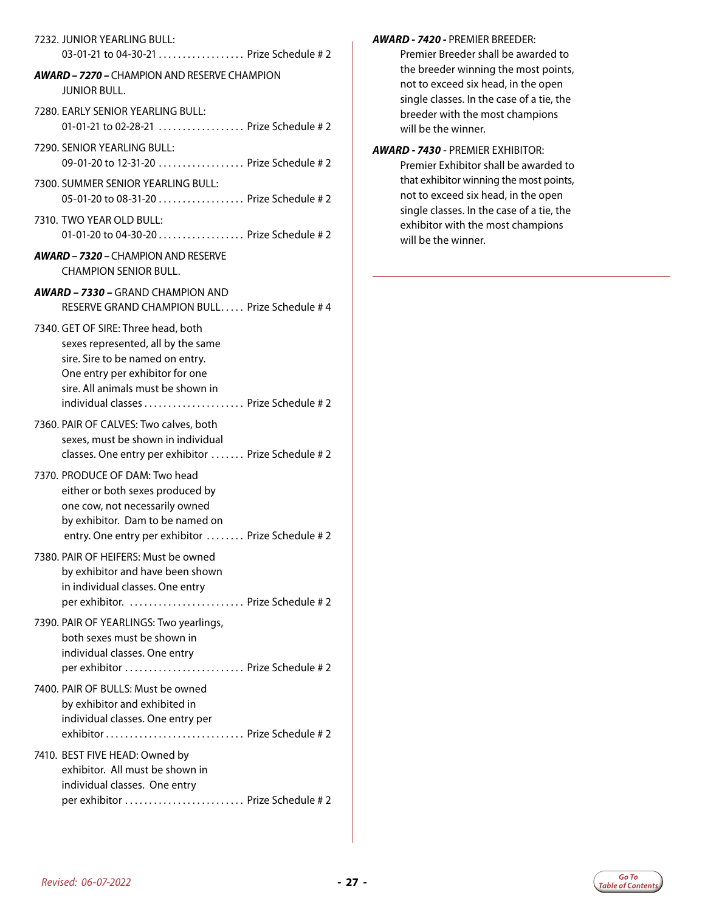7232. JUNIOR YEARLING BULL:
03-01-21 to 04-30-21 .................. Prize Schedule # 2

***AWARD – 7270 –*** CHAMPION AND RESERVE CHAMPION JUNIOR BULL.

7280. EARLY SENIOR YEARLING BULL:
01-01-21 to 02-28-21 .................. Prize Schedule # 2

7290. SENIOR YEARLING BULL:
09-01-20 to 12-31-20 .................. Prize Schedule # 2

7300. SUMMER SENIOR YEARLING BULL:
05-01-20 to 08-31-20 .................. Prize Schedule # 2

7310. TWO YEAR OLD BULL:
01-01-20 to 04-30-20 .................. Prize Schedule # 2

***AWARD – 7320 –*** CHAMPION AND RESERVE CHAMPION SENIOR BULL.

***AWARD – 7330 –*** GRAND CHAMPION AND RESERVE GRAND CHAMPION BULL..... Prize Schedule # 4

7340. GET OF SIRE: Three head, both sexes represented, all by the same sire. Sire to be named on entry. One entry per exhibitor for one sire. All animals must be shown in individual classes ..................... Prize Schedule # 2

7360. PAIR OF CALVES: Two calves, both sexes, must be shown in individual classes. One entry per exhibitor ....... Prize Schedule # 2

7370. PRODUCE OF DAM: Two head either or both sexes produced by one cow, not necessarily owned by exhibitor. Dam to be named on entry. One entry per exhibitor ........ Prize Schedule # 2

7380. PAIR OF HEIFERS: Must be owned by exhibitor and have been shown in individual classes. One entry per exhibitor. ........................ Prize Schedule # 2

7390. PAIR OF YEARLINGS: Two yearlings, both sexes must be shown in individual classes. One entry per exhibitor ......................... Prize Schedule # 2

7400. PAIR OF BULLS: Must be owned by exhibitor and exhibited in individual classes. One entry per exhibitor............................ Prize Schedule # 2

7410. BEST FIVE HEAD: Owned by exhibitor. All must be shown in individual classes. One entry per exhibitor ......................... Prize Schedule # 2

***AWARD - 7420 -*** PREMIER BREEDER:
Premier Breeder shall be awarded to the breeder winning the most points, not to exceed six head, in the open single classes. In the case of a tie, the breeder with the most champions will be the winner.

***AWARD - 7430*** - PREMIER EXHIBITOR:
Premier Exhibitor shall be awarded to that exhibitor winning the most points, not to exceed six head, in the open single classes. In the case of a tie, the exhibitor with the most champions will be the winner.

*Revised: 06-07-2022*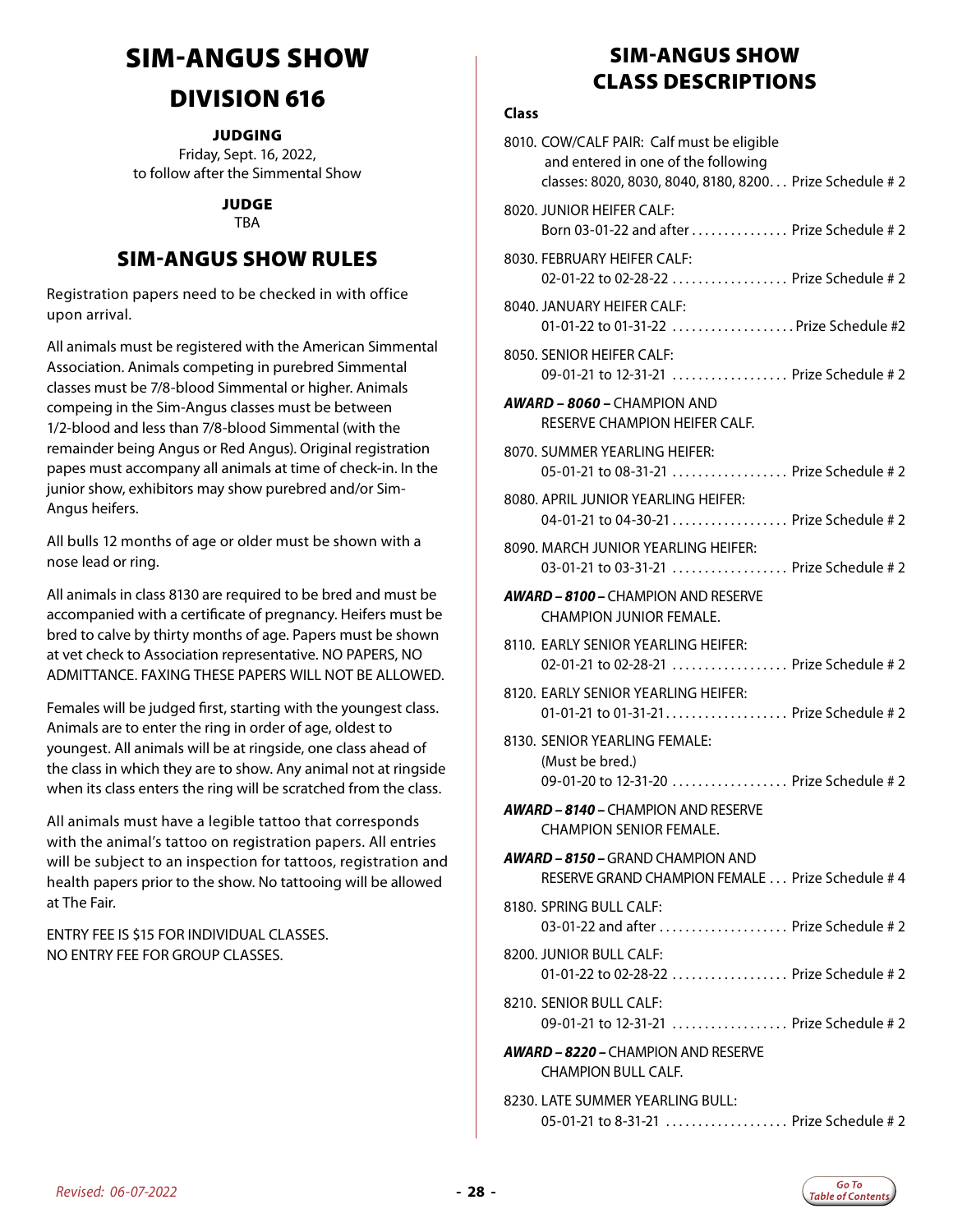# SIM-ANGUS SHOW

## DIVISION 616

**JUDGING**

Friday, Sept. 16, 2022,
to follow after the Simmental Show

**JUDGE**

TBA

## SIM-ANGUS SHOW RULES

Registration papers need to be checked in with office upon arrival.

All animals must be registered with the American Simmental Association. Animals competing in purebred Simmental classes must be 7/8-blood Simmental or higher. Animals compeing in the Sim-Angus classes must be between 1/2-blood and less than 7/8-blood Simmental (with the remainder being Angus or Red Angus). Original registration papes must accompany all animals at time of check-in. In the junior show, exhibitors may show purebred and/or Sim-Angus heifers.

All bulls 12 months of age or older must be shown with a nose lead or ring.

All animals in class 8130 are required to be bred and must be accompanied with a certificate of pregnancy. Heifers must be bred to calve by thirty months of age. Papers must be shown at vet check to Association representative. NO PAPERS, NO ADMITTANCE. FAXING THESE PAPERS WILL NOT BE ALLOWED.

Females will be judged first, starting with the youngest class. Animals are to enter the ring in order of age, oldest to youngest. All animals will be at ringside, one class ahead of the class in which they are to show. Any animal not at ringside when its class enters the ring will be scratched from the class.

All animals must have a legible tattoo that corresponds with the animal's tattoo on registration papers. All entries will be subject to an inspection for tattoos, registration and health papers prior to the show. No tattooing will be allowed at The Fair.

ENTRY FEE IS $15 FOR INDIVIDUAL CLASSES.
NO ENTRY FEE FOR GROUP CLASSES.

## SIM-ANGUS SHOW CLASS DESCRIPTIONS

**Class**

8010. COW/CALF PAIR: Calf must be eligible and entered in one of the following classes: 8020, 8030, 8040, 8180, 8200 . . . Prize Schedule # 2

8020. JUNIOR HEIFER CALF:
Born 03-01-22 and after . . . . . . . . . . . . . . . Prize Schedule # 2

8030. FEBRUARY HEIFER CALF:
02-01-22 to 02-28-22 . . . . . . . . . . . . . . . . . Prize Schedule # 2

8040. JANUARY HEIFER CALF:
01-01-22 to 01-31-22 . . . . . . . . . . . . . . . . . . Prize Schedule #2

8050. SENIOR HEIFER CALF:
09-01-21 to 12-31-21 . . . . . . . . . . . . . . . . . Prize Schedule # 2

***AWARD – 8060 –*** CHAMPION AND RESERVE CHAMPION HEIFER CALF.

8070. SUMMER YEARLING HEIFER:
05-01-21 to 08-31-21 . . . . . . . . . . . . . . . . . Prize Schedule # 2

8080. APRIL JUNIOR YEARLING HEIFER:
04-01-21 to 04-30-21 . . . . . . . . . . . . . . . . . Prize Schedule # 2

8090. MARCH JUNIOR YEARLING HEIFER:
03-01-21 to 03-31-21 . . . . . . . . . . . . . . . . . Prize Schedule # 2

***AWARD – 8100 –*** CHAMPION AND RESERVE CHAMPION JUNIOR FEMALE.

8110. EARLY SENIOR YEARLING HEIFER:
02-01-21 to 02-28-21 . . . . . . . . . . . . . . . . . Prize Schedule # 2

8120. EARLY SENIOR YEARLING HEIFER:
01-01-21 to 01-31-21 . . . . . . . . . . . . . . . . . . Prize Schedule # 2

8130. SENIOR YEARLING FEMALE:
(Must be bred.)
09-01-20 to 12-31-20 . . . . . . . . . . . . . . . . . Prize Schedule # 2

***AWARD – 8140 –*** CHAMPION AND RESERVE CHAMPION SENIOR FEMALE.

***AWARD – 8150 –*** GRAND CHAMPION AND RESERVE GRAND CHAMPION FEMALE . . . Prize Schedule # 4

8180. SPRING BULL CALF:
03-01-22 and after . . . . . . . . . . . . . . . . . . . Prize Schedule # 2

8200. JUNIOR BULL CALF:
01-01-22 to 02-28-22 . . . . . . . . . . . . . . . . . Prize Schedule # 2

8210. SENIOR BULL CALF:
09-01-21 to 12-31-21 . . . . . . . . . . . . . . . . . Prize Schedule # 2

***AWARD – 8220 –*** CHAMPION AND RESERVE CHAMPION BULL CALF.

8230. LATE SUMMER YEARLING BULL:
05-01-21 to 8-31-21 . . . . . . . . . . . . . . . . . . Prize Schedule # 2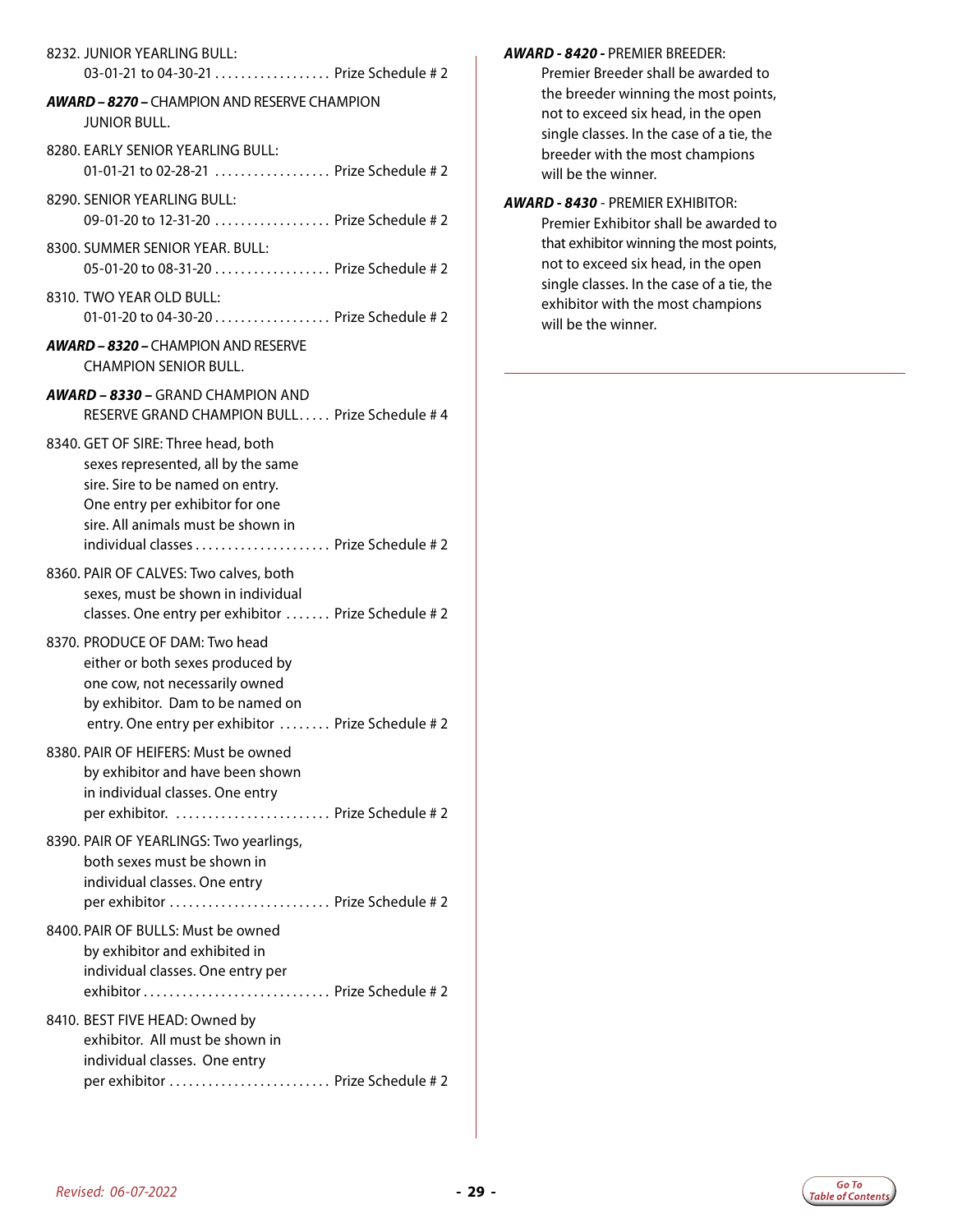8232. JUNIOR YEARLING BULL:
03-01-21 to 04-30-21 .................. Prize Schedule # 2

***AWARD – 8270 –*** CHAMPION AND RESERVE CHAMPION JUNIOR BULL.

8280. EARLY SENIOR YEARLING BULL:
01-01-21 to 02-28-21 .................. Prize Schedule # 2

8290. SENIOR YEARLING BULL:
09-01-20 to 12-31-20 .................. Prize Schedule # 2

8300. SUMMER SENIOR YEAR. BULL:
05-01-20 to 08-31-20 .................. Prize Schedule # 2

8310. TWO YEAR OLD BULL:
01-01-20 to 04-30-20 .................. Prize Schedule # 2

***AWARD – 8320 –*** CHAMPION AND RESERVE CHAMPION SENIOR BULL.

***AWARD – 8330 –*** GRAND CHAMPION AND RESERVE GRAND CHAMPION BULL..... Prize Schedule # 4

8340. GET OF SIRE: Three head, both sexes represented, all by the same sire. Sire to be named on entry. One entry per exhibitor for one sire. All animals must be shown in individual classes ..................... Prize Schedule # 2

8360. PAIR OF CALVES: Two calves, both sexes, must be shown in individual classes. One entry per exhibitor ....... Prize Schedule # 2

8370. PRODUCE OF DAM: Two head either or both sexes produced by one cow, not necessarily owned by exhibitor. Dam to be named on entry. One entry per exhibitor ........ Prize Schedule # 2

8380. PAIR OF HEIFERS: Must be owned by exhibitor and have been shown in individual classes. One entry per exhibitor. ........................ Prize Schedule # 2

8390. PAIR OF YEARLINGS: Two yearlings, both sexes must be shown in individual classes. One entry per exhibitor ......................... Prize Schedule # 2

8400. PAIR OF BULLS: Must be owned by exhibitor and exhibited in individual classes. One entry per exhibitor ............................ Prize Schedule # 2

8410. BEST FIVE HEAD: Owned by exhibitor. All must be shown in individual classes. One entry per exhibitor ......................... Prize Schedule # 2

***AWARD - 8420 -*** PREMIER BREEDER:
Premier Breeder shall be awarded to the breeder winning the most points, not to exceed six head, in the open single classes. In the case of a tie, the breeder with the most champions will be the winner.

***AWARD - 8430*** - PREMIER EXHIBITOR:
Premier Exhibitor shall be awarded to that exhibitor winning the most points, not to exceed six head, in the open single classes. In the case of a tie, the exhibitor with the most champions will be the winner.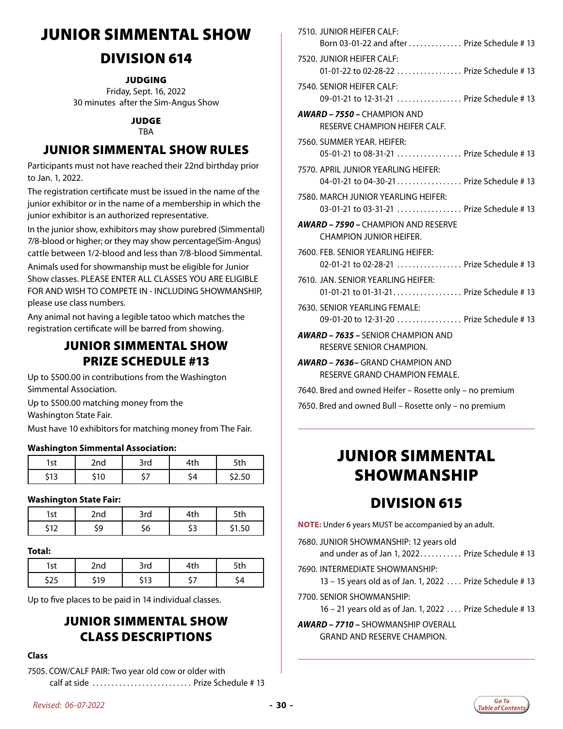# JUNIOR SIMMENTAL SHOW

## DIVISION 614

**JUDGING**

Friday, Sept. 16, 2022
30 minutes after the Sim-Angus Show

**JUDGE**

TBA

## JUNIOR SIMMENTAL SHOW RULES

Participants must not have reached their 22nd birthday prior to Jan. 1, 2022.

The registration certificate must be issued in the name of the junior exhibitor or in the name of a membership in which the junior exhibitor is an authorized representative.

In the junior show, exhibitors may show purebred (Simmental) 7/8-blood or higher; or they may show percentage(Sim-Angus) cattle between 1/2-blood and less than 7/8-blood Simmental.

Animals used for showmanship must be eligible for Junior Show classes. PLEASE ENTER ALL CLASSES YOU ARE ELIGIBLE FOR AND WISH TO COMPETE IN - INCLUDING SHOWMANSHIP, please use class numbers.

Any animal not having a legible tatoo which matches the registration certificate will be barred from showing.

## JUNIOR SIMMENTAL SHOW PRIZE SCHEDULE #13

Up to $500.00 in contributions from the Washington Simmental Association.

Up to $500.00 matching money from the Washington State Fair.

Must have 10 exhibitors for matching money from The Fair.

**Washington Simmental Association:**

| 1st | 2nd | 3rd | 4th | 5th |
|---|---|---|---|---|
| $13 | $10 | $7 | $4 | $2.50 |

**Washington State Fair:**

| 1st | 2nd | 3rd | 4th | 5th |
|---|---|---|---|---|
| $12 | $9 | $6 | $3 | $1.50 |

**Total:**

| 1st | 2nd | 3rd | 4th | 5th |
|---|---|---|---|---|
| $25 | $19 | $13 | $7 | $4 |

Up to five places to be paid in 14 individual classes.

## JUNIOR SIMMENTAL SHOW CLASS DESCRIPTIONS

**Class**

7505. COW/CALF PAIR: Two year old cow or older with calf at side .......................... Prize Schedule # 13

7510. JUNIOR HEIFER CALF: Born 03-01-22 and after .............. Prize Schedule # 13

7520. JUNIOR HEIFER CALF: 01-01-22 to 02-28-22 ................. Prize Schedule # 13

7540. SENIOR HEIFER CALF: 09-01-21 to 12-31-21 ................. Prize Schedule # 13

***AWARD – 7550 –*** CHAMPION AND RESERVE CHAMPION HEIFER CALF.

7560. SUMMER YEAR. HEIFER: 05-01-21 to 08-31-21 ................. Prize Schedule # 13

7570. APRIL JUNIOR YEARLING HEIFER: 04-01-21 to 04-30-21 ................. Prize Schedule # 13

7580. MARCH JUNIOR YEARLING HEIFER: 03-01-21 to 03-31-21 ................. Prize Schedule # 13

***AWARD – 7590 –*** CHAMPION AND RESERVE CHAMPION JUNIOR HEIFER.

7600. FEB. SENIOR YEARLING HEIFER: 02-01-21 to 02-28-21 ................. Prize Schedule # 13

7610. JAN. SENIOR YEARLING HEIFER: 01-01-21 to 01-31-21.................. Prize Schedule # 13

7630. SENIOR YEARLING FEMALE: 09-01-20 to 12-31-20 ................. Prize Schedule # 13

***AWARD – 7635 –*** SENIOR CHAMPION AND RESERVE SENIOR CHAMPION.

***AWARD – 7636–*** GRAND CHAMPION AND RESERVE GRAND CHAMPION FEMALE.

7640. Bred and owned Heifer – Rosette only – no premium

7650. Bred and owned Bull – Rosette only – no premium

# JUNIOR SIMMENTAL SHOWMANSHIP

## DIVISION 615

**NOTE:** Under 6 years MUST be accompanied by an adult.

7680. JUNIOR SHOWMANSHIP: 12 years old and under as of Jan 1, 2022........... Prize Schedule # 13

7690. INTERMEDIATE SHOWMANSHIP: 13 – 15 years old as of Jan. 1, 2022 .... Prize Schedule # 13

7700. SENIOR SHOWMANSHIP: 16 – 21 years old as of Jan. 1, 2022 .... Prize Schedule # 13

***AWARD – 7710 –*** SHOWMANSHIP OVERALL GRAND AND RESERVE CHAMPION.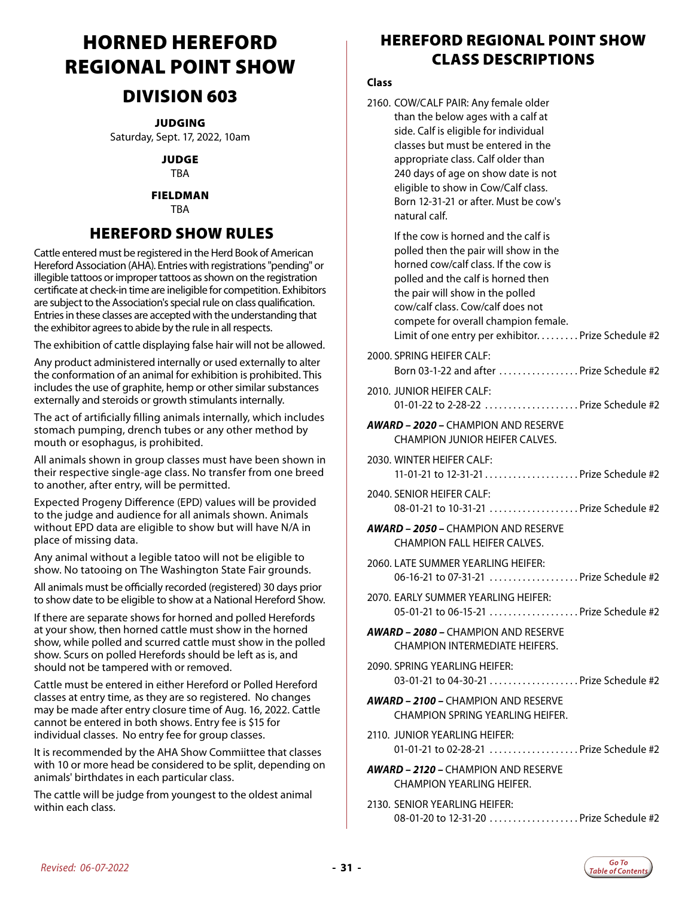# HORNED HEREFORD REGIONAL POINT SHOW

## DIVISION 603

**JUDGING**
Saturday, Sept. 17, 2022, 10am

**JUDGE**
TBA

**FIELDMAN**
TBA

## HEREFORD SHOW RULES

Cattle entered must be registered in the Herd Book of American Hereford Association (AHA). Entries with registrations "pending" or illegible tattoos or improper tattoos as shown on the registration certificate at check-in time are ineligible for competition. Exhibitors are subject to the Association's special rule on class qualification. Entries in these classes are accepted with the understanding that the exhibitor agrees to abide by the rule in all respects.

The exhibition of cattle displaying false hair will not be allowed.

Any product administered internally or used externally to alter the conformation of an animal for exhibition is prohibited. This includes the use of graphite, hemp or other similar substances externally and steroids or growth stimulants internally.

The act of artificially filling animals internally, which includes stomach pumping, drench tubes or any other method by mouth or esophagus, is prohibited.

All animals shown in group classes must have been shown in their respective single-age class. No transfer from one breed to another, after entry, will be permitted.

Expected Progeny Difference (EPD) values will be provided to the judge and audience for all animals shown. Animals without EPD data are eligible to show but will have N/A in place of missing data.

Any animal without a legible tatoo will not be eligible to show. No tatooing on The Washington State Fair grounds.

All animals must be officially recorded (registered) 30 days prior to show date to be eligible to show at a National Hereford Show.

If there are separate shows for horned and polled Herefords at your show, then horned cattle must show in the horned show, while polled and scurred cattle must show in the polled show. Scurs on polled Herefords should be left as is, and should not be tampered with or removed.

Cattle must be entered in either Hereford or Polled Hereford classes at entry time, as they are so registered. No changes may be made after entry closure time of Aug. 16, 2022. Cattle cannot be entered in both shows. Entry fee is $15 for individual classes. No entry fee for group classes.

It is recommended by the AHA Show Commiittee that classes with 10 or more head be considered to be split, depending on animals' birthdates in each particular class.

The cattle will be judge from youngest to the oldest animal within each class.

## HEREFORD REGIONAL POINT SHOW CLASS DESCRIPTIONS

**Class**

2160. COW/CALF PAIR: Any female older than the below ages with a calf at side. Calf is eligible for individual classes but must be entered in the appropriate class. Calf older than 240 days of age on show date is not eligible to show in Cow/Calf class. Born 12-31-21 or after. Must be cow's natural calf.

 If the cow is horned and the calf is polled then the pair will show in the horned cow/calf class. If the cow is polled and the calf is horned then the pair will show in the polled cow/calf class. Cow/calf does not compete for overall champion female. Limit of one entry per exhibitor. . . . . . . . . Prize Schedule #2

2000. SPRING HEIFER CALF: Born 03-1-22 and after . . . . . . . . . . . . . . . . . Prize Schedule #2

2010. JUNIOR HEIFER CALF: 01-01-22 to 2-28-22 . . . . . . . . . . . . . . . . . . . . Prize Schedule #2

***AWARD – 2020 –*** CHAMPION AND RESERVE CHAMPION JUNIOR HEIFER CALVES.

2030. WINTER HEIFER CALF: 11-01-21 to 12-31-21 . . . . . . . . . . . . . . . . . . . . Prize Schedule #2

2040. SENIOR HEIFER CALF: 08-01-21 to 10-31-21 . . . . . . . . . . . . . . . . . . . Prize Schedule #2

***AWARD – 2050 –*** CHAMPION AND RESERVE CHAMPION FALL HEIFER CALVES.

2060. LATE SUMMER YEARLING HEIFER: 06-16-21 to 07-31-21 . . . . . . . . . . . . . . . . . . . Prize Schedule #2

2070. EARLY SUMMER YEARLING HEIFER: 05-01-21 to 06-15-21 . . . . . . . . . . . . . . . . . . . Prize Schedule #2

***AWARD – 2080 –*** CHAMPION AND RESERVE CHAMPION INTERMEDIATE HEIFERS.

2090. SPRING YEARLING HEIFER: 03-01-21 to 04-30-21 . . . . . . . . . . . . . . . . . . . Prize Schedule #2

***AWARD – 2100 –*** CHAMPION AND RESERVE CHAMPION SPRING YEARLING HEIFER.

2110. JUNIOR YEARLING HEIFER: 01-01-21 to 02-28-21 . . . . . . . . . . . . . . . . . . . Prize Schedule #2

***AWARD – 2120 –*** CHAMPION AND RESERVE CHAMPION YEARLING HEIFER.

2130. SENIOR YEARLING HEIFER: 08-01-20 to 12-31-20 . . . . . . . . . . . . . . . . . . . Prize Schedule #2

*Revised: 06-07-2022*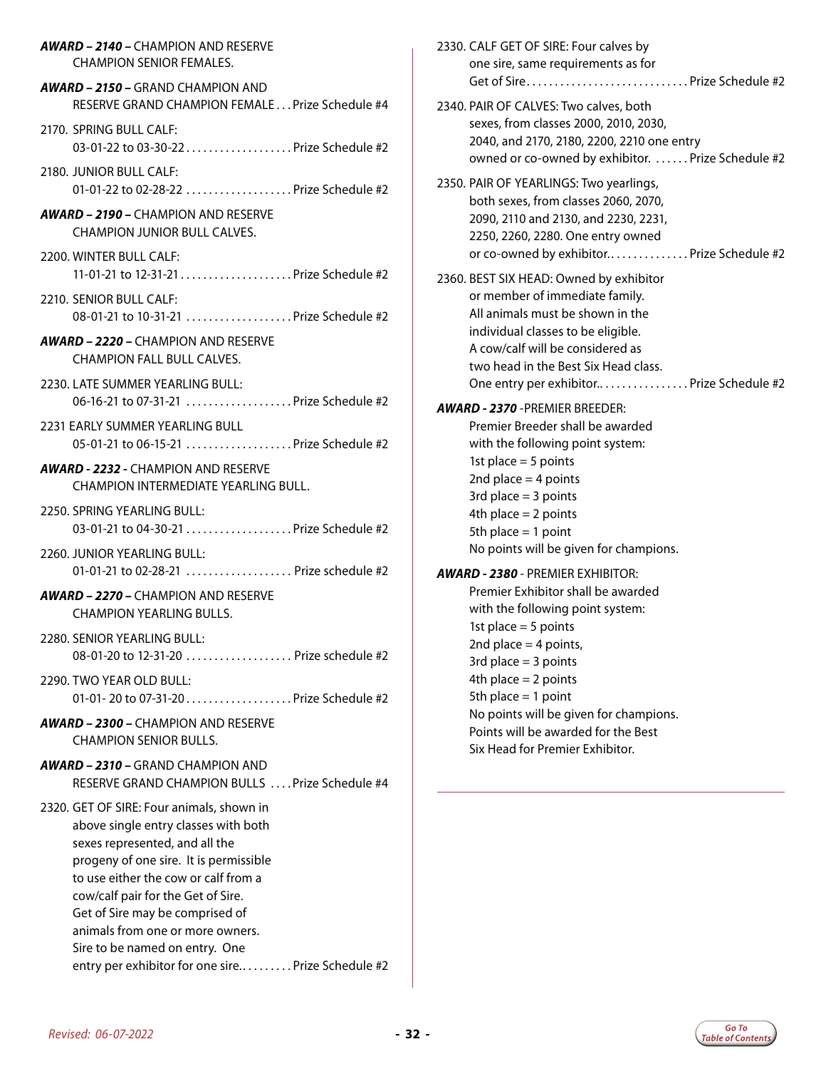**AWARD – 2140 –** CHAMPION AND RESERVE CHAMPION SENIOR FEMALES.

**AWARD – 2150 –** GRAND CHAMPION AND RESERVE GRAND CHAMPION FEMALE . . . Prize Schedule #4

2170. SPRING BULL CALF:
03-01-22 to 03-30-22 . . . . . . . . . . . . . . . . . . . Prize Schedule #2

2180. JUNIOR BULL CALF:
01-01-22 to 02-28-22 . . . . . . . . . . . . . . . . . . . Prize Schedule #2

**AWARD – 2190 –** CHAMPION AND RESERVE CHAMPION JUNIOR BULL CALVES.

2200. WINTER BULL CALF:
11-01-21 to 12-31-21 . . . . . . . . . . . . . . . . . . . Prize Schedule #2

2210. SENIOR BULL CALF:
08-01-21 to 10-31-21 . . . . . . . . . . . . . . . . . . . Prize Schedule #2

**AWARD – 2220 –** CHAMPION AND RESERVE CHAMPION FALL BULL CALVES.

2230. LATE SUMMER YEARLING BULL:
06-16-21 to 07-31-21 . . . . . . . . . . . . . . . . . . . Prize Schedule #2

2231 EARLY SUMMER YEARLING BULL
05-01-21 to 06-15-21 . . . . . . . . . . . . . . . . . . . Prize Schedule #2

**AWARD - 2232 -** CHAMPION AND RESERVE CHAMPION INTERMEDIATE YEARLING BULL.

2250. SPRING YEARLING BULL:
03-01-21 to 04-30-21 . . . . . . . . . . . . . . . . . . . Prize Schedule #2

2260. JUNIOR YEARLING BULL:
01-01-21 to 02-28-21 . . . . . . . . . . . . . . . . . . . Prize schedule #2

**AWARD – 2270 –** CHAMPION AND RESERVE CHAMPION YEARLING BULLS.

2280. SENIOR YEARLING BULL:
08-01-20 to 12-31-20 . . . . . . . . . . . . . . . . . . . Prize schedule #2

2290. TWO YEAR OLD BULL:
01-01- 20 to 07-31-20 . . . . . . . . . . . . . . . . . . . Prize Schedule #2

**AWARD – 2300 –** CHAMPION AND RESERVE CHAMPION SENIOR BULLS.

**AWARD – 2310 –** GRAND CHAMPION AND RESERVE GRAND CHAMPION BULLS . . . . Prize Schedule #4

2320. GET OF SIRE: Four animals, shown in above single entry classes with both sexes represented, and all the progeny of one sire. It is permissible to use either the cow or calf from a cow/calf pair for the Get of Sire. Get of Sire may be comprised of animals from one or more owners. Sire to be named on entry. One entry per exhibitor for one sire. . . . . . . . . . Prize Schedule #2

2330. CALF GET OF SIRE: Four calves by one sire, same requirements as for Get of Sire . . . . . . . . . . . . . . . . . . . . . . . . . . . . Prize Schedule #2

2340. PAIR OF CALVES: Two calves, both sexes, from classes 2000, 2010, 2030, 2040, and 2170, 2180, 2200, 2210 one entry owned or co-owned by exhibitor. . . . . . . Prize Schedule #2

2350. PAIR OF YEARLINGS: Two yearlings, both sexes, from classes 2060, 2070, 2090, 2110 and 2130, and 2230, 2231, 2250, 2260, 2280. One entry owned or co-owned by exhibitor. . . . . . . . . . . . . . . Prize Schedule #2

2360. BEST SIX HEAD: Owned by exhibitor or member of immediate family. All animals must be shown in the individual classes to be eligible. A cow/calf will be considered as two head in the Best Six Head class. One entry per exhibitor. . . . . . . . . . . . . . . . Prize Schedule #2

**AWARD - 2370** -PREMIER BREEDER:
Premier Breeder shall be awarded with the following point system:
1st place = 5 points
2nd place = 4 points
3rd place = 3 points
4th place = 2 points
5th place = 1 point
No points will be given for champions.

**AWARD - 2380** - PREMIER EXHIBITOR:
Premier Exhibitor shall be awarded with the following point system:
1st place = 5 points
2nd place = 4 points,
3rd place = 3 points
4th place = 2 points
5th place = 1 point
No points will be given for champions.
Points will be awarded for the Best Six Head for Premier Exhibitor.

*Revised: 06-07-2022*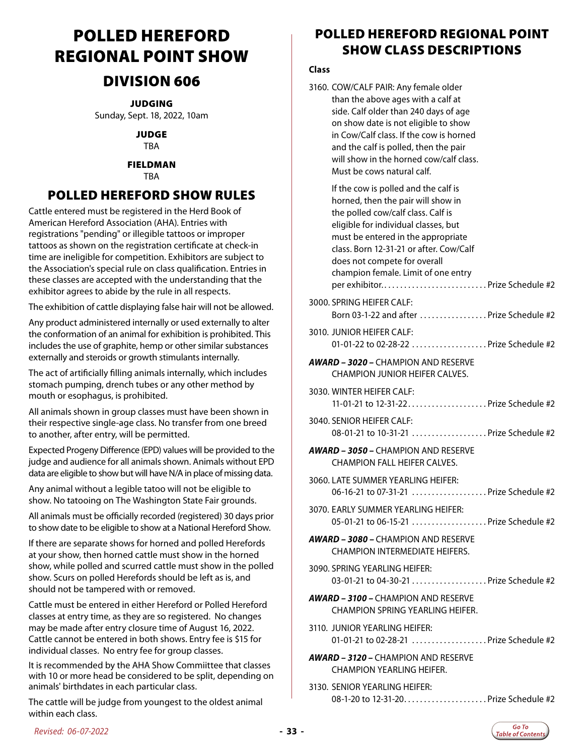# POLLED HEREFORD REGIONAL POINT SHOW

## DIVISION 606

**JUDGING**
Sunday, Sept. 18, 2022, 10am

**JUDGE**
TBA

**FIELDMAN**
TBA

## POLLED HEREFORD SHOW RULES

Cattle entered must be registered in the Herd Book of American Hereford Association (AHA). Entries with registrations "pending" or illegible tattoos or improper tattoos as shown on the registration certificate at check-in time are ineligible for competition. Exhibitors are subject to the Association's special rule on class qualification. Entries in these classes are accepted with the understanding that the exhibitor agrees to abide by the rule in all respects.

The exhibition of cattle displaying false hair will not be allowed.

Any product administered internally or used externally to alter the conformation of an animal for exhibition is prohibited. This includes the use of graphite, hemp or other similar substances externally and steroids or growth stimulants internally.

The act of artificially filling animals internally, which includes stomach pumping, drench tubes or any other method by mouth or esophagus, is prohibited.

All animals shown in group classes must have been shown in their respective single-age class. No transfer from one breed to another, after entry, will be permitted.

Expected Progeny Difference (EPD) values will be provided to the judge and audience for all animals shown. Animals without EPD data are eligible to show but will have N/A in place of missing data.

Any animal without a legible tatoo will not be eligible to show. No tatooing on The Washington State Fair grounds.

All animals must be officially recorded (registered) 30 days prior to show date to be eligible to show at a National Hereford Show.

If there are separate shows for horned and polled Herefords at your show, then horned cattle must show in the horned show, while polled and scurred cattle must show in the polled show. Scurs on polled Herefords should be left as is, and should not be tampered with or removed.

Cattle must be entered in either Hereford or Polled Hereford classes at entry time, as they are so registered. No changes may be made after entry closure time of August 16, 2022. Cattle cannot be entered in both shows. Entry fee is $15 for individual classes. No entry fee for group classes.

It is recommended by the AHA Show Commiittee that classes with 10 or more head be considered to be split, depending on animals' birthdates in each particular class.

The cattle will be judge from youngest to the oldest animal within each class.

## POLLED HEREFORD REGIONAL POINT SHOW CLASS DESCRIPTIONS

**Class**

3160. COW/CALF PAIR: Any female older than the above ages with a calf at side. Calf older than 240 days of age on show date is not eligible to show in Cow/Calf class. If the cow is horned and the calf is polled, then the pair will show in the horned cow/calf class. Must be cows natural calf.

    If the cow is polled and the calf is horned, then the pair will show in the polled cow/calf class. Calf is eligible for individual classes, but must be entered in the appropriate class. Born 12-31-21 or after. Cow/Calf does not compete for overall champion female. Limit of one entry per exhibitor. . . . . . . . . . . . . . . . . . . . . . . . . . . Prize Schedule #2

3000. SPRING HEIFER CALF: Born 03-1-22 and after . . . . . . . . . . . . . . . . . Prize Schedule #2

3010. JUNIOR HEIFER CALF: 01-01-22 to 02-28-22 . . . . . . . . . . . . . . . . . . . Prize Schedule #2

***AWARD – 3020 –*** CHAMPION AND RESERVE CHAMPION JUNIOR HEIFER CALVES.

3030. WINTER HEIFER CALF: 11-01-21 to 12-31-22. . . . . . . . . . . . . . . . . . . . Prize Schedule #2

3040. SENIOR HEIFER CALF: 08-01-21 to 10-31-21 . . . . . . . . . . . . . . . . . . . Prize Schedule #2

***AWARD – 3050 –*** CHAMPION AND RESERVE CHAMPION FALL HEIFER CALVES.

3060. LATE SUMMER YEARLING HEIFER: 06-16-21 to 07-31-21 . . . . . . . . . . . . . . . . . . . Prize Schedule #2

3070. EARLY SUMMER YEARLING HEIFER: 05-01-21 to 06-15-21 . . . . . . . . . . . . . . . . . . . Prize Schedule #2

***AWARD – 3080 –*** CHAMPION AND RESERVE CHAMPION INTERMEDIATE HEIFERS.

3090. SPRING YEARLING HEIFER: 03-01-21 to 04-30-21 . . . . . . . . . . . . . . . . . . . Prize Schedule #2

***AWARD – 3100 –*** CHAMPION AND RESERVE CHAMPION SPRING YEARLING HEIFER.

3110. JUNIOR YEARLING HEIFER: 01-01-21 to 02-28-21 . . . . . . . . . . . . . . . . . . . Prize Schedule #2

***AWARD – 3120 –*** CHAMPION AND RESERVE CHAMPION YEARLING HEIFER.

3130. SENIOR YEARLING HEIFER: 08-1-20 to 12-31-20. . . . . . . . . . . . . . . . . . . . . Prize Schedule #2

*Revised: 06-07-2022*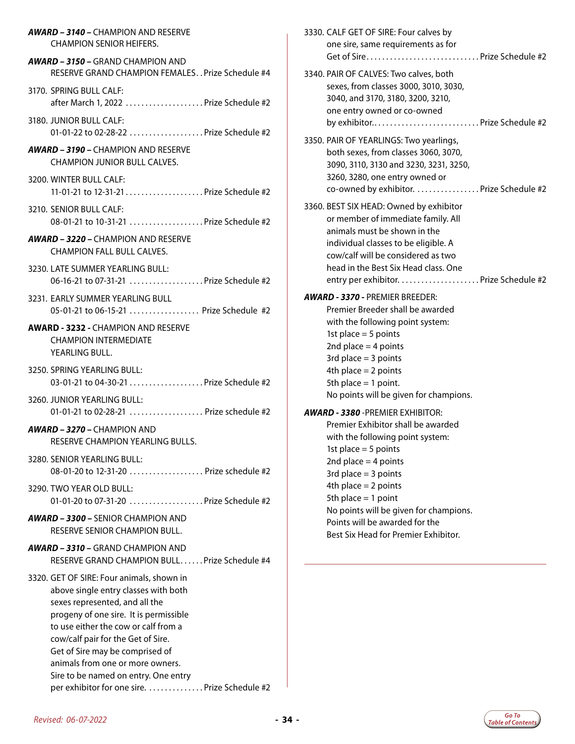***AWARD – 3140 –*** CHAMPION AND RESERVE CHAMPION SENIOR HEIFERS.

***AWARD – 3150 –*** GRAND CHAMPION AND RESERVE GRAND CHAMPION FEMALES. . Prize Schedule #4

3170. SPRING BULL CALF: after March 1, 2022 .................... Prize Schedule #2

3180. JUNIOR BULL CALF: 01-01-22 to 02-28-22 ................... Prize Schedule #2

***AWARD – 3190 –*** CHAMPION AND RESERVE CHAMPION JUNIOR BULL CALVES.

3200. WINTER BULL CALF: 11-01-21 to 12-31-21 .................... Prize Schedule #2

3210. SENIOR BULL CALF: 08-01-21 to 10-31-21 ................... Prize Schedule #2

***AWARD – 3220 –*** CHAMPION AND RESERVE CHAMPION FALL BULL CALVES.

3230. LATE SUMMER YEARLING BULL: 06-16-21 to 07-31-21 ................... Prize Schedule #2

3231. EARLY SUMMER YEARLING BULL 05-01-21 to 06-15-21 .................. Prize Schedule #2

**AWARD - 3232 -** CHAMPION AND RESERVE CHAMPION INTERMEDIATE YEARLING BULL.

3250. SPRING YEARLING BULL: 03-01-21 to 04-30-21 ................... Prize Schedule #2

3260. JUNIOR YEARLING BULL: 01-01-21 to 02-28-21 ................... Prize schedule #2

***AWARD – 3270 –*** CHAMPION AND RESERVE CHAMPION YEARLING BULLS.

3280. SENIOR YEARLING BULL: 08-01-20 to 12-31-20 ................... Prize schedule #2

3290. TWO YEAR OLD BULL: 01-01-20 to 07-31-20 ................... Prize Schedule #2

***AWARD – 3300 –*** SENIOR CHAMPION AND RESERVE SENIOR CHAMPION BULL.

***AWARD – 3310 –*** GRAND CHAMPION AND RESERVE GRAND CHAMPION BULL. . . . . . Prize Schedule #4

3320. GET OF SIRE: Four animals, shown in above single entry classes with both sexes represented, and all the progeny of one sire. It is permissible to use either the cow or calf from a cow/calf pair for the Get of Sire. Get of Sire may be comprised of animals from one or more owners. Sire to be named on entry. One entry per exhibitor for one sire. .............. Prize Schedule #2

3330. CALF GET OF SIRE: Four calves by one sire, same requirements as for Get of Sire............................. Prize Schedule #2

3340. PAIR OF CALVES: Two calves, both sexes, from classes 3000, 3010, 3030, 3040, and 3170, 3180, 3200, 3210, one entry owned or co-owned by exhibitor............................ Prize Schedule #2

3350. PAIR OF YEARLINGS: Two yearlings, both sexes, from classes 3060, 3070, 3090, 3110, 3130 and 3230, 3231, 3250, 3260, 3280, one entry owned or co-owned by exhibitor. ................ Prize Schedule #2

3360. BEST SIX HEAD: Owned by exhibitor or member of immediate family. All animals must be shown in the individual classes to be eligible. A cow/calf will be considered as two head in the Best Six Head class. One entry per exhibitor. .................... Prize Schedule #2

***AWARD - 3370 -*** PREMIER BREEDER:
Premier Breeder shall be awarded with the following point system:
1st place = 5 points
2nd place = 4 points
3rd place = 3 points
4th place = 2 points
5th place = 1 point.
No points will be given for champions.

***AWARD - 3380*** -PREMIER EXHIBITOR:
Premier Exhibitor shall be awarded with the following point system:
1st place = 5 points
2nd place = 4 points
3rd place = 3 points
4th place = 2 points
5th place = 1 point
No points will be given for champions.
Points will be awarded for the Best Six Head for Premier Exhibitor.

*Revised: 06-07-2022*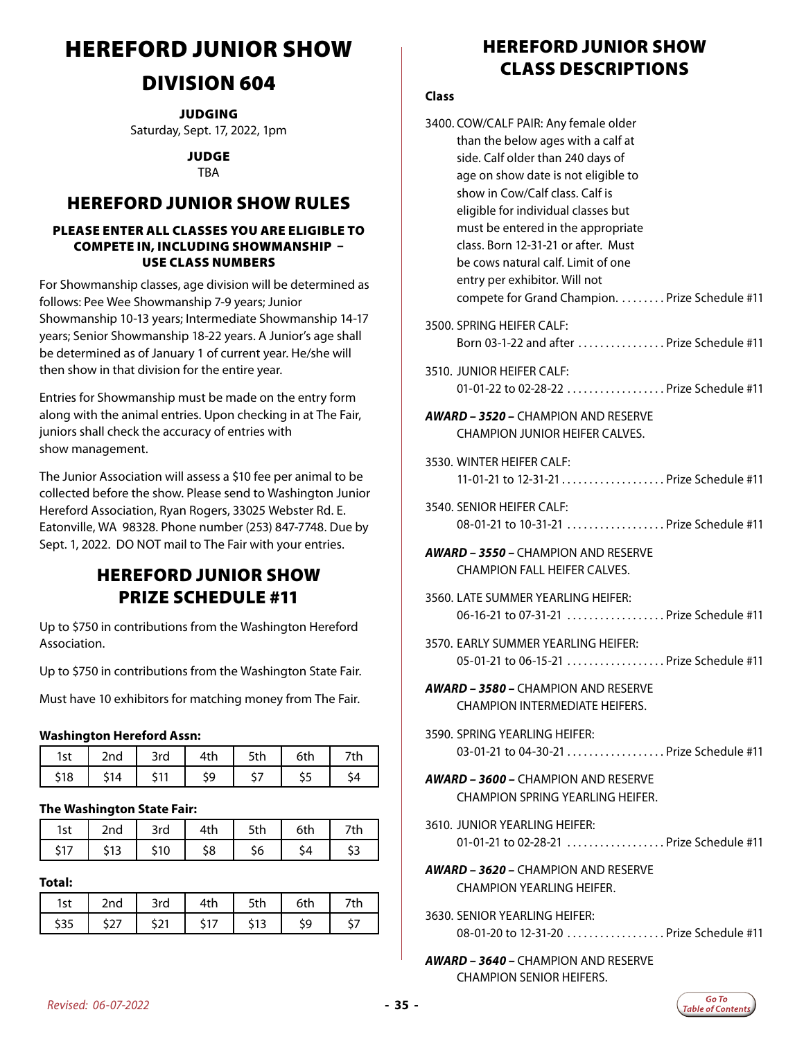# HEREFORD JUNIOR SHOW

## DIVISION 604

**JUDGING**
Saturday, Sept. 17, 2022, 1pm

**JUDGE**
TBA

## HEREFORD JUNIOR SHOW RULES

**PLEASE ENTER ALL CLASSES YOU ARE ELIGIBLE TO COMPETE IN, INCLUDING SHOWMANSHIP – USE CLASS NUMBERS**

For Showmanship classes, age division will be determined as follows: Pee Wee Showmanship 7-9 years; Junior Showmanship 10-13 years; Intermediate Showmanship 14-17 years; Senior Showmanship 18-22 years. A Junior's age shall be determined as of January 1 of current year. He/she will then show in that division for the entire year.

Entries for Showmanship must be made on the entry form along with the animal entries. Upon checking in at The Fair, juniors shall check the accuracy of entries with show management.

The Junior Association will assess a $10 fee per animal to be collected before the show. Please send to Washington Junior Hereford Association, Ryan Rogers, 33025 Webster Rd. E. Eatonville, WA 98328. Phone number (253) 847-7748. Due by Sept. 1, 2022. DO NOT mail to The Fair with your entries.

## HEREFORD JUNIOR SHOW PRIZE SCHEDULE #11

Up to $750 in contributions from the Washington Hereford Association.

Up to $750 in contributions from the Washington State Fair.

Must have 10 exhibitors for matching money from The Fair.

**Washington Hereford Assn:**

| 1st | 2nd | 3rd | 4th | 5th | 6th | 7th |
|---|---|---|---|---|---|---|
| $18 | $14 | $11 | $9 | $7 | $5 | $4 |

**The Washington State Fair:**

| 1st | 2nd | 3rd | 4th | 5th | 6th | 7th |
|---|---|---|---|---|---|---|
| $17 | $13 | $10 | $8 | $6 | $4 | $3 |

**Total:**

| 1st | 2nd | 3rd | 4th | 5th | 6th | 7th |
|---|---|---|---|---|---|---|
| $35 | $27 | $21 | $17 | $13 | $9 | $7 |

## HEREFORD JUNIOR SHOW CLASS DESCRIPTIONS

**Class**

3400. COW/CALF PAIR: Any female older than the below ages with a calf at side. Calf older than 240 days of age on show date is not eligible to show in Cow/Calf class. Calf is eligible for individual classes but must be entered in the appropriate class. Born 12-31-21 or after. Must be cows natural calf. Limit of one entry per exhibitor. Will not compete for Grand Champion. . . . . . . . . Prize Schedule #11

3500. SPRING HEIFER CALF: Born 03-1-22 and after . . . . . . . . . . . . . . . . Prize Schedule #11

3510. JUNIOR HEIFER CALF: 01-01-22 to 02-28-22 . . . . . . . . . . . . . . . . . . Prize Schedule #11

***AWARD – 3520 –*** CHAMPION AND RESERVE CHAMPION JUNIOR HEIFER CALVES.

3530. WINTER HEIFER CALF: 11-01-21 to 12-31-21 . . . . . . . . . . . . . . . . . . . Prize Schedule #11

3540. SENIOR HEIFER CALF: 08-01-21 to 10-31-21 . . . . . . . . . . . . . . . . . . Prize Schedule #11

***AWARD – 3550 –*** CHAMPION AND RESERVE CHAMPION FALL HEIFER CALVES.

3560. LATE SUMMER YEARLING HEIFER: 06-16-21 to 07-31-21 . . . . . . . . . . . . . . . . . . Prize Schedule #11

3570. EARLY SUMMER YEARLING HEIFER: 05-01-21 to 06-15-21 . . . . . . . . . . . . . . . . . . Prize Schedule #11

***AWARD – 3580 –*** CHAMPION AND RESERVE CHAMPION INTERMEDIATE HEIFERS.

3590. SPRING YEARLING HEIFER: 03-01-21 to 04-30-21 . . . . . . . . . . . . . . . . . . Prize Schedule #11

***AWARD – 3600 –*** CHAMPION AND RESERVE CHAMPION SPRING YEARLING HEIFER.

3610. JUNIOR YEARLING HEIFER: 01-01-21 to 02-28-21 . . . . . . . . . . . . . . . . . . Prize Schedule #11

***AWARD – 3620 –*** CHAMPION AND RESERVE CHAMPION YEARLING HEIFER.

3630. SENIOR YEARLING HEIFER: 08-01-20 to 12-31-20 . . . . . . . . . . . . . . . . . . Prize Schedule #11

***AWARD – 3640 –*** CHAMPION AND RESERVE CHAMPION SENIOR HEIFERS.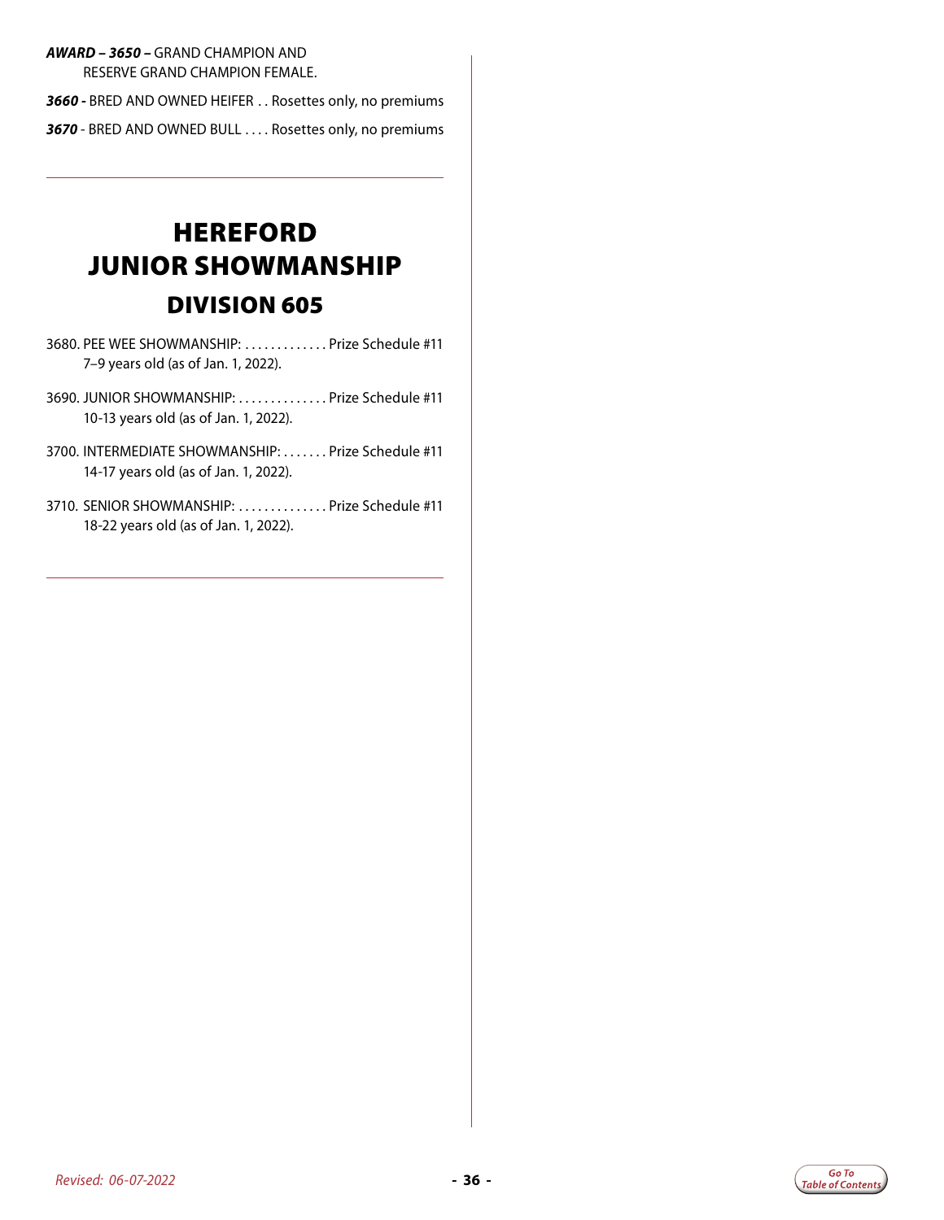***AWARD – 3650 –*** GRAND CHAMPION AND RESERVE GRAND CHAMPION FEMALE.

***3660 -*** BRED AND OWNED HEIFER . . Rosettes only, no premiums

***3670*** - BRED AND OWNED BULL . . . . Rosettes only, no premiums

# HEREFORD JUNIOR SHOWMANSHIP

## DIVISION 605

3680. PEE WEE SHOWMANSHIP: . . . . . . . . . . . . . Prize Schedule #11
7–9 years old (as of Jan. 1, 2022).

3690. JUNIOR SHOWMANSHIP: . . . . . . . . . . . . . . Prize Schedule #11
10-13 years old (as of Jan. 1, 2022).

3700. INTERMEDIATE SHOWMANSHIP: . . . . . . . Prize Schedule #11
14-17 years old (as of Jan. 1, 2022).

3710. SENIOR SHOWMANSHIP: . . . . . . . . . . . . . . Prize Schedule #11
18-22 years old (as of Jan. 1, 2022).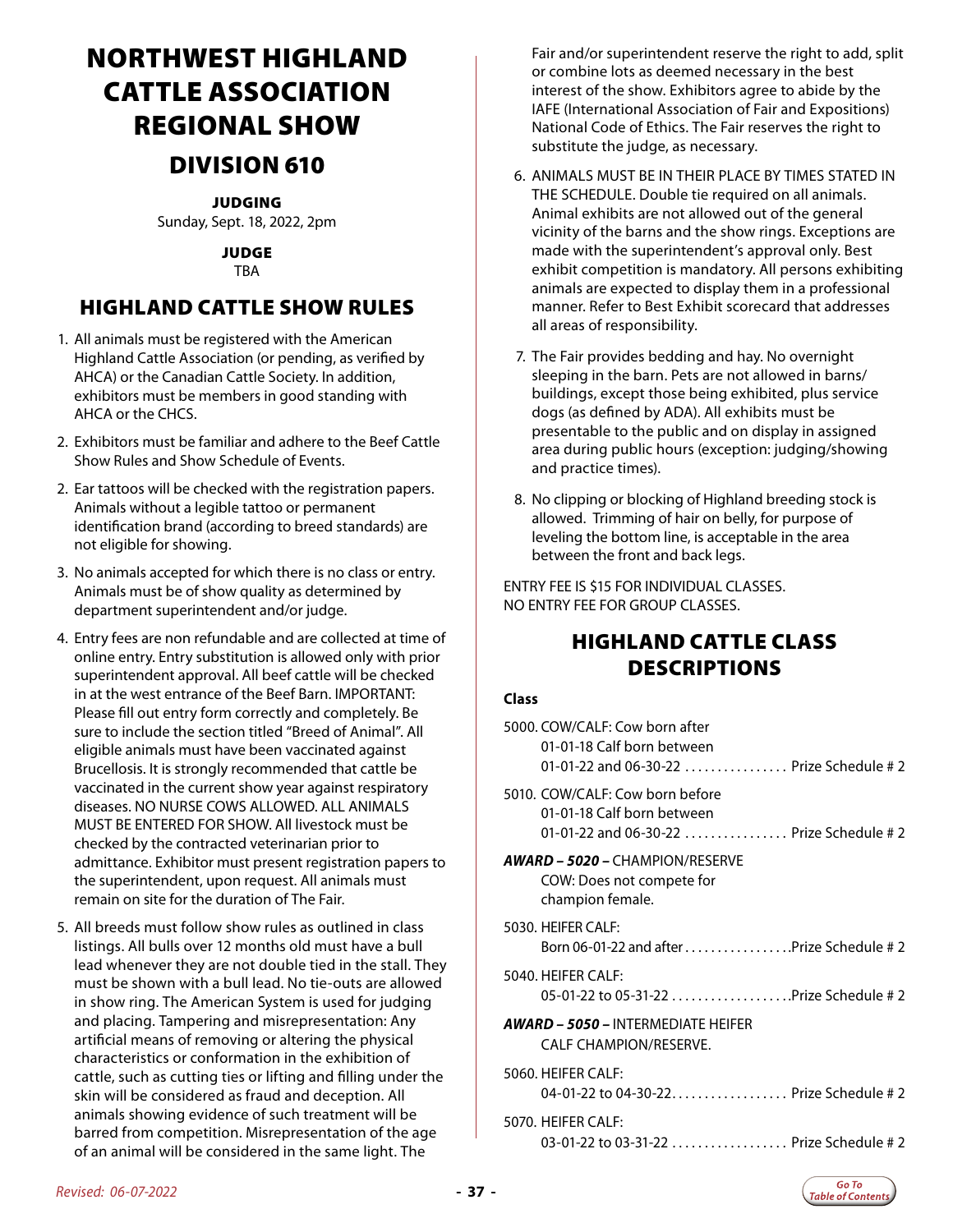# NORTHWEST HIGHLAND CATTLE ASSOCIATION REGIONAL SHOW

## DIVISION 610

**JUDGING**
Sunday, Sept. 18, 2022, 2pm

**JUDGE**
TBA

## HIGHLAND CATTLE SHOW RULES

1. All animals must be registered with the American Highland Cattle Association (or pending, as verified by AHCA) or the Canadian Cattle Society. In addition, exhibitors must be members in good standing with AHCA or the CHCS.

2. Exhibitors must be familiar and adhere to the Beef Cattle Show Rules and Show Schedule of Events.

2. Ear tattoos will be checked with the registration papers. Animals without a legible tattoo or permanent identification brand (according to breed standards) are not eligible for showing.

3. No animals accepted for which there is no class or entry. Animals must be of show quality as determined by department superintendent and/or judge.

4. Entry fees are non refundable and are collected at time of online entry. Entry substitution is allowed only with prior superintendent approval. All beef cattle will be checked in at the west entrance of the Beef Barn. IMPORTANT: Please fill out entry form correctly and completely. Be sure to include the section titled "Breed of Animal". All eligible animals must have been vaccinated against Brucellosis. It is strongly recommended that cattle be vaccinated in the current show year against respiratory diseases. NO NURSE COWS ALLOWED. ALL ANIMALS MUST BE ENTERED FOR SHOW. All livestock must be checked by the contracted veterinarian prior to admittance. Exhibitor must present registration papers to the superintendent, upon request. All animals must remain on site for the duration of The Fair.

5. All breeds must follow show rules as outlined in class listings. All bulls over 12 months old must have a bull lead whenever they are not double tied in the stall. They must be shown with a bull lead. No tie-outs are allowed in show ring. The American System is used for judging and placing. Tampering and misrepresentation: Any artificial means of removing or altering the physical characteristics or conformation in the exhibition of cattle, such as cutting ties or lifting and filling under the skin will be considered as fraud and deception. All animals showing evidence of such treatment will be barred from competition. Misrepresentation of the age of an animal will be considered in the same light. The Fair and/or superintendent reserve the right to add, split or combine lots as deemed necessary in the best interest of the show. Exhibitors agree to abide by the IAFE (International Association of Fair and Expositions) National Code of Ethics. The Fair reserves the right to substitute the judge, as necessary.

6. ANIMALS MUST BE IN THEIR PLACE BY TIMES STATED IN THE SCHEDULE. Double tie required on all animals. Animal exhibits are not allowed out of the general vicinity of the barns and the show rings. Exceptions are made with the superintendent's approval only. Best exhibit competition is mandatory. All persons exhibiting animals are expected to display them in a professional manner. Refer to Best Exhibit scorecard that addresses all areas of responsibility.

7. The Fair provides bedding and hay. No overnight sleeping in the barn. Pets are not allowed in barns/buildings, except those being exhibited, plus service dogs (as defined by ADA). All exhibits must be presentable to the public and on display in assigned area during public hours (exception: judging/showing and practice times).

8. No clipping or blocking of Highland breeding stock is allowed. Trimming of hair on belly, for purpose of leveling the bottom line, is acceptable in the area between the front and back legs.

ENTRY FEE IS $15 FOR INDIVIDUAL CLASSES.
NO ENTRY FEE FOR GROUP CLASSES.

## HIGHLAND CATTLE CLASS DESCRIPTIONS

**Class**

5000. COW/CALF: Cow born after 01-01-18 Calf born between 01-01-22 and 06-30-22 ................ Prize Schedule # 2

5010. COW/CALF: Cow born before 01-01-18 Calf born between 01-01-22 and 06-30-22 ................ Prize Schedule # 2

***AWARD – 5020 –*** CHAMPION/RESERVE COW: Does not compete for champion female.

5030. HEIFER CALF: Born 06-01-22 and after .................Prize Schedule # 2

5040. HEIFER CALF: 05-01-22 to 05-31-22 ...................Prize Schedule # 2

***AWARD – 5050 –*** INTERMEDIATE HEIFER CALF CHAMPION/RESERVE.

5060. HEIFER CALF: 04-01-22 to 04-30-22.................. Prize Schedule # 2

5070. HEIFER CALF: 03-01-22 to 03-31-22 .................. Prize Schedule # 2

*Revised: 06-07-2022*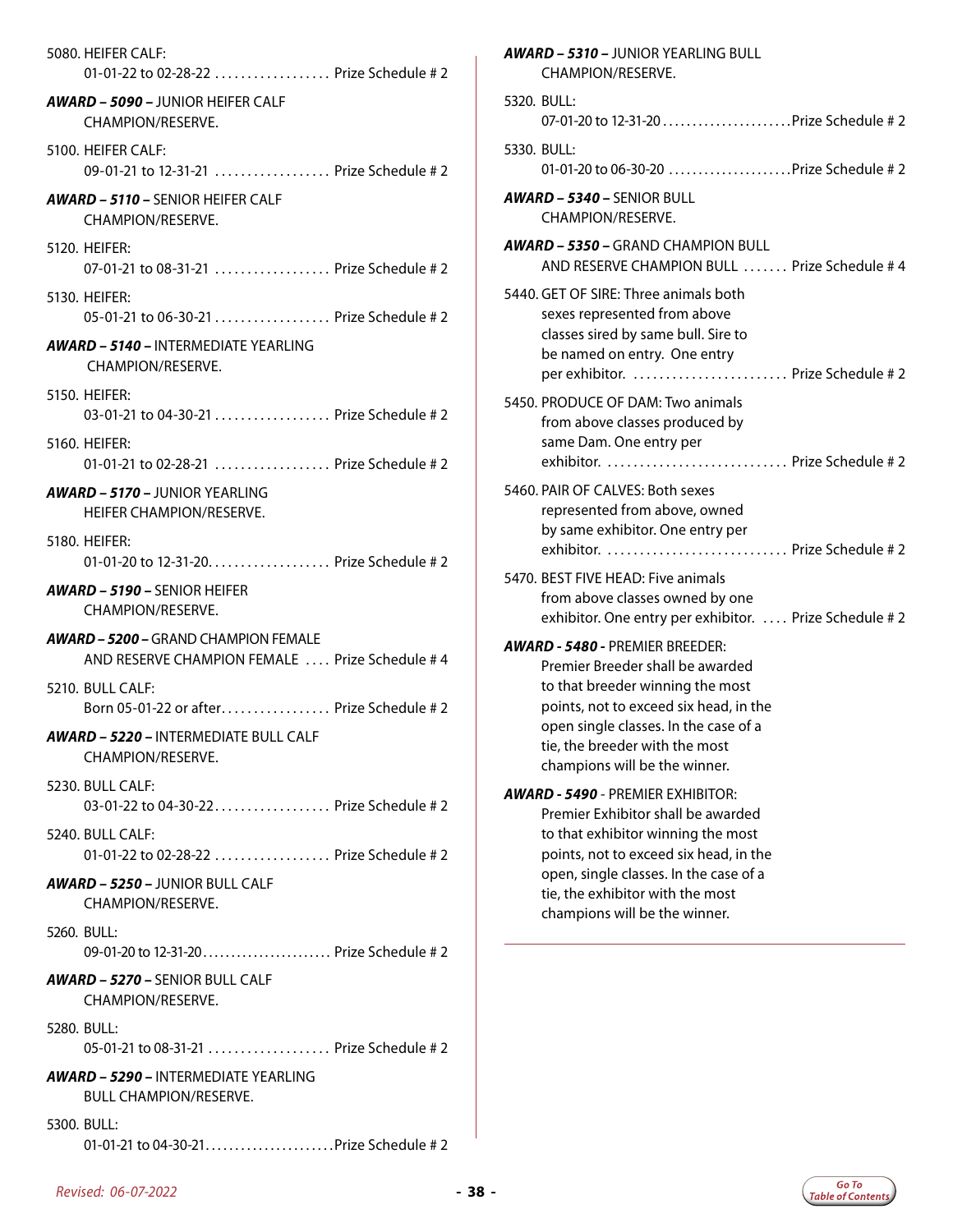5080. HEIFER CALF:
01-01-22 to 02-28-22 .................. Prize Schedule # 2

***AWARD – 5090 –*** JUNIOR HEIFER CALF CHAMPION/RESERVE.

5100. HEIFER CALF:
09-01-21 to 12-31-21 .................. Prize Schedule # 2

***AWARD – 5110 –*** SENIOR HEIFER CALF CHAMPION/RESERVE.

5120. HEIFER:
07-01-21 to 08-31-21 .................. Prize Schedule # 2

5130. HEIFER:
05-01-21 to 06-30-21 .................. Prize Schedule # 2

***AWARD – 5140 –*** INTERMEDIATE YEARLING CHAMPION/RESERVE.

5150. HEIFER:
03-01-21 to 04-30-21 .................. Prize Schedule # 2

5160. HEIFER:
01-01-21 to 02-28-21 .................. Prize Schedule # 2

***AWARD – 5170 –*** JUNIOR YEARLING HEIFER CHAMPION/RESERVE.

5180. HEIFER:
01-01-20 to 12-31-20.................. Prize Schedule # 2

***AWARD – 5190 –*** SENIOR HEIFER CHAMPION/RESERVE.

***AWARD – 5200 –*** GRAND CHAMPION FEMALE AND RESERVE CHAMPION FEMALE .... Prize Schedule # 4

5210. BULL CALF:
Born 05-01-22 or after................. Prize Schedule # 2

***AWARD – 5220 –*** INTERMEDIATE BULL CALF CHAMPION/RESERVE.

5230. BULL CALF:
03-01-22 to 04-30-22.................. Prize Schedule # 2

5240. BULL CALF:
01-01-22 to 02-28-22 .................. Prize Schedule # 2

***AWARD – 5250 –*** JUNIOR BULL CALF CHAMPION/RESERVE.

5260. BULL:
09-01-20 to 12-31-20...................... Prize Schedule # 2

***AWARD – 5270 –*** SENIOR BULL CALF CHAMPION/RESERVE.

5280. BULL:
05-01-21 to 08-31-21 ................... Prize Schedule # 2

***AWARD – 5290 –*** INTERMEDIATE YEARLING BULL CHAMPION/RESERVE.

5300. BULL:
01-01-21 to 04-30-21......................Prize Schedule # 2

***AWARD – 5310 –*** JUNIOR YEARLING BULL CHAMPION/RESERVE.

5320. BULL:
07-01-20 to 12-31-20......................Prize Schedule # 2

5330. BULL:
01-01-20 to 06-30-20 .....................Prize Schedule # 2

***AWARD – 5340 –*** SENIOR BULL CHAMPION/RESERVE.

***AWARD – 5350 –*** GRAND CHAMPION BULL AND RESERVE CHAMPION BULL ....... Prize Schedule # 4

5440. GET OF SIRE: Three animals both sexes represented from above classes sired by same bull. Sire to be named on entry. One entry per exhibitor. ........................ Prize Schedule # 2

5450. PRODUCE OF DAM: Two animals from above classes produced by same Dam. One entry per exhibitor. ............................ Prize Schedule # 2

5460. PAIR OF CALVES: Both sexes represented from above, owned by same exhibitor. One entry per exhibitor. ............................ Prize Schedule # 2

5470. BEST FIVE HEAD: Five animals from above classes owned by one exhibitor. One entry per exhibitor. .... Prize Schedule # 2

***AWARD - 5480 -*** PREMIER BREEDER: Premier Breeder shall be awarded to that breeder winning the most points, not to exceed six head, in the open single classes. In the case of a tie, the breeder with the most champions will be the winner.

***AWARD - 5490*** - PREMIER EXHIBITOR: Premier Exhibitor shall be awarded to that exhibitor winning the most points, not to exceed six head, in the open, single classes. In the case of a tie, the exhibitor with the most champions will be the winner.

*Revised: 06-07-2022*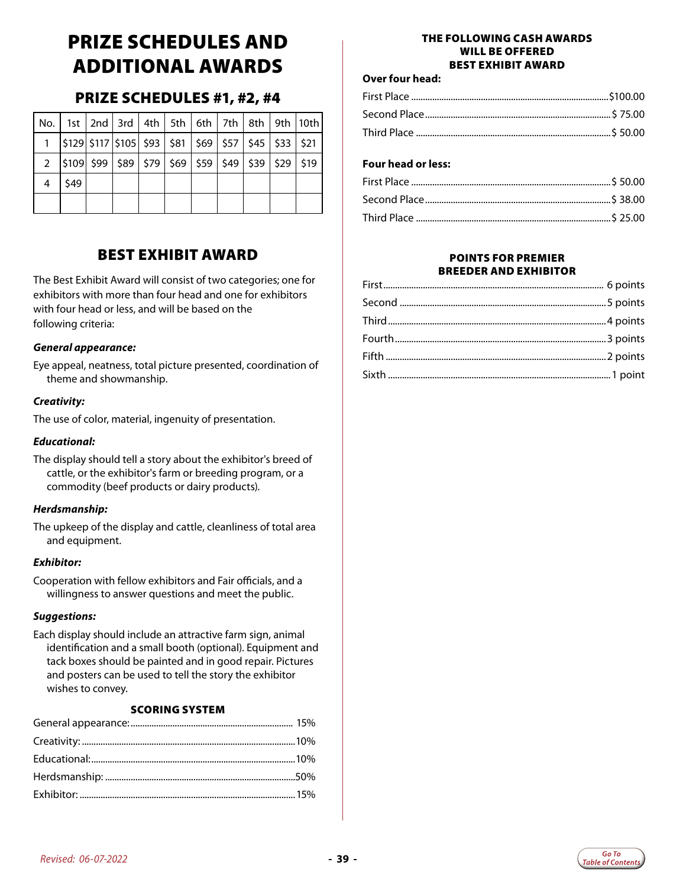# PRIZE SCHEDULES AND ADDITIONAL AWARDS

## PRIZE SCHEDULES #1, #2, #4

| No. | 1st | 2nd | 3rd | 4th | 5th | 6th | 7th | 8th | 9th | 10th |
|---|---|---|---|---|---|---|---|---|---|---|
| 1 | $129 | $117 | $105 | $93 | $81 | $69 | $57 | $45 | $33 | $21 |
| 2 | $109 | $99 | $89 | $79 | $69 | $59 | $49 | $39 | $29 | $19 |
| 4 | $49 | | | | | | | | | |
| | | | | | | | | | | |

## BEST EXHIBIT AWARD

The Best Exhibit Award will consist of two categories; one for exhibitors with more than four head and one for exhibitors with four head or less, and will be based on the following criteria:

***General appearance:***

Eye appeal, neatness, total picture presented, coordination of theme and showmanship.

***Creativity:***

The use of color, material, ingenuity of presentation.

***Educational:***

The display should tell a story about the exhibitor's breed of cattle, or the exhibitor's farm or breeding program, or a commodity (beef products or dairy products).

***Herdsmanship:***

The upkeep of the display and cattle, cleanliness of total area and equipment.

***Exhibitor:***

Cooperation with fellow exhibitors and Fair officials, and a willingness to answer questions and meet the public.

***Suggestions:***

Each display should include an attractive farm sign, animal identification and a small booth (optional). Equipment and tack boxes should be painted and in good repair. Pictures and posters can be used to tell the story the exhibitor wishes to convey.

### SCORING SYSTEM

General appearance: 15%
Creativity: 10%
Educational: 10%
Herdsmanship: 50%
Exhibitor: 15%

### THE FOLLOWING CASH AWARDS WILL BE OFFERED BEST EXHIBIT AWARD

**Over four head:**

First Place $100.00
Second Place $ 75.00
Third Place $ 50.00

**Four head or less:**

First Place $ 50.00
Second Place $ 38.00
Third Place $ 25.00

### POINTS FOR PREMIER BREEDER AND EXHIBITOR

First 6 points
Second 5 points
Third 4 points
Fourth 3 points
Fifth 2 points
Sixth 1 point

*Revised: 06-07-2022*